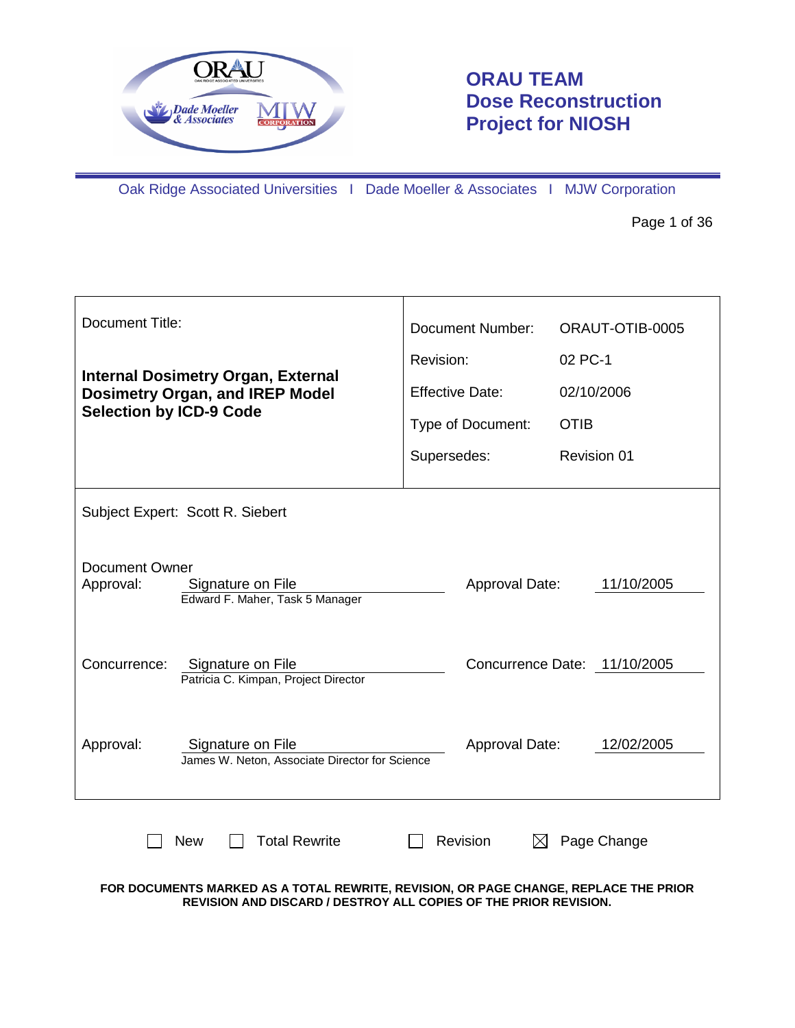# ORAU TEAM
# Dose Reconstruction Project for NIOSH

Oak Ridge Associated Universities I Dade Moeller & Associates I MJW Corporation

| Document Title: | Document Number: | ORAUT-OTIB-0005 |
|---|---|---|
| **Internal Dosimetry Organ, External Dosimetry Organ, and IREP Model Selection by ICD-9 Code** | Revision: | 02 PC-1 |
| | Effective Date: | 02/10/2006 |
| | Type of Document: | OTIB |
| | Supersedes: | Revision 01 |

Subject Expert: Scott R. Siebert

| | | | |
|---|---|---|---|
| Document Owner Approval: | Signature on File<br>Edward F. Maher, Task 5 Manager | Approval Date: | 11/10/2005 |
| Concurrence: | Signature on File<br>Patricia C. Kimpan, Project Director | Concurrence Date: | 11/10/2005 |
| Approval: | Signature on File<br>James W. Neton, Associate Director for Science | Approval Date: | 12/02/2005 |

☐ New ☐ Total Rewrite ☐ Revision ☒ Page Change

**FOR DOCUMENTS MARKED AS A TOTAL REWRITE, REVISION, OR PAGE CHANGE, REPLACE THE PRIOR REVISION AND DISCARD / DESTROY ALL COPIES OF THE PRIOR REVISION.**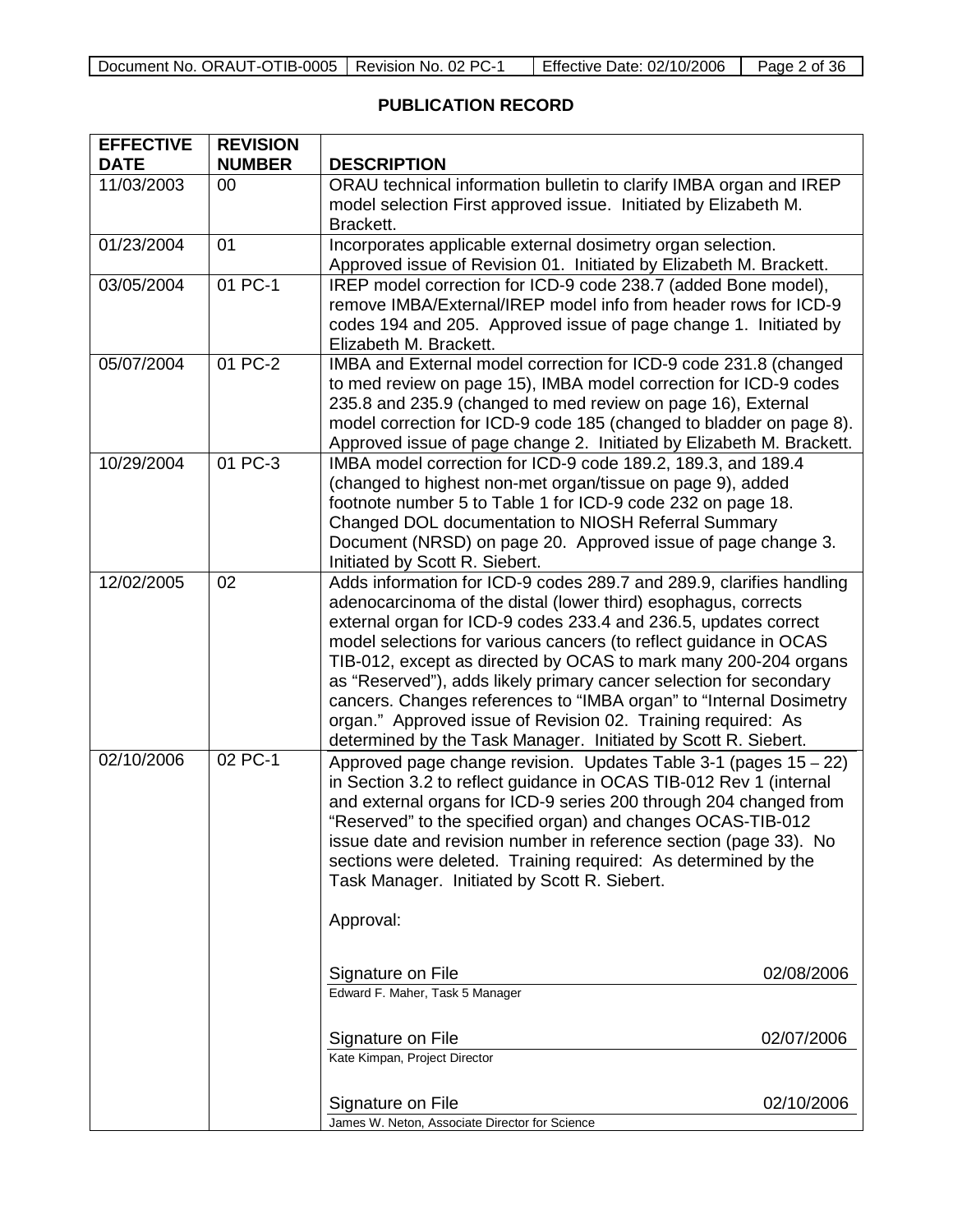## PUBLICATION RECORD

| EFFECTIVE DATE | REVISION NUMBER | DESCRIPTION |
|---|---|---|
| 11/03/2003 | 00 | ORAU technical information bulletin to clarify IMBA organ and IREP model selection First approved issue. Initiated by Elizabeth M. Brackett. |
| 01/23/2004 | 01 | Incorporates applicable external dosimetry organ selection. Approved issue of Revision 01. Initiated by Elizabeth M. Brackett. |
| 03/05/2004 | 01 PC-1 | IREP model correction for ICD-9 code 238.7 (added Bone model), remove IMBA/External/IREP model info from header rows for ICD-9 codes 194 and 205. Approved issue of page change 1. Initiated by Elizabeth M. Brackett. |
| 05/07/2004 | 01 PC-2 | IMBA and External model correction for ICD-9 code 231.8 (changed to med review on page 15), IMBA model correction for ICD-9 codes 235.8 and 235.9 (changed to med review on page 16), External model correction for ICD-9 code 185 (changed to bladder on page 8). Approved issue of page change 2. Initiated by Elizabeth M. Brackett. |
| 10/29/2004 | 01 PC-3 | IMBA model correction for ICD-9 code 189.2, 189.3, and 189.4 (changed to highest non-met organ/tissue on page 9), added footnote number 5 to Table 1 for ICD-9 code 232 on page 18. Changed DOL documentation to NIOSH Referral Summary Document (NRSD) on page 20. Approved issue of page change 3. Initiated by Scott R. Siebert. |
| 12/02/2005 | 02 | Adds information for ICD-9 codes 289.7 and 289.9, clarifies handling adenocarcinoma of the distal (lower third) esophagus, corrects external organ for ICD-9 codes 233.4 and 236.5, updates correct model selections for various cancers (to reflect guidance in OCAS TIB-012, except as directed by OCAS to mark many 200-204 organs as "Reserved"), adds likely primary cancer selection for secondary cancers. Changes references to "IMBA organ" to "Internal Dosimetry organ." Approved issue of Revision 02. Training required: As determined by the Task Manager. Initiated by Scott R. Siebert. |
| 02/10/2006 | 02 PC-1 | Approved page change revision. Updates Table 3-1 (pages 15 – 22) in Section 3.2 to reflect guidance in OCAS TIB-012 Rev 1 (internal and external organs for ICD-9 series 200 through 204 changed from "Reserved" to the specified organ) and changes OCAS-TIB-012 issue date and revision number in reference section (page 33). No sections were deleted. Training required: As determined by the Task Manager. Initiated by Scott R. Siebert.<br><br>Approval:<br><br>Signature on File 02/08/2006<br>Edward F. Maher, Task 5 Manager<br><br>Signature on File 02/07/2006<br>Kate Kimpan, Project Director<br><br>Signature on File 02/10/2006<br>James W. Neton, Associate Director for Science |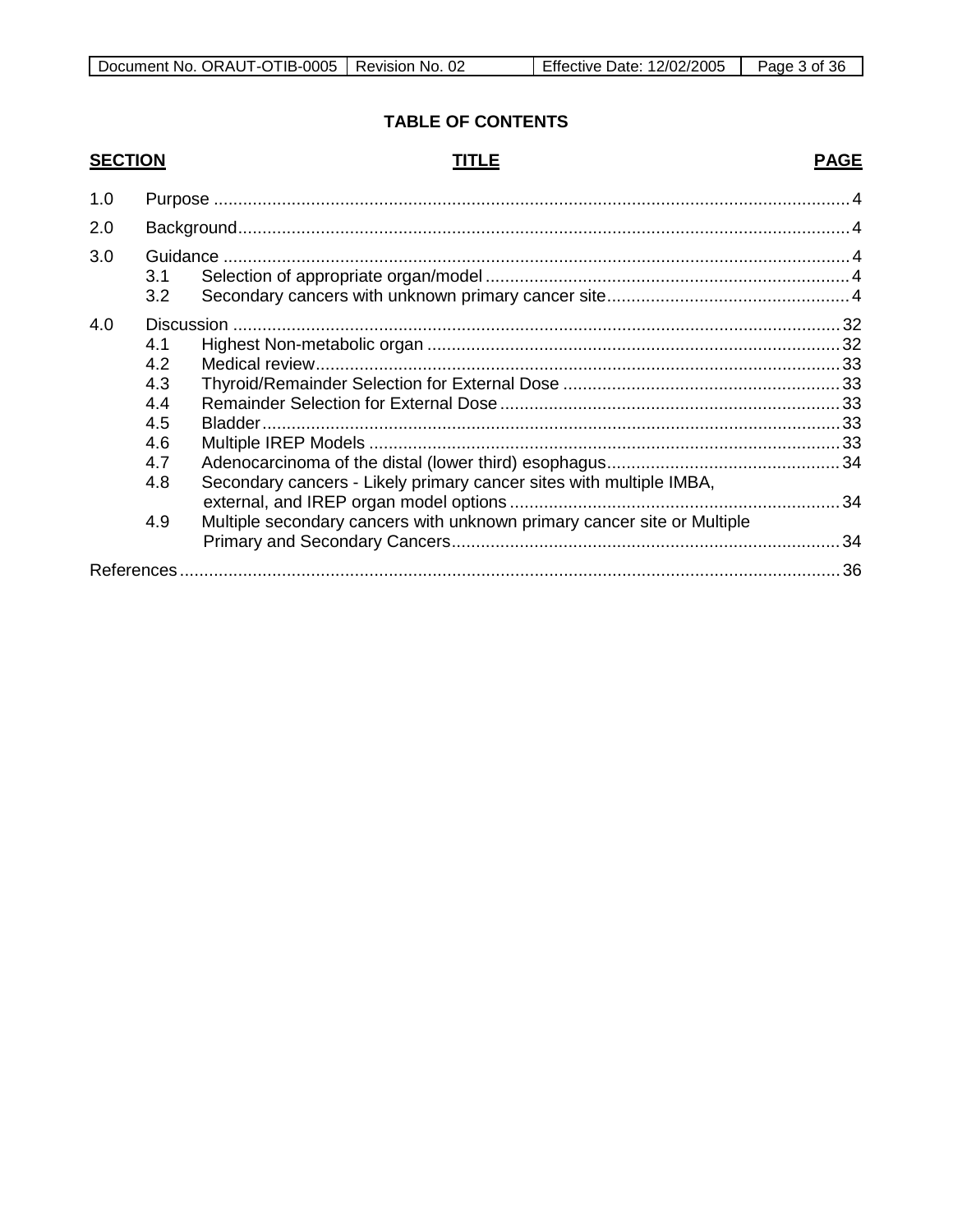## TABLE OF CONTENTS

| SECTION | TITLE | PAGE |
|---|---|---|
| 1.0 | Purpose | 4 |
| 2.0 | Background | 4 |
| 3.0 | Guidance | 4 |
| 3.1 | Selection of appropriate organ/model | 4 |
| 3.2 | Secondary cancers with unknown primary cancer site | 4 |
| 4.0 | Discussion | 32 |
| 4.1 | Highest Non-metabolic organ | 32 |
| 4.2 | Medical review | 33 |
| 4.3 | Thyroid/Remainder Selection for External Dose | 33 |
| 4.4 | Remainder Selection for External Dose | 33 |
| 4.5 | Bladder | 33 |
| 4.6 | Multiple IREP Models | 33 |
| 4.7 | Adenocarcinoma of the distal (lower third) esophagus | 34 |
| 4.8 | Secondary cancers - Likely primary cancer sites with multiple IMBA, external, and IREP organ model options | 34 |
| 4.9 | Multiple secondary cancers with unknown primary cancer site or Multiple Primary and Secondary Cancers | 34 |
| | References | 36 |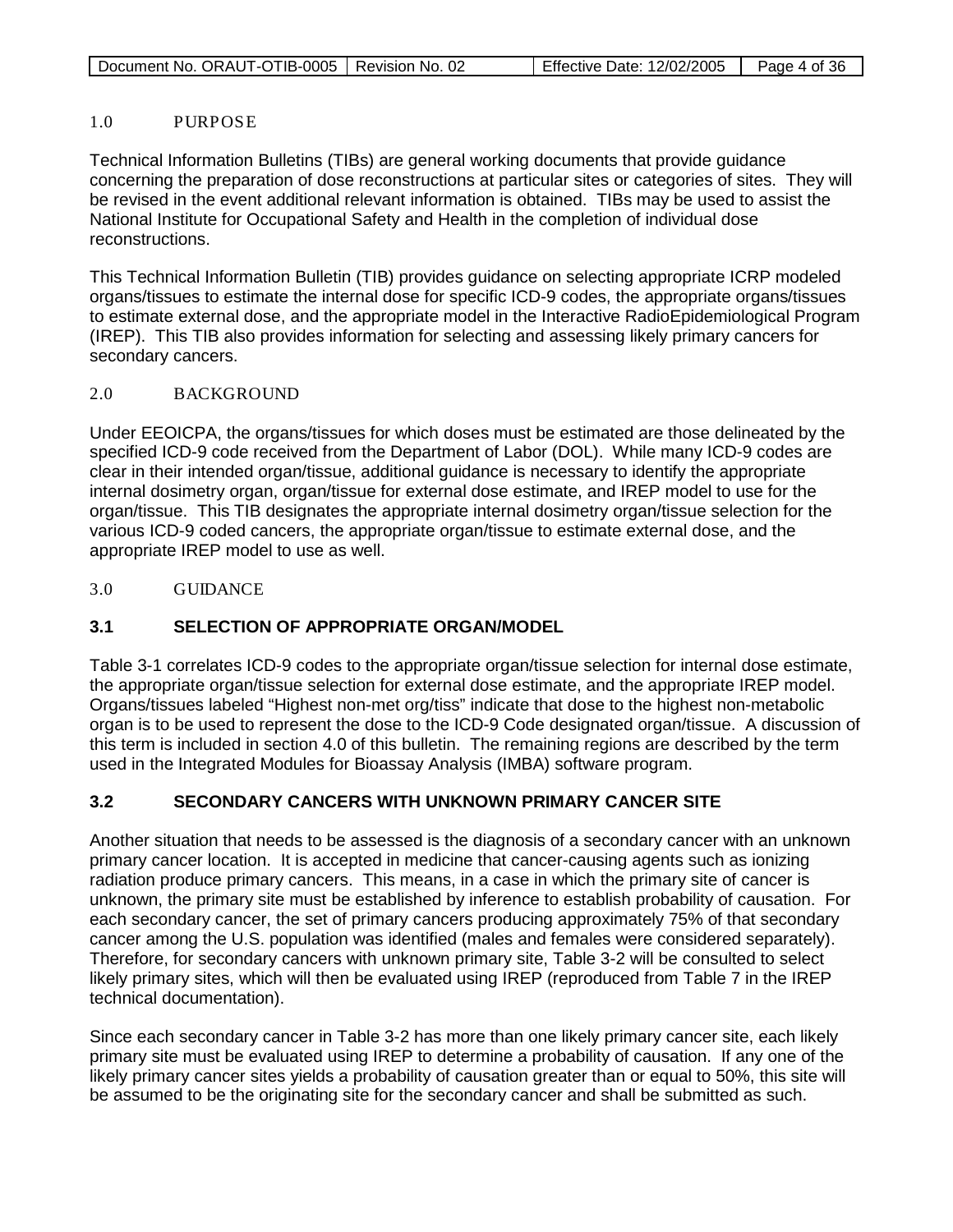## 1.0 PURPOSE

Technical Information Bulletins (TIBs) are general working documents that provide guidance concerning the preparation of dose reconstructions at particular sites or categories of sites. They will be revised in the event additional relevant information is obtained. TIBs may be used to assist the National Institute for Occupational Safety and Health in the completion of individual dose reconstructions.

This Technical Information Bulletin (TIB) provides guidance on selecting appropriate ICRP modeled organs/tissues to estimate the internal dose for specific ICD-9 codes, the appropriate organs/tissues to estimate external dose, and the appropriate model in the Interactive RadioEpidemiological Program (IREP). This TIB also provides information for selecting and assessing likely primary cancers for secondary cancers.

## 2.0 BACKGROUND

Under EEOICPA, the organs/tissues for which doses must be estimated are those delineated by the specified ICD-9 code received from the Department of Labor (DOL). While many ICD-9 codes are clear in their intended organ/tissue, additional guidance is necessary to identify the appropriate internal dosimetry organ, organ/tissue for external dose estimate, and IREP model to use for the organ/tissue. This TIB designates the appropriate internal dosimetry organ/tissue selection for the various ICD-9 coded cancers, the appropriate organ/tissue to estimate external dose, and the appropriate IREP model to use as well.

## 3.0 GUIDANCE

### 3.1 SELECTION OF APPROPRIATE ORGAN/MODEL

Table 3-1 correlates ICD-9 codes to the appropriate organ/tissue selection for internal dose estimate, the appropriate organ/tissue selection for external dose estimate, and the appropriate IREP model. Organs/tissues labeled "Highest non-met org/tiss" indicate that dose to the highest non-metabolic organ is to be used to represent the dose to the ICD-9 Code designated organ/tissue. A discussion of this term is included in section 4.0 of this bulletin. The remaining regions are described by the term used in the Integrated Modules for Bioassay Analysis (IMBA) software program.

### 3.2 SECONDARY CANCERS WITH UNKNOWN PRIMARY CANCER SITE

Another situation that needs to be assessed is the diagnosis of a secondary cancer with an unknown primary cancer location. It is accepted in medicine that cancer-causing agents such as ionizing radiation produce primary cancers. This means, in a case in which the primary site of cancer is unknown, the primary site must be established by inference to establish probability of causation. For each secondary cancer, the set of primary cancers producing approximately 75% of that secondary cancer among the U.S. population was identified (males and females were considered separately). Therefore, for secondary cancers with unknown primary site, Table 3-2 will be consulted to select likely primary sites, which will then be evaluated using IREP (reproduced from Table 7 in the IREP technical documentation).

Since each secondary cancer in Table 3-2 has more than one likely primary cancer site, each likely primary site must be evaluated using IREP to determine a probability of causation. If any one of the likely primary cancer sites yields a probability of causation greater than or equal to 50%, this site will be assumed to be the originating site for the secondary cancer and shall be submitted as such.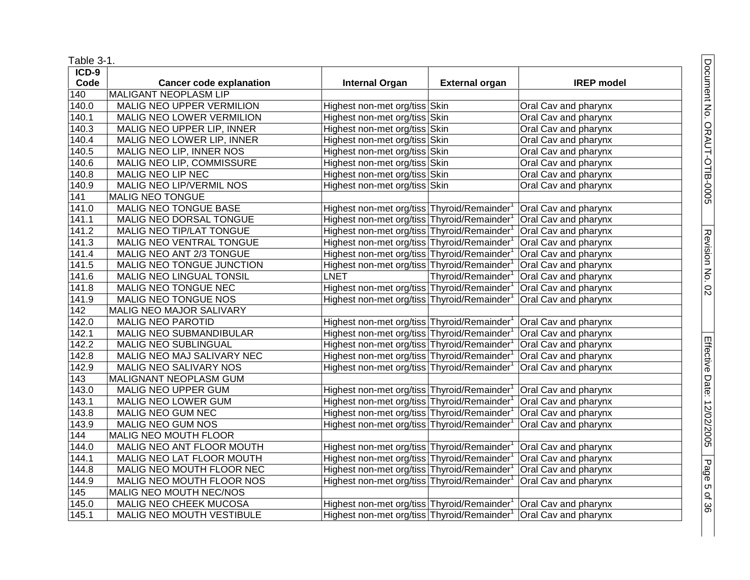Table 3-1.

| ICD-9 Code | Cancer code explanation | Internal Organ | External organ | IREP model |
|---|---|---|---|---|
| 140 | MALIGANT NEOPLASM LIP | | | |
| 140.0 | MALIG NEO UPPER VERMILION | Highest non-met org/tiss | Skin | Oral Cav and pharynx |
| 140.1 | MALIG NEO LOWER VERMILION | Highest non-met org/tiss | Skin | Oral Cav and pharynx |
| 140.3 | MALIG NEO UPPER LIP, INNER | Highest non-met org/tiss | Skin | Oral Cav and pharynx |
| 140.4 | MALIG NEO LOWER LIP, INNER | Highest non-met org/tiss | Skin | Oral Cav and pharynx |
| 140.5 | MALIG NEO LIP, INNER NOS | Highest non-met org/tiss | Skin | Oral Cav and pharynx |
| 140.6 | MALIG NEO LIP, COMMISSURE | Highest non-met org/tiss | Skin | Oral Cav and pharynx |
| 140.8 | MALIG NEO LIP NEC | Highest non-met org/tiss | Skin | Oral Cav and pharynx |
| 140.9 | MALIG NEO LIP/VERMIL NOS | Highest non-met org/tiss | Skin | Oral Cav and pharynx |
| 141 | MALIG NEO TONGUE | | | |
| 141.0 | MALIG NEO TONGUE BASE | Highest non-met org/tiss | Thyroid/Remainder[1] | Oral Cav and pharynx |
| 141.1 | MALIG NEO DORSAL TONGUE | Highest non-met org/tiss | Thyroid/Remainder[1] | Oral Cav and pharynx |
| 141.2 | MALIG NEO TIP/LAT TONGUE | Highest non-met org/tiss | Thyroid/Remainder[1] | Oral Cav and pharynx |
| 141.3 | MALIG NEO VENTRAL TONGUE | Highest non-met org/tiss | Thyroid/Remainder[1] | Oral Cav and pharynx |
| 141.4 | MALIG NEO ANT 2/3 TONGUE | Highest non-met org/tiss | Thyroid/Remainder[1] | Oral Cav and pharynx |
| 141.5 | MALIG NEO TONGUE JUNCTION | Highest non-met org/tiss | Thyroid/Remainder[1] | Oral Cav and pharynx |
| 141.6 | MALIG NEO LINGUAL TONSIL | LNET | Thyroid/Remainder[1] | Oral Cav and pharynx |
| 141.8 | MALIG NEO TONGUE NEC | Highest non-met org/tiss | Thyroid/Remainder[1] | Oral Cav and pharynx |
| 141.9 | MALIG NEO TONGUE NOS | Highest non-met org/tiss | Thyroid/Remainder[1] | Oral Cav and pharynx |
| 142 | MALIG NEO MAJOR SALIVARY | | | |
| 142.0 | MALIG NEO PAROTID | Highest non-met org/tiss | Thyroid/Remainder[1] | Oral Cav and pharynx |
| 142.1 | MALIG NEO SUBMANDIBULAR | Highest non-met org/tiss | Thyroid/Remainder[1] | Oral Cav and pharynx |
| 142.2 | MALIG NEO SUBLINGUAL | Highest non-met org/tiss | Thyroid/Remainder[1] | Oral Cav and pharynx |
| 142.8 | MALIG NEO MAJ SALIVARY NEC | Highest non-met org/tiss | Thyroid/Remainder[1] | Oral Cav and pharynx |
| 142.9 | MALIG NEO SALIVARY NOS | Highest non-met org/tiss | Thyroid/Remainder[1] | Oral Cav and pharynx |
| 143 | MALIGNANT NEOPLASM GUM | | | |
| 143.0 | MALIG NEO UPPER GUM | Highest non-met org/tiss | Thyroid/Remainder[1] | Oral Cav and pharynx |
| 143.1 | MALIG NEO LOWER GUM | Highest non-met org/tiss | Thyroid/Remainder[1] | Oral Cav and pharynx |
| 143.8 | MALIG NEO GUM NEC | Highest non-met org/tiss | Thyroid/Remainder[1] | Oral Cav and pharynx |
| 143.9 | MALIG NEO GUM NOS | Highest non-met org/tiss | Thyroid/Remainder[1] | Oral Cav and pharynx |
| 144 | MALIG NEO MOUTH FLOOR | | | |
| 144.0 | MALIG NEO ANT FLOOR MOUTH | Highest non-met org/tiss | Thyroid/Remainder[1] | Oral Cav and pharynx |
| 144.1 | MALIG NEO LAT FLOOR MOUTH | Highest non-met org/tiss | Thyroid/Remainder[1] | Oral Cav and pharynx |
| 144.8 | MALIG NEO MOUTH FLOOR NEC | Highest non-met org/tiss | Thyroid/Remainder[1] | Oral Cav and pharynx |
| 144.9 | MALIG NEO MOUTH FLOOR NOS | Highest non-met org/tiss | Thyroid/Remainder[1] | Oral Cav and pharynx |
| 145 | MALIG NEO MOUTH NEC/NOS | | | |
| 145.0 | MALIG NEO CHEEK MUCOSA | Highest non-met org/tiss | Thyroid/Remainder[1] | Oral Cav and pharynx |
| 145.1 | MALIG NEO MOUTH VESTIBULE | Highest non-met org/tiss | Thyroid/Remainder[1] | Oral Cav and pharynx |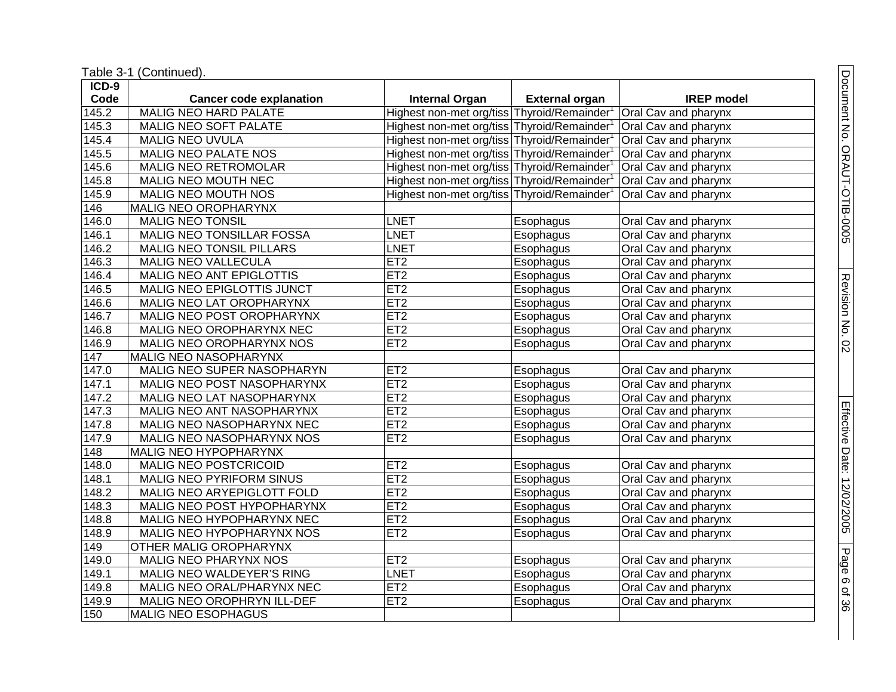Table 3-1 (Continued).

| ICD-9 Code | Cancer code explanation | Internal Organ | External organ | IREP model |
|---|---|---|---|---|
| 145.2 | MALIG NEO HARD PALATE | Highest non-met org/tiss | Thyroid/Remainder[1] | Oral Cav and pharynx |
| 145.3 | MALIG NEO SOFT PALATE | Highest non-met org/tiss | Thyroid/Remainder[1] | Oral Cav and pharynx |
| 145.4 | MALIG NEO UVULA | Highest non-met org/tiss | Thyroid/Remainder[1] | Oral Cav and pharynx |
| 145.5 | MALIG NEO PALATE NOS | Highest non-met org/tiss | Thyroid/Remainder[1] | Oral Cav and pharynx |
| 145.6 | MALIG NEO RETROMOLAR | Highest non-met org/tiss | Thyroid/Remainder[1] | Oral Cav and pharynx |
| 145.8 | MALIG NEO MOUTH NEC | Highest non-met org/tiss | Thyroid/Remainder[1] | Oral Cav and pharynx |
| 145.9 | MALIG NEO MOUTH NOS | Highest non-met org/tiss | Thyroid/Remainder[1] | Oral Cav and pharynx |
| 146 | MALIG NEO OROPHARYNX | | | |
| 146.0 | MALIG NEO TONSIL | LNET | Esophagus | Oral Cav and pharynx |
| 146.1 | MALIG NEO TONSILLAR FOSSA | LNET | Esophagus | Oral Cav and pharynx |
| 146.2 | MALIG NEO TONSIL PILLARS | LNET | Esophagus | Oral Cav and pharynx |
| 146.3 | MALIG NEO VALLECULA | ET2 | Esophagus | Oral Cav and pharynx |
| 146.4 | MALIG NEO ANT EPIGLOTTIS | ET2 | Esophagus | Oral Cav and pharynx |
| 146.5 | MALIG NEO EPIGLOTTIS JUNCT | ET2 | Esophagus | Oral Cav and pharynx |
| 146.6 | MALIG NEO LAT OROPHARYNX | ET2 | Esophagus | Oral Cav and pharynx |
| 146.7 | MALIG NEO POST OROPHARYNX | ET2 | Esophagus | Oral Cav and pharynx |
| 146.8 | MALIG NEO OROPHARYNX NEC | ET2 | Esophagus | Oral Cav and pharynx |
| 146.9 | MALIG NEO OROPHARYNX NOS | ET2 | Esophagus | Oral Cav and pharynx |
| 147 | MALIG NEO NASOPHARYNX | | | |
| 147.0 | MALIG NEO SUPER NASOPHARYN | ET2 | Esophagus | Oral Cav and pharynx |
| 147.1 | MALIG NEO POST NASOPHARYNX | ET2 | Esophagus | Oral Cav and pharynx |
| 147.2 | MALIG NEO LAT NASOPHARYNX | ET2 | Esophagus | Oral Cav and pharynx |
| 147.3 | MALIG NEO ANT NASOPHARYNX | ET2 | Esophagus | Oral Cav and pharynx |
| 147.8 | MALIG NEO NASOPHARYNX NEC | ET2 | Esophagus | Oral Cav and pharynx |
| 147.9 | MALIG NEO NASOPHARYNX NOS | ET2 | Esophagus | Oral Cav and pharynx |
| 148 | MALIG NEO HYPOPHARYNX | | | |
| 148.0 | MALIG NEO POSTCRICOID | ET2 | Esophagus | Oral Cav and pharynx |
| 148.1 | MALIG NEO PYRIFORM SINUS | ET2 | Esophagus | Oral Cav and pharynx |
| 148.2 | MALIG NEO ARYEPIGLOTT FOLD | ET2 | Esophagus | Oral Cav and pharynx |
| 148.3 | MALIG NEO POST HYPOPHARYNX | ET2 | Esophagus | Oral Cav and pharynx |
| 148.8 | MALIG NEO HYPOPHARYNX NEC | ET2 | Esophagus | Oral Cav and pharynx |
| 148.9 | MALIG NEO HYPOPHARYNX NOS | ET2 | Esophagus | Oral Cav and pharynx |
| 149 | OTHER MALIG OROPHARYNX | | | |
| 149.0 | MALIG NEO PHARYNX NOS | ET2 | Esophagus | Oral Cav and pharynx |
| 149.1 | MALIG NEO WALDEYER'S RING | LNET | Esophagus | Oral Cav and pharynx |
| 149.8 | MALIG NEO ORAL/PHARYNX NEC | ET2 | Esophagus | Oral Cav and pharynx |
| 149.9 | MALIG NEO OROPHRYN ILL-DEF | ET2 | Esophagus | Oral Cav and pharynx |
| 150 | MALIG NEO ESOPHAGUS | | | |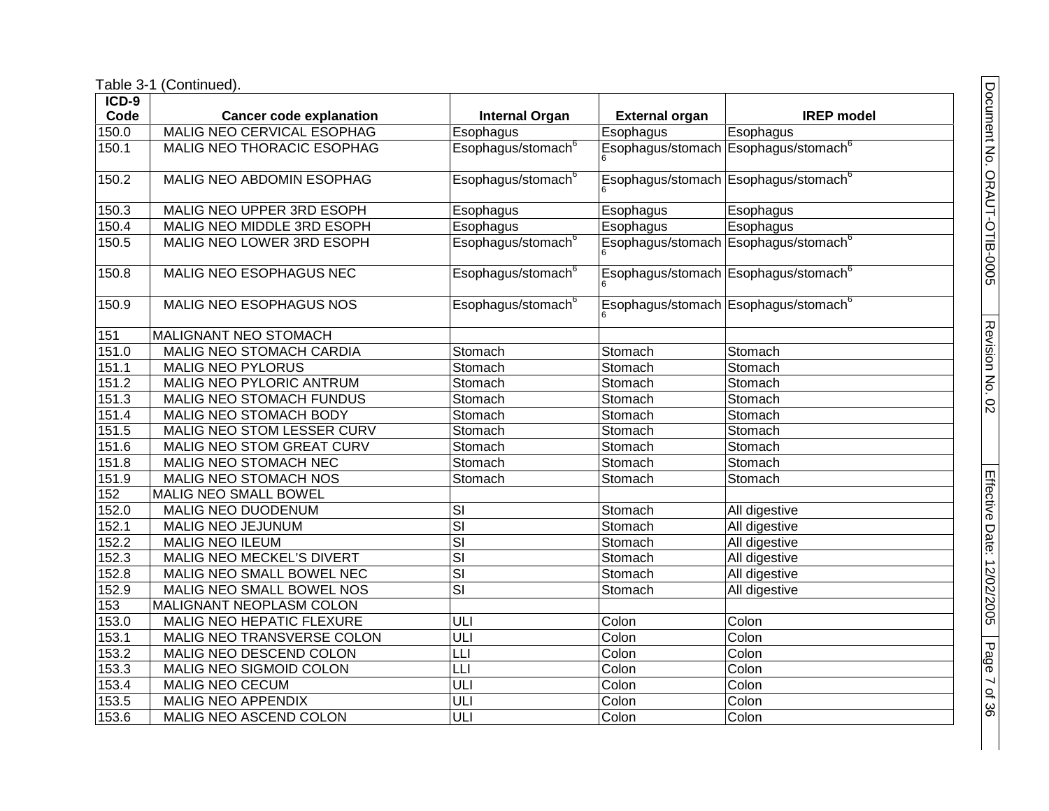Table 3-1 (Continued).

| ICD-9 Code | Cancer code explanation | Internal Organ | External organ | IREP model |
|---|---|---|---|---|
| 150.0 | MALIG NEO CERVICAL ESOPHAG | Esophagus | Esophagus | Esophagus |
| 150.1 | MALIG NEO THORACIC ESOPHAG | Esophagus/stomach[6] | Esophagus/stomach[6] | Esophagus/stomach[6] |
| 150.2 | MALIG NEO ABDOMIN ESOPHAG | Esophagus/stomach[6] | Esophagus/stomach[6] | Esophagus/stomach[6] |
| 150.3 | MALIG NEO UPPER 3RD ESOPH | Esophagus | Esophagus | Esophagus |
| 150.4 | MALIG NEO MIDDLE 3RD ESOPH | Esophagus | Esophagus | Esophagus |
| 150.5 | MALIG NEO LOWER 3RD ESOPH | Esophagus/stomach[6] | Esophagus/stomach[6] | Esophagus/stomach[6] |
| 150.8 | MALIG NEO ESOPHAGUS NEC | Esophagus/stomach[6] | Esophagus/stomach[6] | Esophagus/stomach[6] |
| 150.9 | MALIG NEO ESOPHAGUS NOS | Esophagus/stomach[6] | Esophagus/stomach[6] | Esophagus/stomach[6] |
| 151 | MALIGNANT NEO STOMACH | | | |
| 151.0 | MALIG NEO STOMACH CARDIA | Stomach | Stomach | Stomach |
| 151.1 | MALIG NEO PYLORUS | Stomach | Stomach | Stomach |
| 151.2 | MALIG NEO PYLORIC ANTRUM | Stomach | Stomach | Stomach |
| 151.3 | MALIG NEO STOMACH FUNDUS | Stomach | Stomach | Stomach |
| 151.4 | MALIG NEO STOMACH BODY | Stomach | Stomach | Stomach |
| 151.5 | MALIG NEO STOM LESSER CURV | Stomach | Stomach | Stomach |
| 151.6 | MALIG NEO STOM GREAT CURV | Stomach | Stomach | Stomach |
| 151.8 | MALIG NEO STOMACH NEC | Stomach | Stomach | Stomach |
| 151.9 | MALIG NEO STOMACH NOS | Stomach | Stomach | Stomach |
| 152 | MALIG NEO SMALL BOWEL | | | |
| 152.0 | MALIG NEO DUODENUM | SI | Stomach | All digestive |
| 152.1 | MALIG NEO JEJUNUM | SI | Stomach | All digestive |
| 152.2 | MALIG NEO ILEUM | SI | Stomach | All digestive |
| 152.3 | MALIG NEO MECKEL'S DIVERT | SI | Stomach | All digestive |
| 152.8 | MALIG NEO SMALL BOWEL NEC | SI | Stomach | All digestive |
| 152.9 | MALIG NEO SMALL BOWEL NOS | SI | Stomach | All digestive |
| 153 | MALIGNANT NEOPLASM COLON | | | |
| 153.0 | MALIG NEO HEPATIC FLEXURE | ULI | Colon | Colon |
| 153.1 | MALIG NEO TRANSVERSE COLON | ULI | Colon | Colon |
| 153.2 | MALIG NEO DESCEND COLON | LLI | Colon | Colon |
| 153.3 | MALIG NEO SIGMOID COLON | LLI | Colon | Colon |
| 153.4 | MALIG NEO CECUM | ULI | Colon | Colon |
| 153.5 | MALIG NEO APPENDIX | ULI | Colon | Colon |
| 153.6 | MALIG NEO ASCEND COLON | ULI | Colon | Colon |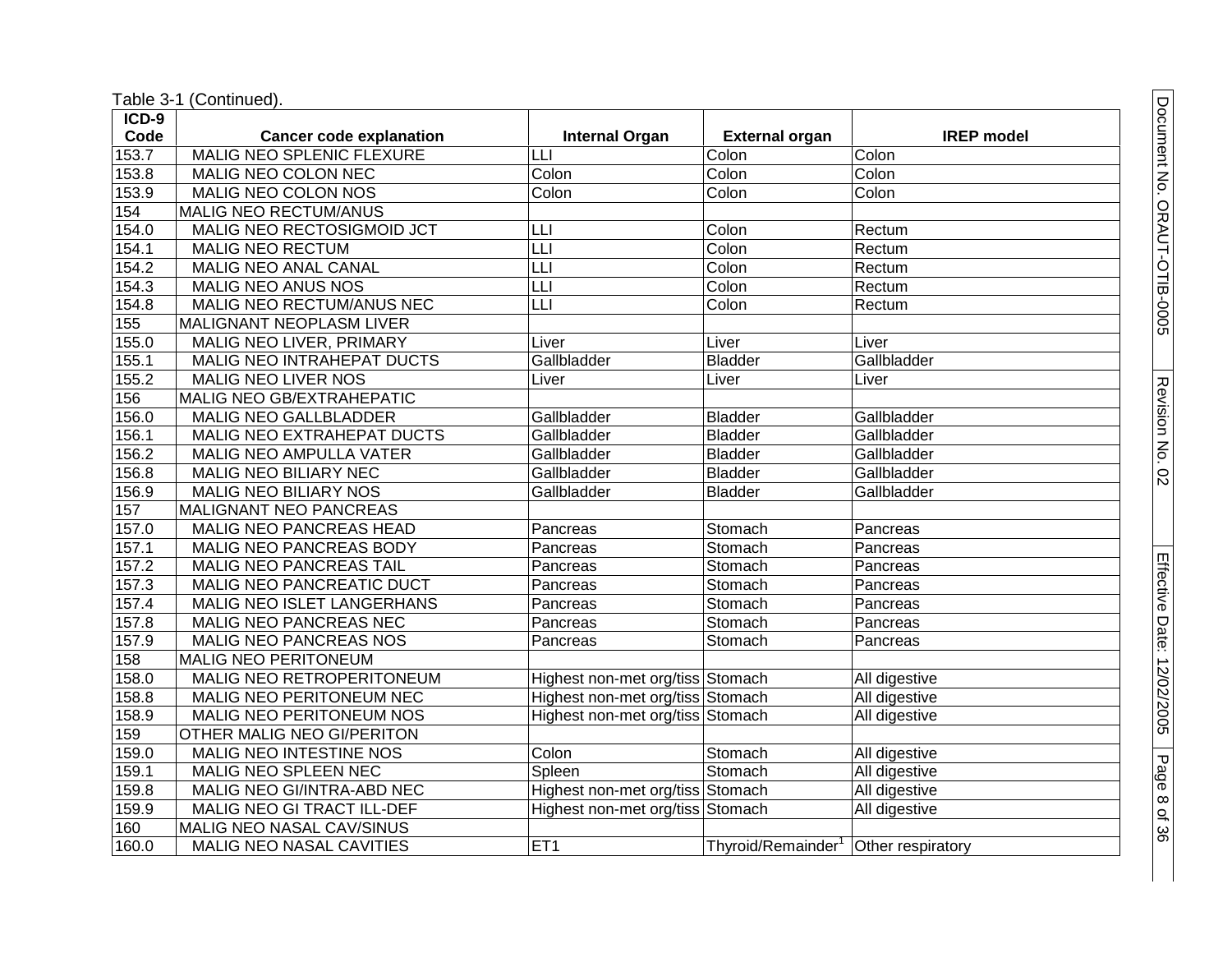Table 3-1 (Continued).

| ICD-9 Code | Cancer code explanation | Internal Organ | External organ | IREP model |
|---|---|---|---|---|
| 153.7 | MALIG NEO SPLENIC FLEXURE | LLI | Colon | Colon |
| 153.8 | MALIG NEO COLON NEC | Colon | Colon | Colon |
| 153.9 | MALIG NEO COLON NOS | Colon | Colon | Colon |
| 154 | MALIG NEO RECTUM/ANUS | | | |
| 154.0 | MALIG NEO RECTOSIGMOID JCT | LLI | Colon | Rectum |
| 154.1 | MALIG NEO RECTUM | LLI | Colon | Rectum |
| 154.2 | MALIG NEO ANAL CANAL | LLI | Colon | Rectum |
| 154.3 | MALIG NEO ANUS NOS | LLI | Colon | Rectum |
| 154.8 | MALIG NEO RECTUM/ANUS NEC | LLI | Colon | Rectum |
| 155 | MALIGNANT NEOPLASM LIVER | | | |
| 155.0 | MALIG NEO LIVER, PRIMARY | Liver | Liver | Liver |
| 155.1 | MALIG NEO INTRAHEPAT DUCTS | Gallbladder | Bladder | Gallbladder |
| 155.2 | MALIG NEO LIVER NOS | Liver | Liver | Liver |
| 156 | MALIG NEO GB/EXTRAHEPATIC | | | |
| 156.0 | MALIG NEO GALLBLADDER | Gallbladder | Bladder | Gallbladder |
| 156.1 | MALIG NEO EXTRAHEPAT DUCTS | Gallbladder | Bladder | Gallbladder |
| 156.2 | MALIG NEO AMPULLA VATER | Gallbladder | Bladder | Gallbladder |
| 156.8 | MALIG NEO BILIARY NEC | Gallbladder | Bladder | Gallbladder |
| 156.9 | MALIG NEO BILIARY NOS | Gallbladder | Bladder | Gallbladder |
| 157 | MALIGNANT NEO PANCREAS | | | |
| 157.0 | MALIG NEO PANCREAS HEAD | Pancreas | Stomach | Pancreas |
| 157.1 | MALIG NEO PANCREAS BODY | Pancreas | Stomach | Pancreas |
| 157.2 | MALIG NEO PANCREAS TAIL | Pancreas | Stomach | Pancreas |
| 157.3 | MALIG NEO PANCREATIC DUCT | Pancreas | Stomach | Pancreas |
| 157.4 | MALIG NEO ISLET LANGERHANS | Pancreas | Stomach | Pancreas |
| 157.8 | MALIG NEO PANCREAS NEC | Pancreas | Stomach | Pancreas |
| 157.9 | MALIG NEO PANCREAS NOS | Pancreas | Stomach | Pancreas |
| 158 | MALIG NEO PERITONEUM | | | |
| 158.0 | MALIG NEO RETROPERITONEUM | Highest non-met org/tiss | Stomach | All digestive |
| 158.8 | MALIG NEO PERITONEUM NEC | Highest non-met org/tiss | Stomach | All digestive |
| 158.9 | MALIG NEO PERITONEUM NOS | Highest non-met org/tiss | Stomach | All digestive |
| 159 | OTHER MALIG NEO GI/PERITON | | | |
| 159.0 | MALIG NEO INTESTINE NOS | Colon | Stomach | All digestive |
| 159.1 | MALIG NEO SPLEEN NEC | Spleen | Stomach | All digestive |
| 159.8 | MALIG NEO GI/INTRA-ABD NEC | Highest non-met org/tiss | Stomach | All digestive |
| 159.9 | MALIG NEO GI TRACT ILL-DEF | Highest non-met org/tiss | Stomach | All digestive |
| 160 | MALIG NEO NASAL CAV/SINUS | | | |
| 160.0 | MALIG NEO NASAL CAVITIES | ET1 | Thyroid/Remainder[1] | Other respiratory |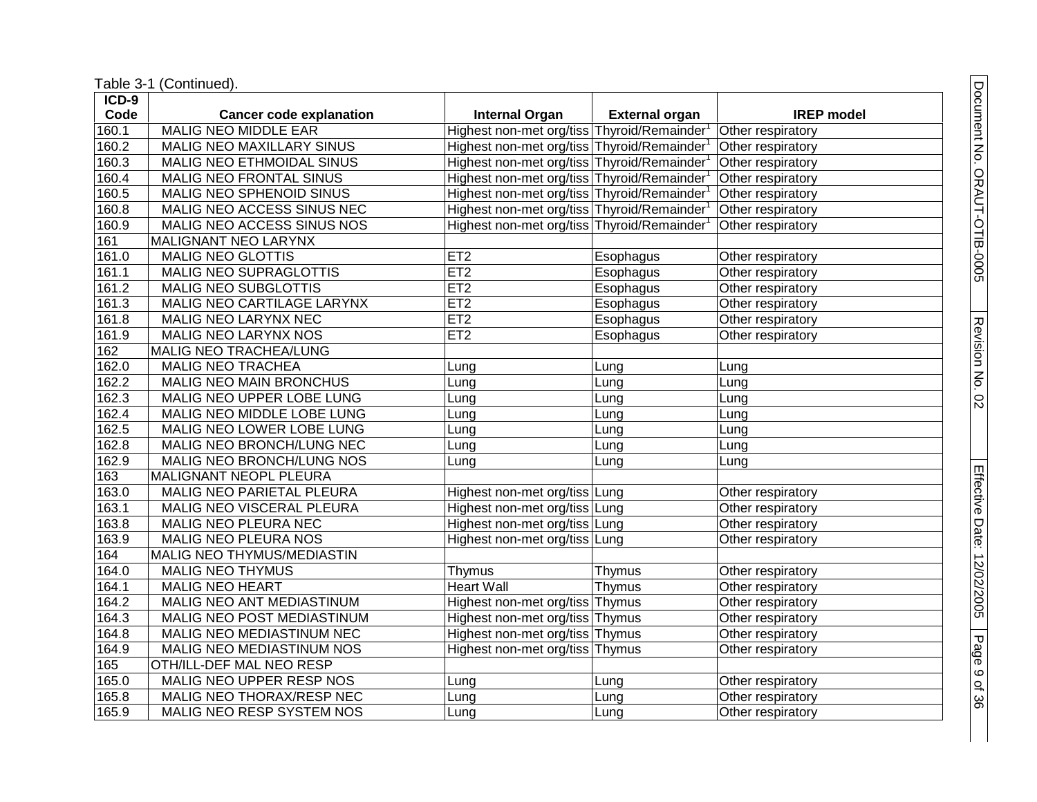Table 3-1 (Continued).

| ICD-9 Code | Cancer code explanation | Internal Organ | External organ | IREP model |
|---|---|---|---|---|
| 160.1 | MALIG NEO MIDDLE EAR | Highest non-met org/tiss | Thyroid/Remainder[1] | Other respiratory |
| 160.2 | MALIG NEO MAXILLARY SINUS | Highest non-met org/tiss | Thyroid/Remainder[1] | Other respiratory |
| 160.3 | MALIG NEO ETHMOIDAL SINUS | Highest non-met org/tiss | Thyroid/Remainder[1] | Other respiratory |
| 160.4 | MALIG NEO FRONTAL SINUS | Highest non-met org/tiss | Thyroid/Remainder[1] | Other respiratory |
| 160.5 | MALIG NEO SPHENOID SINUS | Highest non-met org/tiss | Thyroid/Remainder[1] | Other respiratory |
| 160.8 | MALIG NEO ACCESS SINUS NEC | Highest non-met org/tiss | Thyroid/Remainder[1] | Other respiratory |
| 160.9 | MALIG NEO ACCESS SINUS NOS | Highest non-met org/tiss | Thyroid/Remainder[1] | Other respiratory |
| 161 | MALIGNANT NEO LARYNX | | | |
| 161.0 | MALIG NEO GLOTTIS | ET2 | Esophagus | Other respiratory |
| 161.1 | MALIG NEO SUPRAGLOTTIS | ET2 | Esophagus | Other respiratory |
| 161.2 | MALIG NEO SUBGLOTTIS | ET2 | Esophagus | Other respiratory |
| 161.3 | MALIG NEO CARTILAGE LARYNX | ET2 | Esophagus | Other respiratory |
| 161.8 | MALIG NEO LARYNX NEC | ET2 | Esophagus | Other respiratory |
| 161.9 | MALIG NEO LARYNX NOS | ET2 | Esophagus | Other respiratory |
| 162 | MALIG NEO TRACHEA/LUNG | | | |
| 162.0 | MALIG NEO TRACHEA | Lung | Lung | Lung |
| 162.2 | MALIG NEO MAIN BRONCHUS | Lung | Lung | Lung |
| 162.3 | MALIG NEO UPPER LOBE LUNG | Lung | Lung | Lung |
| 162.4 | MALIG NEO MIDDLE LOBE LUNG | Lung | Lung | Lung |
| 162.5 | MALIG NEO LOWER LOBE LUNG | Lung | Lung | Lung |
| 162.8 | MALIG NEO BRONCH/LUNG NEC | Lung | Lung | Lung |
| 162.9 | MALIG NEO BRONCH/LUNG NOS | Lung | Lung | Lung |
| 163 | MALIGNANT NEOPL PLEURA | | | |
| 163.0 | MALIG NEO PARIETAL PLEURA | Highest non-met org/tiss | Lung | Other respiratory |
| 163.1 | MALIG NEO VISCERAL PLEURA | Highest non-met org/tiss | Lung | Other respiratory |
| 163.8 | MALIG NEO PLEURA NEC | Highest non-met org/tiss | Lung | Other respiratory |
| 163.9 | MALIG NEO PLEURA NOS | Highest non-met org/tiss | Lung | Other respiratory |
| 164 | MALIG NEO THYMUS/MEDIASTIN | | | |
| 164.0 | MALIG NEO THYMUS | Thymus | Thymus | Other respiratory |
| 164.1 | MALIG NEO HEART | Heart Wall | Thymus | Other respiratory |
| 164.2 | MALIG NEO ANT MEDIASTINUM | Highest non-met org/tiss | Thymus | Other respiratory |
| 164.3 | MALIG NEO POST MEDIASTINUM | Highest non-met org/tiss | Thymus | Other respiratory |
| 164.8 | MALIG NEO MEDIASTINUM NEC | Highest non-met org/tiss | Thymus | Other respiratory |
| 164.9 | MALIG NEO MEDIASTINUM NOS | Highest non-met org/tiss | Thymus | Other respiratory |
| 165 | OTH/ILL-DEF MAL NEO RESP | | | |
| 165.0 | MALIG NEO UPPER RESP NOS | Lung | Lung | Other respiratory |
| 165.8 | MALIG NEO THORAX/RESP NEC | Lung | Lung | Other respiratory |
| 165.9 | MALIG NEO RESP SYSTEM NOS | Lung | Lung | Other respiratory |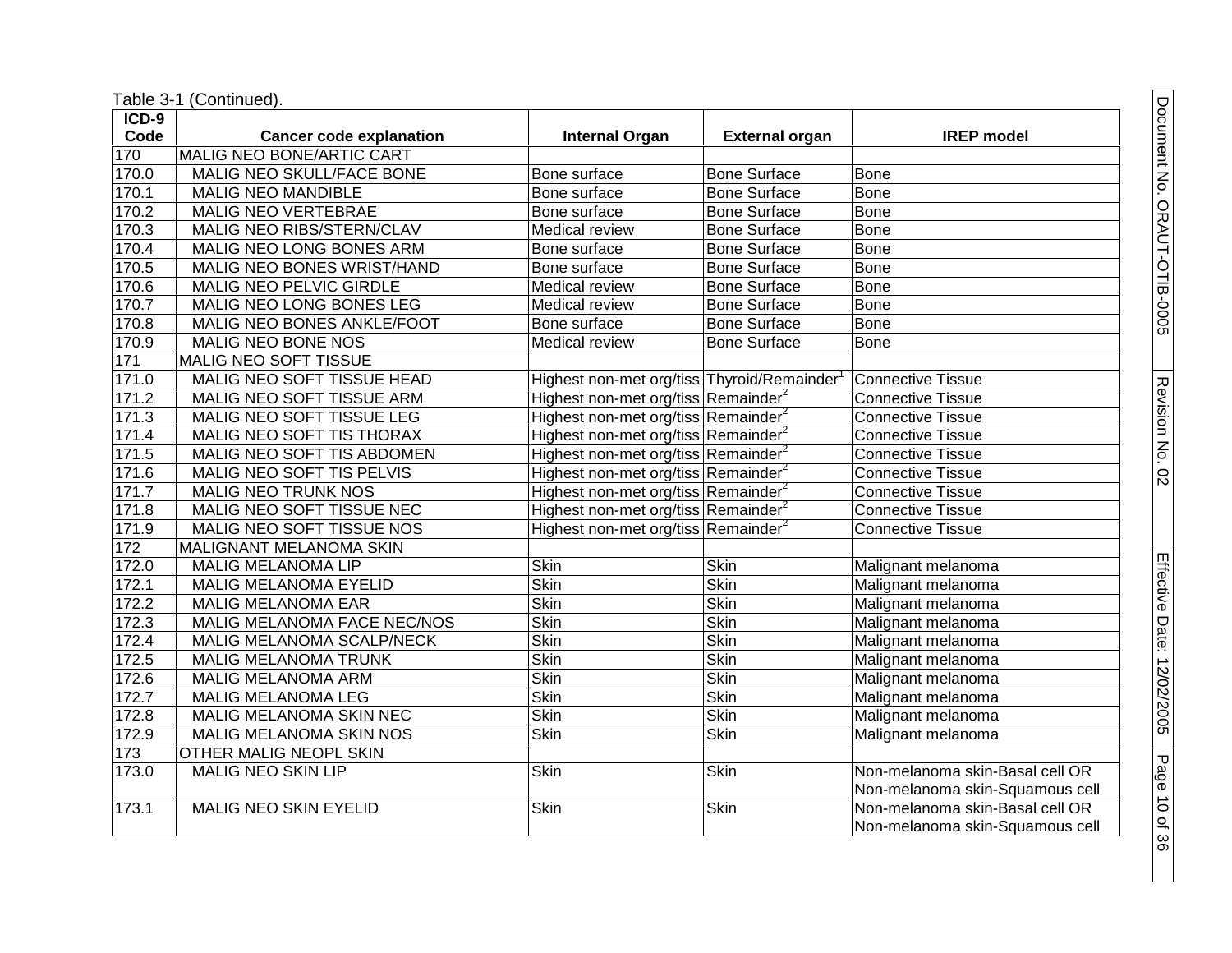Table 3-1 (Continued).

| ICD-9 Code | Cancer code explanation | Internal Organ | External organ | IREP model |
|---|---|---|---|---|
| 170 | MALIG NEO BONE/ARTIC CART | | | |
| 170.0 | MALIG NEO SKULL/FACE BONE | Bone surface | Bone Surface | Bone |
| 170.1 | MALIG NEO MANDIBLE | Bone surface | Bone Surface | Bone |
| 170.2 | MALIG NEO VERTEBRAE | Bone surface | Bone Surface | Bone |
| 170.3 | MALIG NEO RIBS/STERN/CLAV | Medical review | Bone Surface | Bone |
| 170.4 | MALIG NEO LONG BONES ARM | Bone surface | Bone Surface | Bone |
| 170.5 | MALIG NEO BONES WRIST/HAND | Bone surface | Bone Surface | Bone |
| 170.6 | MALIG NEO PELVIC GIRDLE | Medical review | Bone Surface | Bone |
| 170.7 | MALIG NEO LONG BONES LEG | Medical review | Bone Surface | Bone |
| 170.8 | MALIG NEO BONES ANKLE/FOOT | Bone surface | Bone Surface | Bone |
| 170.9 | MALIG NEO BONE NOS | Medical review | Bone Surface | Bone |
| 171 | MALIG NEO SOFT TISSUE | | | |
| 171.0 | MALIG NEO SOFT TISSUE HEAD | Highest non-met org/tiss | Thyroid/Remainder[1] | Connective Tissue |
| 171.2 | MALIG NEO SOFT TISSUE ARM | Highest non-met org/tiss | Remainder[2] | Connective Tissue |
| 171.3 | MALIG NEO SOFT TISSUE LEG | Highest non-met org/tiss | Remainder[2] | Connective Tissue |
| 171.4 | MALIG NEO SOFT TIS THORAX | Highest non-met org/tiss | Remainder[2] | Connective Tissue |
| 171.5 | MALIG NEO SOFT TIS ABDOMEN | Highest non-met org/tiss | Remainder[2] | Connective Tissue |
| 171.6 | MALIG NEO SOFT TIS PELVIS | Highest non-met org/tiss | Remainder[2] | Connective Tissue |
| 171.7 | MALIG NEO TRUNK NOS | Highest non-met org/tiss | Remainder[2] | Connective Tissue |
| 171.8 | MALIG NEO SOFT TISSUE NEC | Highest non-met org/tiss | Remainder[2] | Connective Tissue |
| 171.9 | MALIG NEO SOFT TISSUE NOS | Highest non-met org/tiss | Remainder[2] | Connective Tissue |
| 172 | MALIGNANT MELANOMA SKIN | | | |
| 172.0 | MALIG MELANOMA LIP | Skin | Skin | Malignant melanoma |
| 172.1 | MALIG MELANOMA EYELID | Skin | Skin | Malignant melanoma |
| 172.2 | MALIG MELANOMA EAR | Skin | Skin | Malignant melanoma |
| 172.3 | MALIG MELANOMA FACE NEC/NOS | Skin | Skin | Malignant melanoma |
| 172.4 | MALIG MELANOMA SCALP/NECK | Skin | Skin | Malignant melanoma |
| 172.5 | MALIG MELANOMA TRUNK | Skin | Skin | Malignant melanoma |
| 172.6 | MALIG MELANOMA ARM | Skin | Skin | Malignant melanoma |
| 172.7 | MALIG MELANOMA LEG | Skin | Skin | Malignant melanoma |
| 172.8 | MALIG MELANOMA SKIN NEC | Skin | Skin | Malignant melanoma |
| 172.9 | MALIG MELANOMA SKIN NOS | Skin | Skin | Malignant melanoma |
| 173 | OTHER MALIG NEOPL SKIN | | | |
| 173.0 | MALIG NEO SKIN LIP | Skin | Skin | Non-melanoma skin-Basal cell OR Non-melanoma skin-Squamous cell |
| 173.1 | MALIG NEO SKIN EYELID | Skin | Skin | Non-melanoma skin-Basal cell OR Non-melanoma skin-Squamous cell |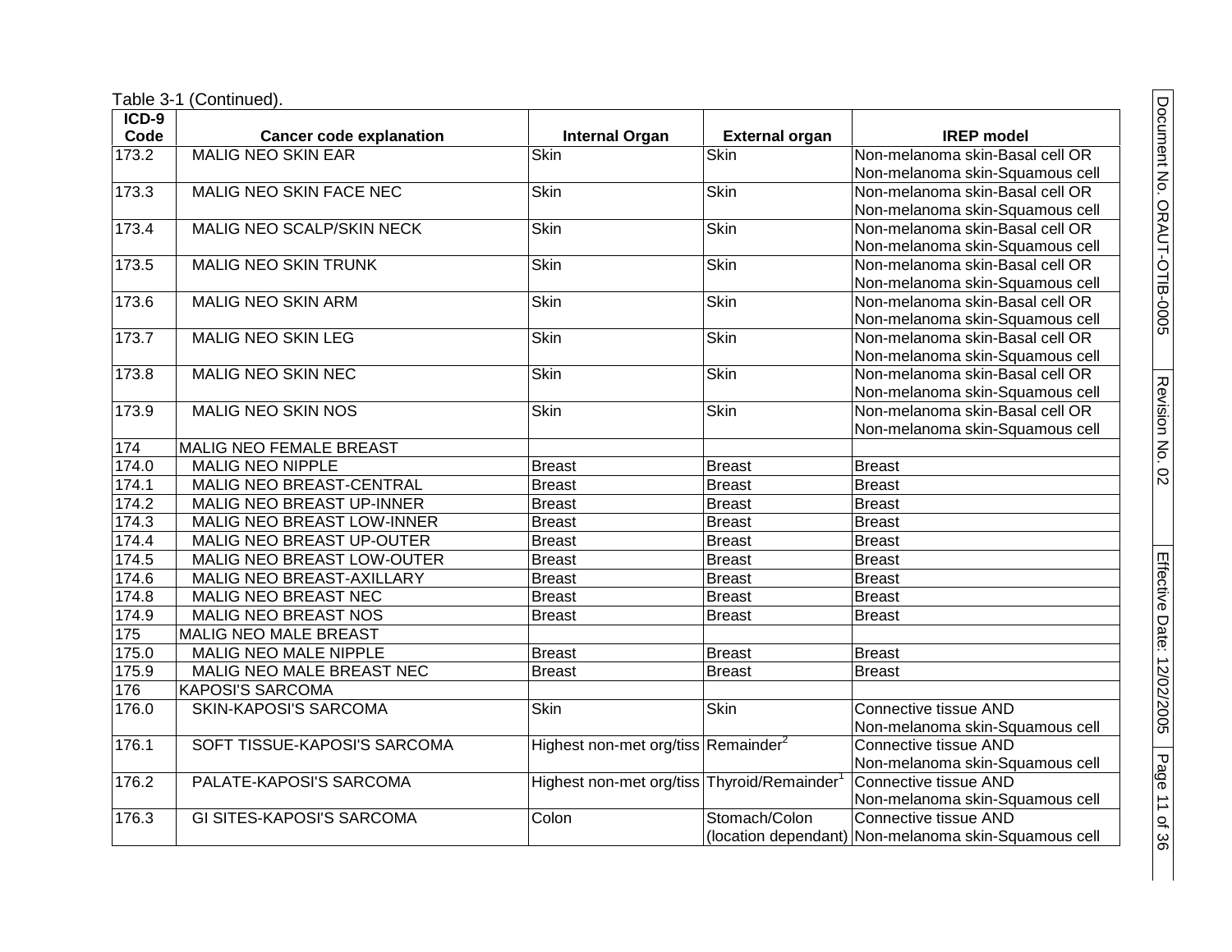Table 3-1 (Continued).

| ICD-9 Code | Cancer code explanation | Internal Organ | External organ | IREP model |
|---|---|---|---|---|
| 173.2 | MALIG NEO SKIN EAR | Skin | Skin | Non-melanoma skin-Basal cell OR Non-melanoma skin-Squamous cell |
| 173.3 | MALIG NEO SKIN FACE NEC | Skin | Skin | Non-melanoma skin-Basal cell OR Non-melanoma skin-Squamous cell |
| 173.4 | MALIG NEO SCALP/SKIN NECK | Skin | Skin | Non-melanoma skin-Basal cell OR Non-melanoma skin-Squamous cell |
| 173.5 | MALIG NEO SKIN TRUNK | Skin | Skin | Non-melanoma skin-Basal cell OR Non-melanoma skin-Squamous cell |
| 173.6 | MALIG NEO SKIN ARM | Skin | Skin | Non-melanoma skin-Basal cell OR Non-melanoma skin-Squamous cell |
| 173.7 | MALIG NEO SKIN LEG | Skin | Skin | Non-melanoma skin-Basal cell OR Non-melanoma skin-Squamous cell |
| 173.8 | MALIG NEO SKIN NEC | Skin | Skin | Non-melanoma skin-Basal cell OR Non-melanoma skin-Squamous cell |
| 173.9 | MALIG NEO SKIN NOS | Skin | Skin | Non-melanoma skin-Basal cell OR Non-melanoma skin-Squamous cell |
| 174 | MALIG NEO FEMALE BREAST | | | |
| 174.0 | MALIG NEO NIPPLE | Breast | Breast | Breast |
| 174.1 | MALIG NEO BREAST-CENTRAL | Breast | Breast | Breast |
| 174.2 | MALIG NEO BREAST UP-INNER | Breast | Breast | Breast |
| 174.3 | MALIG NEO BREAST LOW-INNER | Breast | Breast | Breast |
| 174.4 | MALIG NEO BREAST UP-OUTER | Breast | Breast | Breast |
| 174.5 | MALIG NEO BREAST LOW-OUTER | Breast | Breast | Breast |
| 174.6 | MALIG NEO BREAST-AXILLARY | Breast | Breast | Breast |
| 174.8 | MALIG NEO BREAST NEC | Breast | Breast | Breast |
| 174.9 | MALIG NEO BREAST NOS | Breast | Breast | Breast |
| 175 | MALIG NEO MALE BREAST | | | |
| 175.0 | MALIG NEO MALE NIPPLE | Breast | Breast | Breast |
| 175.9 | MALIG NEO MALE BREAST NEC | Breast | Breast | Breast |
| 176 | KAPOSI'S SARCOMA | | | |
| 176.0 | SKIN-KAPOSI'S SARCOMA | Skin | Skin | Connective tissue AND Non-melanoma skin-Squamous cell |
| 176.1 | SOFT TISSUE-KAPOSI'S SARCOMA | Highest non-met org/tiss | Remainder[2] | Connective tissue AND Non-melanoma skin-Squamous cell |
| 176.2 | PALATE-KAPOSI'S SARCOMA | Highest non-met org/tiss | Thyroid/Remainder[1] | Connective tissue AND Non-melanoma skin-Squamous cell |
| 176.3 | GI SITES-KAPOSI'S SARCOMA | Colon | Stomach/Colon (location dependant) | Connective tissue AND Non-melanoma skin-Squamous cell |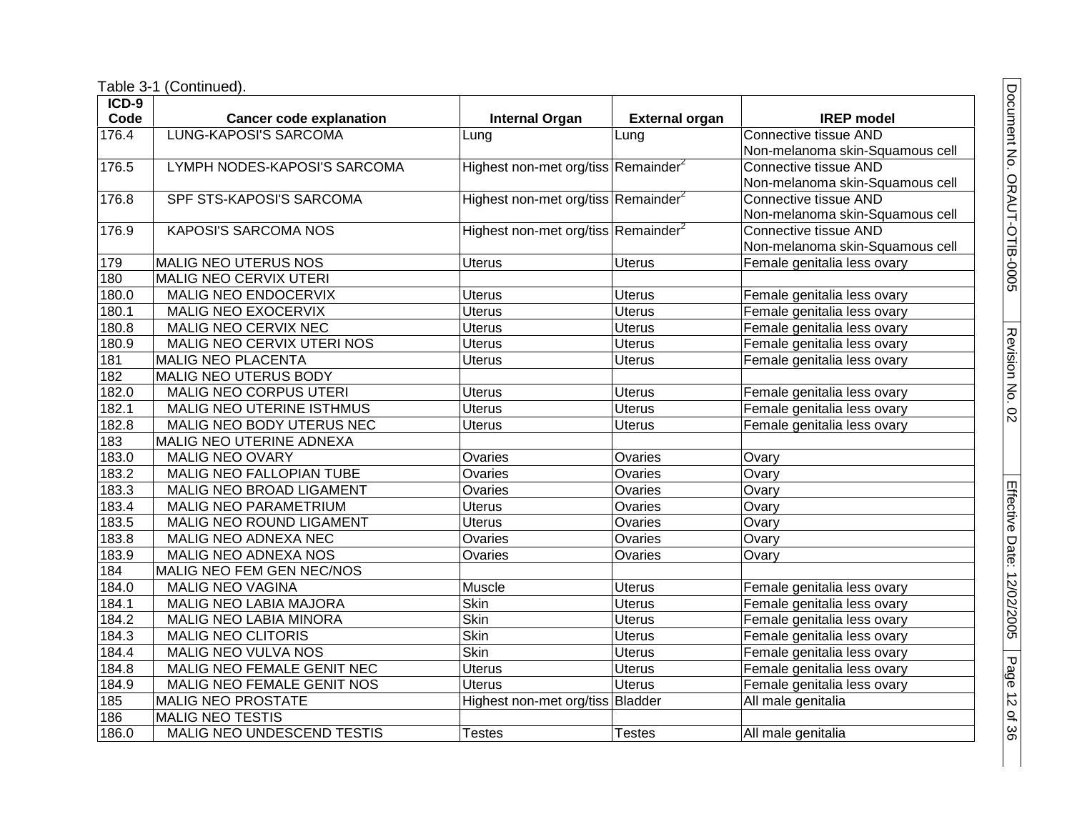Table 3-1 (Continued).

| ICD-9 Code | Cancer code explanation | Internal Organ | External organ | IREP model |
|---|---|---|---|---|
| 176.4 | LUNG-KAPOSI'S SARCOMA | Lung | Lung | Connective tissue AND Non-melanoma skin-Squamous cell |
| 176.5 | LYMPH NODES-KAPOSI'S SARCOMA | Highest non-met org/tiss | Remainder[2] | Connective tissue AND Non-melanoma skin-Squamous cell |
| 176.8 | SPF STS-KAPOSI'S SARCOMA | Highest non-met org/tiss | Remainder[2] | Connective tissue AND Non-melanoma skin-Squamous cell |
| 176.9 | KAPOSI'S SARCOMA NOS | Highest non-met org/tiss | Remainder[2] | Connective tissue AND Non-melanoma skin-Squamous cell |
| 179 | MALIG NEO UTERUS NOS | Uterus | Uterus | Female genitalia less ovary |
| 180 | MALIG NEO CERVIX UTERI | | | |
| 180.0 | MALIG NEO ENDOCERVIX | Uterus | Uterus | Female genitalia less ovary |
| 180.1 | MALIG NEO EXOCERVIX | Uterus | Uterus | Female genitalia less ovary |
| 180.8 | MALIG NEO CERVIX NEC | Uterus | Uterus | Female genitalia less ovary |
| 180.9 | MALIG NEO CERVIX UTERI NOS | Uterus | Uterus | Female genitalia less ovary |
| 181 | MALIG NEO PLACENTA | Uterus | Uterus | Female genitalia less ovary |
| 182 | MALIG NEO UTERUS BODY | | | |
| 182.0 | MALIG NEO CORPUS UTERI | Uterus | Uterus | Female genitalia less ovary |
| 182.1 | MALIG NEO UTERINE ISTHMUS | Uterus | Uterus | Female genitalia less ovary |
| 182.8 | MALIG NEO BODY UTERUS NEC | Uterus | Uterus | Female genitalia less ovary |
| 183 | MALIG NEO UTERINE ADNEXA | | | |
| 183.0 | MALIG NEO OVARY | Ovaries | Ovaries | Ovary |
| 183.2 | MALIG NEO FALLOPIAN TUBE | Ovaries | Ovaries | Ovary |
| 183.3 | MALIG NEO BROAD LIGAMENT | Ovaries | Ovaries | Ovary |
| 183.4 | MALIG NEO PARAMETRIUM | Uterus | Ovaries | Ovary |
| 183.5 | MALIG NEO ROUND LIGAMENT | Uterus | Ovaries | Ovary |
| 183.8 | MALIG NEO ADNEXA NEC | Ovaries | Ovaries | Ovary |
| 183.9 | MALIG NEO ADNEXA NOS | Ovaries | Ovaries | Ovary |
| 184 | MALIG NEO FEM GEN NEC/NOS | | | |
| 184.0 | MALIG NEO VAGINA | Muscle | Uterus | Female genitalia less ovary |
| 184.1 | MALIG NEO LABIA MAJORA | Skin | Uterus | Female genitalia less ovary |
| 184.2 | MALIG NEO LABIA MINORA | Skin | Uterus | Female genitalia less ovary |
| 184.3 | MALIG NEO CLITORIS | Skin | Uterus | Female genitalia less ovary |
| 184.4 | MALIG NEO VULVA NOS | Skin | Uterus | Female genitalia less ovary |
| 184.8 | MALIG NEO FEMALE GENIT NEC | Uterus | Uterus | Female genitalia less ovary |
| 184.9 | MALIG NEO FEMALE GENIT NOS | Uterus | Uterus | Female genitalia less ovary |
| 185 | MALIG NEO PROSTATE | Highest non-met org/tiss | Bladder | All male genitalia |
| 186 | MALIG NEO TESTIS | | | |
| 186.0 | MALIG NEO UNDESCEND TESTIS | Testes | Testes | All male genitalia |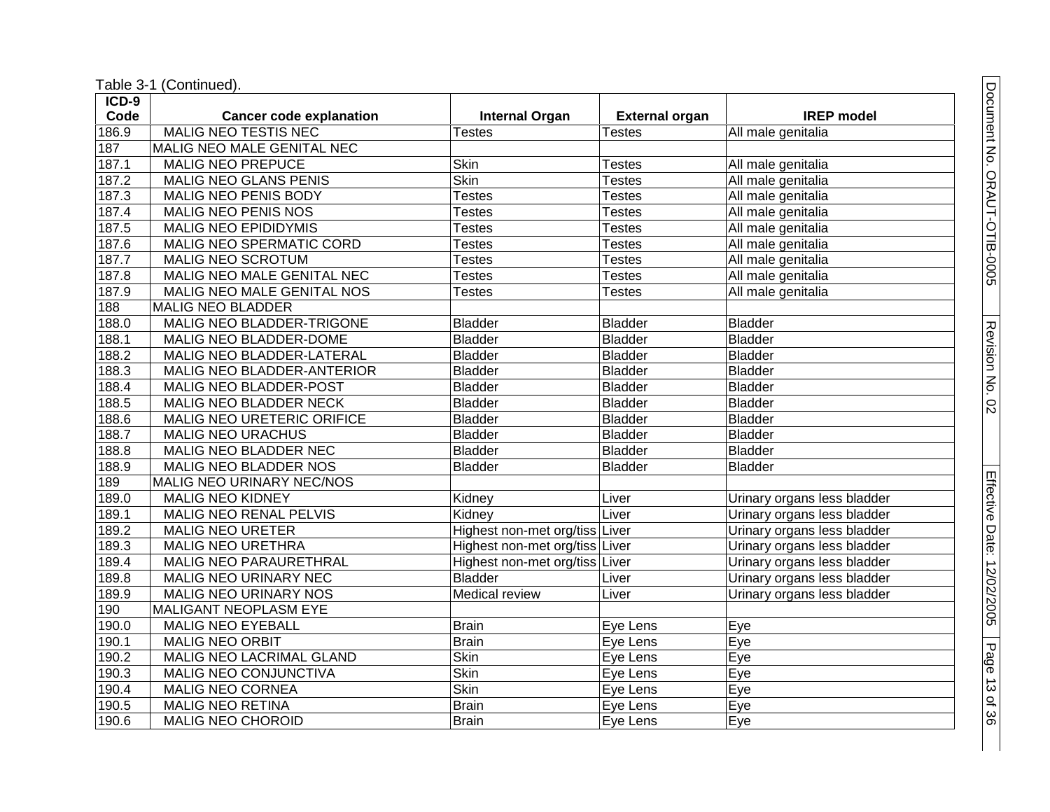Table 3-1 (Continued).

| ICD-9 Code | Cancer code explanation | Internal Organ | External organ | IREP model |
|---|---|---|---|---|
| 186.9 | MALIG NEO TESTIS NEC | Testes | Testes | All male genitalia |
| 187 | MALIG NEO MALE GENITAL NEC | | | |
| 187.1 | MALIG NEO PREPUCE | Skin | Testes | All male genitalia |
| 187.2 | MALIG NEO GLANS PENIS | Skin | Testes | All male genitalia |
| 187.3 | MALIG NEO PENIS BODY | Testes | Testes | All male genitalia |
| 187.4 | MALIG NEO PENIS NOS | Testes | Testes | All male genitalia |
| 187.5 | MALIG NEO EPIDIDYMIS | Testes | Testes | All male genitalia |
| 187.6 | MALIG NEO SPERMATIC CORD | Testes | Testes | All male genitalia |
| 187.7 | MALIG NEO SCROTUM | Testes | Testes | All male genitalia |
| 187.8 | MALIG NEO MALE GENITAL NEC | Testes | Testes | All male genitalia |
| 187.9 | MALIG NEO MALE GENITAL NOS | Testes | Testes | All male genitalia |
| 188 | MALIG NEO BLADDER | | | |
| 188.0 | MALIG NEO BLADDER-TRIGONE | Bladder | Bladder | Bladder |
| 188.1 | MALIG NEO BLADDER-DOME | Bladder | Bladder | Bladder |
| 188.2 | MALIG NEO BLADDER-LATERAL | Bladder | Bladder | Bladder |
| 188.3 | MALIG NEO BLADDER-ANTERIOR | Bladder | Bladder | Bladder |
| 188.4 | MALIG NEO BLADDER-POST | Bladder | Bladder | Bladder |
| 188.5 | MALIG NEO BLADDER NECK | Bladder | Bladder | Bladder |
| 188.6 | MALIG NEO URETERIC ORIFICE | Bladder | Bladder | Bladder |
| 188.7 | MALIG NEO URACHUS | Bladder | Bladder | Bladder |
| 188.8 | MALIG NEO BLADDER NEC | Bladder | Bladder | Bladder |
| 188.9 | MALIG NEO BLADDER NOS | Bladder | Bladder | Bladder |
| 189 | MALIG NEO URINARY NEC/NOS | | | |
| 189.0 | MALIG NEO KIDNEY | Kidney | Liver | Urinary organs less bladder |
| 189.1 | MALIG NEO RENAL PELVIS | Kidney | Liver | Urinary organs less bladder |
| 189.2 | MALIG NEO URETER | Highest non-met org/tiss | Liver | Urinary organs less bladder |
| 189.3 | MALIG NEO URETHRA | Highest non-met org/tiss | Liver | Urinary organs less bladder |
| 189.4 | MALIG NEO PARAURETHRAL | Highest non-met org/tiss | Liver | Urinary organs less bladder |
| 189.8 | MALIG NEO URINARY NEC | Bladder | Liver | Urinary organs less bladder |
| 189.9 | MALIG NEO URINARY NOS | Medical review | Liver | Urinary organs less bladder |
| 190 | MALIGANT NEOPLASM EYE | | | |
| 190.0 | MALIG NEO EYEBALL | Brain | Eye Lens | Eye |
| 190.1 | MALIG NEO ORBIT | Brain | Eye Lens | Eye |
| 190.2 | MALIG NEO LACRIMAL GLAND | Skin | Eye Lens | Eye |
| 190.3 | MALIG NEO CONJUNCTIVA | Skin | Eye Lens | Eye |
| 190.4 | MALIG NEO CORNEA | Skin | Eye Lens | Eye |
| 190.5 | MALIG NEO RETINA | Brain | Eye Lens | Eye |
| 190.6 | MALIG NEO CHOROID | Brain | Eye Lens | Eye |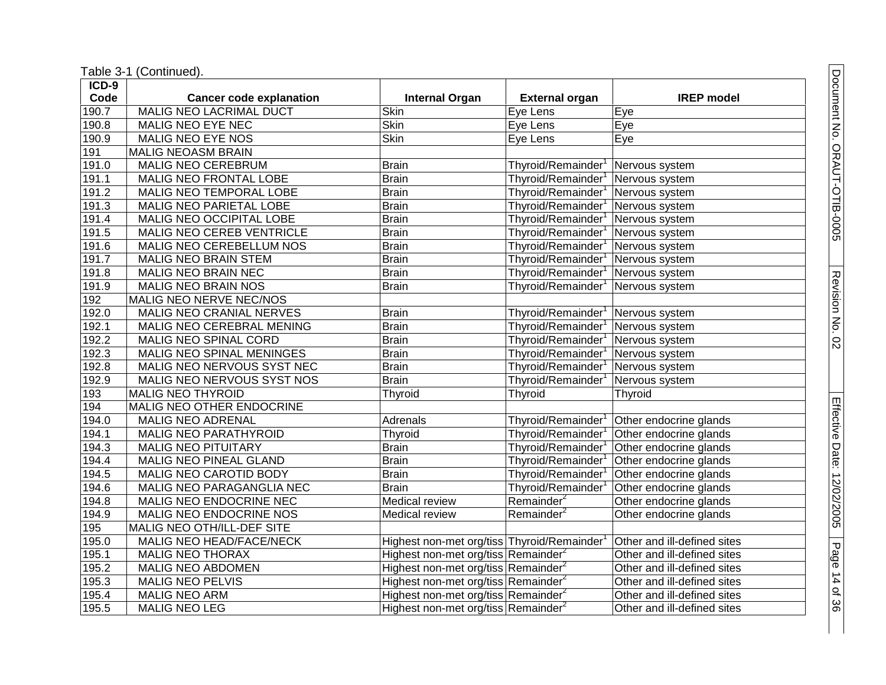Table 3-1 (Continued).

| ICD-9 Code | Cancer code explanation | Internal Organ | External organ | IREP model |
|---|---|---|---|---|
| 190.7 | MALIG NEO LACRIMAL DUCT | Skin | Eye Lens | Eye |
| 190.8 | MALIG NEO EYE NEC | Skin | Eye Lens | Eye |
| 190.9 | MALIG NEO EYE NOS | Skin | Eye Lens | Eye |
| 191 | MALIG NEOASM BRAIN | | | |
| 191.0 | MALIG NEO CEREBRUM | Brain | Thyroid/Remainder[1] | Nervous system |
| 191.1 | MALIG NEO FRONTAL LOBE | Brain | Thyroid/Remainder[1] | Nervous system |
| 191.2 | MALIG NEO TEMPORAL LOBE | Brain | Thyroid/Remainder[1] | Nervous system |
| 191.3 | MALIG NEO PARIETAL LOBE | Brain | Thyroid/Remainder[1] | Nervous system |
| 191.4 | MALIG NEO OCCIPITAL LOBE | Brain | Thyroid/Remainder[1] | Nervous system |
| 191.5 | MALIG NEO CEREB VENTRICLE | Brain | Thyroid/Remainder[1] | Nervous system |
| 191.6 | MALIG NEO CEREBELLUM NOS | Brain | Thyroid/Remainder[1] | Nervous system |
| 191.7 | MALIG NEO BRAIN STEM | Brain | Thyroid/Remainder[1] | Nervous system |
| 191.8 | MALIG NEO BRAIN NEC | Brain | Thyroid/Remainder[1] | Nervous system |
| 191.9 | MALIG NEO BRAIN NOS | Brain | Thyroid/Remainder[1] | Nervous system |
| 192 | MALIG NEO NERVE NEC/NOS | | | |
| 192.0 | MALIG NEO CRANIAL NERVES | Brain | Thyroid/Remainder[1] | Nervous system |
| 192.1 | MALIG NEO CEREBRAL MENING | Brain | Thyroid/Remainder[1] | Nervous system |
| 192.2 | MALIG NEO SPINAL CORD | Brain | Thyroid/Remainder[1] | Nervous system |
| 192.3 | MALIG NEO SPINAL MENINGES | Brain | Thyroid/Remainder[1] | Nervous system |
| 192.8 | MALIG NEO NERVOUS SYST NEC | Brain | Thyroid/Remainder[1] | Nervous system |
| 192.9 | MALIG NEO NERVOUS SYST NOS | Brain | Thyroid/Remainder[1] | Nervous system |
| 193 | MALIG NEO THYROID | Thyroid | Thyroid | Thyroid |
| 194 | MALIG NEO OTHER ENDOCRINE | | | |
| 194.0 | MALIG NEO ADRENAL | Adrenals | Thyroid/Remainder[1] | Other endocrine glands |
| 194.1 | MALIG NEO PARATHYROID | Thyroid | Thyroid/Remainder[1] | Other endocrine glands |
| 194.3 | MALIG NEO PITUITARY | Brain | Thyroid/Remainder[1] | Other endocrine glands |
| 194.4 | MALIG NEO PINEAL GLAND | Brain | Thyroid/Remainder[1] | Other endocrine glands |
| 194.5 | MALIG NEO CAROTID BODY | Brain | Thyroid/Remainder[1] | Other endocrine glands |
| 194.6 | MALIG NEO PARAGANGLIA NEC | Brain | Thyroid/Remainder[1] | Other endocrine glands |
| 194.8 | MALIG NEO ENDOCRINE NEC | Medical review | Remainder[2] | Other endocrine glands |
| 194.9 | MALIG NEO ENDOCRINE NOS | Medical review | Remainder[2] | Other endocrine glands |
| 195 | MALIG NEO OTH/ILL-DEF SITE | | | |
| 195.0 | MALIG NEO HEAD/FACE/NECK | Highest non-met org/tiss | Thyroid/Remainder[1] | Other and ill-defined sites |
| 195.1 | MALIG NEO THORAX | Highest non-met org/tiss | Remainder[2] | Other and ill-defined sites |
| 195.2 | MALIG NEO ABDOMEN | Highest non-met org/tiss | Remainder[2] | Other and ill-defined sites |
| 195.3 | MALIG NEO PELVIS | Highest non-met org/tiss | Remainder[2] | Other and ill-defined sites |
| 195.4 | MALIG NEO ARM | Highest non-met org/tiss | Remainder[2] | Other and ill-defined sites |
| 195.5 | MALIG NEO LEG | Highest non-met org/tiss | Remainder[2] | Other and ill-defined sites |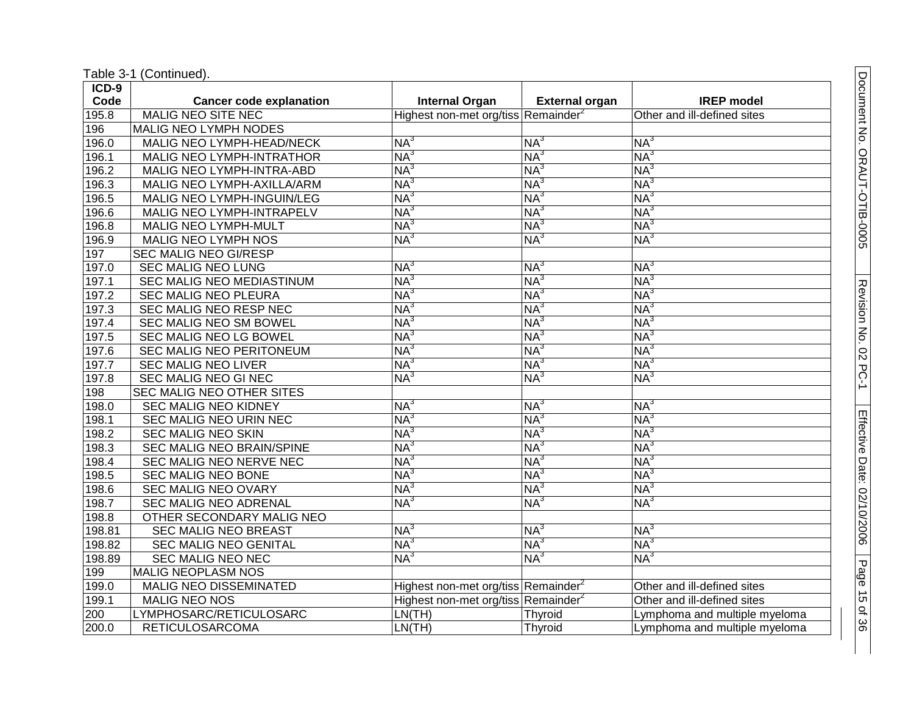Table 3-1 (Continued).

| ICD-9 Code | Cancer code explanation | Internal Organ | External organ | IREP model |
|---|---|---|---|---|
| 195.8 | MALIG NEO SITE NEC | Highest non-met org/tiss | Remainder[2] | Other and ill-defined sites |
| 196 | MALIG NEO LYMPH NODES | | | |
| 196.0 | MALIG NEO LYMPH-HEAD/NECK | NA[3] | NA[3] | NA[3] |
| 196.1 | MALIG NEO LYMPH-INTRATHOR | NA[3] | NA[3] | NA[3] |
| 196.2 | MALIG NEO LYMPH-INTRA-ABD | NA[3] | NA[3] | NA[3] |
| 196.3 | MALIG NEO LYMPH-AXILLA/ARM | NA[3] | NA[3] | NA[3] |
| 196.5 | MALIG NEO LYMPH-INGUIN/LEG | NA[3] | NA[3] | NA[3] |
| 196.6 | MALIG NEO LYMPH-INTRAPELV | NA[3] | NA[3] | NA[3] |
| 196.8 | MALIG NEO LYMPH-MULT | NA[3] | NA[3] | NA[3] |
| 196.9 | MALIG NEO LYMPH NOS | NA[3] | NA[3] | NA[3] |
| 197 | SEC MALIG NEO GI/RESP | | | |
| 197.0 | SEC MALIG NEO LUNG | NA[3] | NA[3] | NA[3] |
| 197.1 | SEC MALIG NEO MEDIASTINUM | NA[3] | NA[3] | NA[3] |
| 197.2 | SEC MALIG NEO PLEURA | NA[3] | NA[3] | NA[3] |
| 197.3 | SEC MALIG NEO RESP NEC | NA[3] | NA[3] | NA[3] |
| 197.4 | SEC MALIG NEO SM BOWEL | NA[3] | NA[3] | NA[3] |
| 197.5 | SEC MALIG NEO LG BOWEL | NA[3] | NA[3] | NA[3] |
| 197.6 | SEC MALIG NEO PERITONEUM | NA[3] | NA[3] | NA[3] |
| 197.7 | SEC MALIG NEO LIVER | NA[3] | NA[3] | NA[3] |
| 197.8 | SEC MALIG NEO GI NEC | NA[3] | NA[3] | NA[3] |
| 198 | SEC MALIG NEO OTHER SITES | | | |
| 198.0 | SEC MALIG NEO KIDNEY | NA[3] | NA[3] | NA[3] |
| 198.1 | SEC MALIG NEO URIN NEC | NA[3] | NA[3] | NA[3] |
| 198.2 | SEC MALIG NEO SKIN | NA[3] | NA[3] | NA[3] |
| 198.3 | SEC MALIG NEO BRAIN/SPINE | NA[3] | NA[3] | NA[3] |
| 198.4 | SEC MALIG NEO NERVE NEC | NA[3] | NA[3] | NA[3] |
| 198.5 | SEC MALIG NEO BONE | NA[3] | NA[3] | NA[3] |
| 198.6 | SEC MALIG NEO OVARY | NA[3] | NA[3] | NA[3] |
| 198.7 | SEC MALIG NEO ADRENAL | NA[3] | NA[3] | NA[3] |
| 198.8 | OTHER SECONDARY MALIG NEO | | | |
| 198.81 | SEC MALIG NEO BREAST | NA[3] | NA[3] | NA[3] |
| 198.82 | SEC MALIG NEO GENITAL | NA[3] | NA[3] | NA[3] |
| 198.89 | SEC MALIG NEO NEC | NA[3] | NA[3] | NA[3] |
| 199 | MALIG NEOPLASM NOS | | | |
| 199.0 | MALIG NEO DISSEMINATED | Highest non-met org/tiss | Remainder[2] | Other and ill-defined sites |
| 199.1 | MALIG NEO NOS | Highest non-met org/tiss | Remainder[2] | Other and ill-defined sites |
| 200 | LYMPHOSARC/RETICULOSARC | LN(TH) | Thyroid | Lymphoma and multiple myeloma |
| 200.0 | RETICULOSARCOMA | LN(TH) | Thyroid | Lymphoma and multiple myeloma |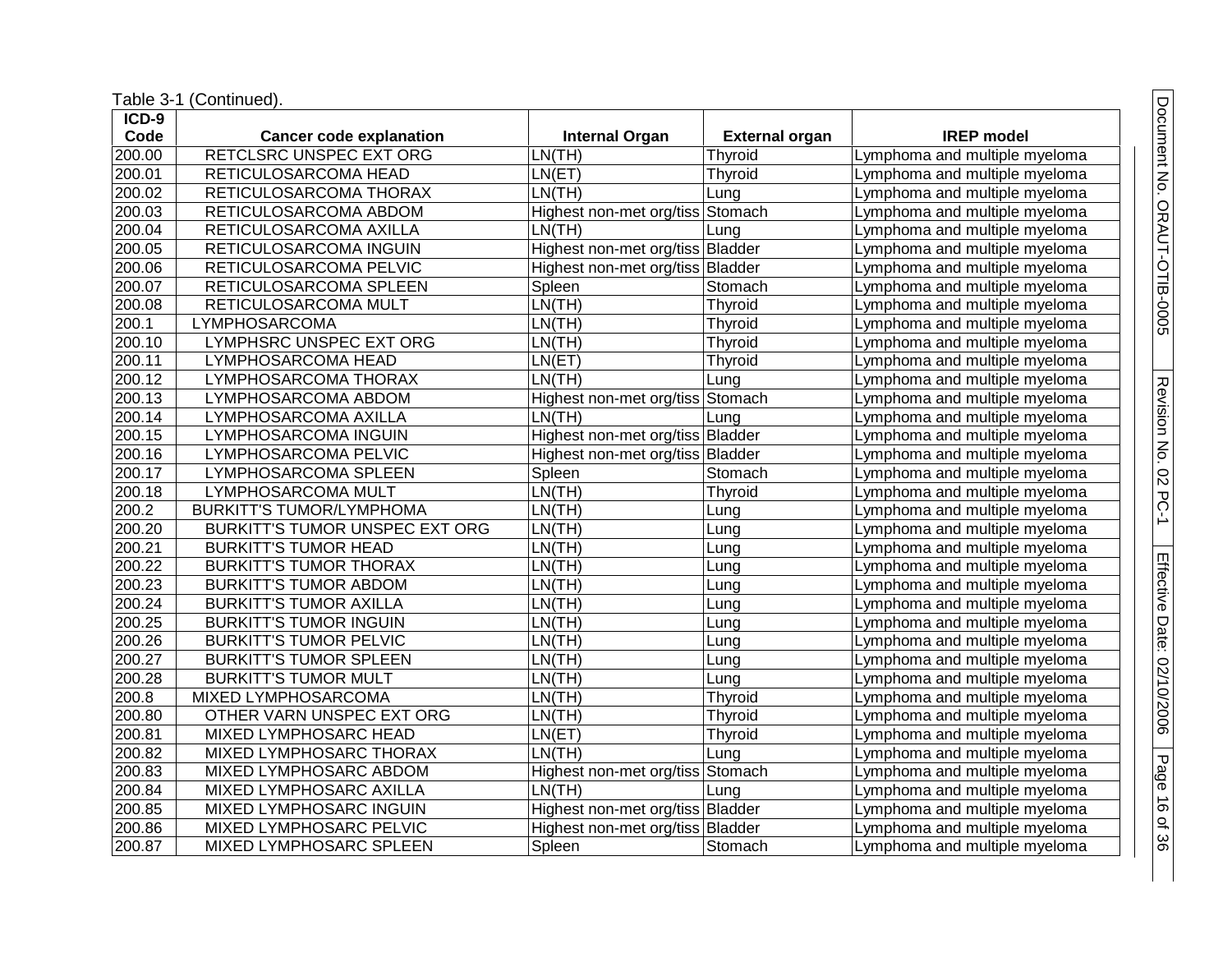Table 3-1 (Continued).

| ICD-9 Code | Cancer code explanation | Internal Organ | External organ | IREP model |
|---|---|---|---|---|
| 200.00 | RETCLSRC UNSPEC EXT ORG | LN(TH) | Thyroid | Lymphoma and multiple myeloma |
| 200.01 | RETICULOSARCOMA HEAD | LN(ET) | Thyroid | Lymphoma and multiple myeloma |
| 200.02 | RETICULOSARCOMA THORAX | LN(TH) | Lung | Lymphoma and multiple myeloma |
| 200.03 | RETICULOSARCOMA ABDOM | Highest non-met org/tiss | Stomach | Lymphoma and multiple myeloma |
| 200.04 | RETICULOSARCOMA AXILLA | LN(TH) | Lung | Lymphoma and multiple myeloma |
| 200.05 | RETICULOSARCOMA INGUIN | Highest non-met org/tiss | Bladder | Lymphoma and multiple myeloma |
| 200.06 | RETICULOSARCOMA PELVIC | Highest non-met org/tiss | Bladder | Lymphoma and multiple myeloma |
| 200.07 | RETICULOSARCOMA SPLEEN | Spleen | Stomach | Lymphoma and multiple myeloma |
| 200.08 | RETICULOSARCOMA MULT | LN(TH) | Thyroid | Lymphoma and multiple myeloma |
| 200.1 | LYMPHOSARCOMA | LN(TH) | Thyroid | Lymphoma and multiple myeloma |
| 200.10 | LYMPHSRC UNSPEC EXT ORG | LN(TH) | Thyroid | Lymphoma and multiple myeloma |
| 200.11 | LYMPHOSARCOMA HEAD | LN(ET) | Thyroid | Lymphoma and multiple myeloma |
| 200.12 | LYMPHOSARCOMA THORAX | LN(TH) | Lung | Lymphoma and multiple myeloma |
| 200.13 | LYMPHOSARCOMA ABDOM | Highest non-met org/tiss | Stomach | Lymphoma and multiple myeloma |
| 200.14 | LYMPHOSARCOMA AXILLA | LN(TH) | Lung | Lymphoma and multiple myeloma |
| 200.15 | LYMPHOSARCOMA INGUIN | Highest non-met org/tiss | Bladder | Lymphoma and multiple myeloma |
| 200.16 | LYMPHOSARCOMA PELVIC | Highest non-met org/tiss | Bladder | Lymphoma and multiple myeloma |
| 200.17 | LYMPHOSARCOMA SPLEEN | Spleen | Stomach | Lymphoma and multiple myeloma |
| 200.18 | LYMPHOSARCOMA MULT | LN(TH) | Thyroid | Lymphoma and multiple myeloma |
| 200.2 | BURKITT'S TUMOR/LYMPHOMA | LN(TH) | Lung | Lymphoma and multiple myeloma |
| 200.20 | BURKITT'S TUMOR UNSPEC EXT ORG | LN(TH) | Lung | Lymphoma and multiple myeloma |
| 200.21 | BURKITT'S TUMOR HEAD | LN(TH) | Lung | Lymphoma and multiple myeloma |
| 200.22 | BURKITT'S TUMOR THORAX | LN(TH) | Lung | Lymphoma and multiple myeloma |
| 200.23 | BURKITT'S TUMOR ABDOM | LN(TH) | Lung | Lymphoma and multiple myeloma |
| 200.24 | BURKITT'S TUMOR AXILLA | LN(TH) | Lung | Lymphoma and multiple myeloma |
| 200.25 | BURKITT'S TUMOR INGUIN | LN(TH) | Lung | Lymphoma and multiple myeloma |
| 200.26 | BURKITT'S TUMOR PELVIC | LN(TH) | Lung | Lymphoma and multiple myeloma |
| 200.27 | BURKITT'S TUMOR SPLEEN | LN(TH) | Lung | Lymphoma and multiple myeloma |
| 200.28 | BURKITT'S TUMOR MULT | LN(TH) | Lung | Lymphoma and multiple myeloma |
| 200.8 | MIXED LYMPHOSARCOMA | LN(TH) | Thyroid | Lymphoma and multiple myeloma |
| 200.80 | OTHER VARN UNSPEC EXT ORG | LN(TH) | Thyroid | Lymphoma and multiple myeloma |
| 200.81 | MIXED LYMPHOSARC HEAD | LN(ET) | Thyroid | Lymphoma and multiple myeloma |
| 200.82 | MIXED LYMPHOSARC THORAX | LN(TH) | Lung | Lymphoma and multiple myeloma |
| 200.83 | MIXED LYMPHOSARC ABDOM | Highest non-met org/tiss | Stomach | Lymphoma and multiple myeloma |
| 200.84 | MIXED LYMPHOSARC AXILLA | LN(TH) | Lung | Lymphoma and multiple myeloma |
| 200.85 | MIXED LYMPHOSARC INGUIN | Highest non-met org/tiss | Bladder | Lymphoma and multiple myeloma |
| 200.86 | MIXED LYMPHOSARC PELVIC | Highest non-met org/tiss | Bladder | Lymphoma and multiple myeloma |
| 200.87 | MIXED LYMPHOSARC SPLEEN | Spleen | Stomach | Lymphoma and multiple myeloma |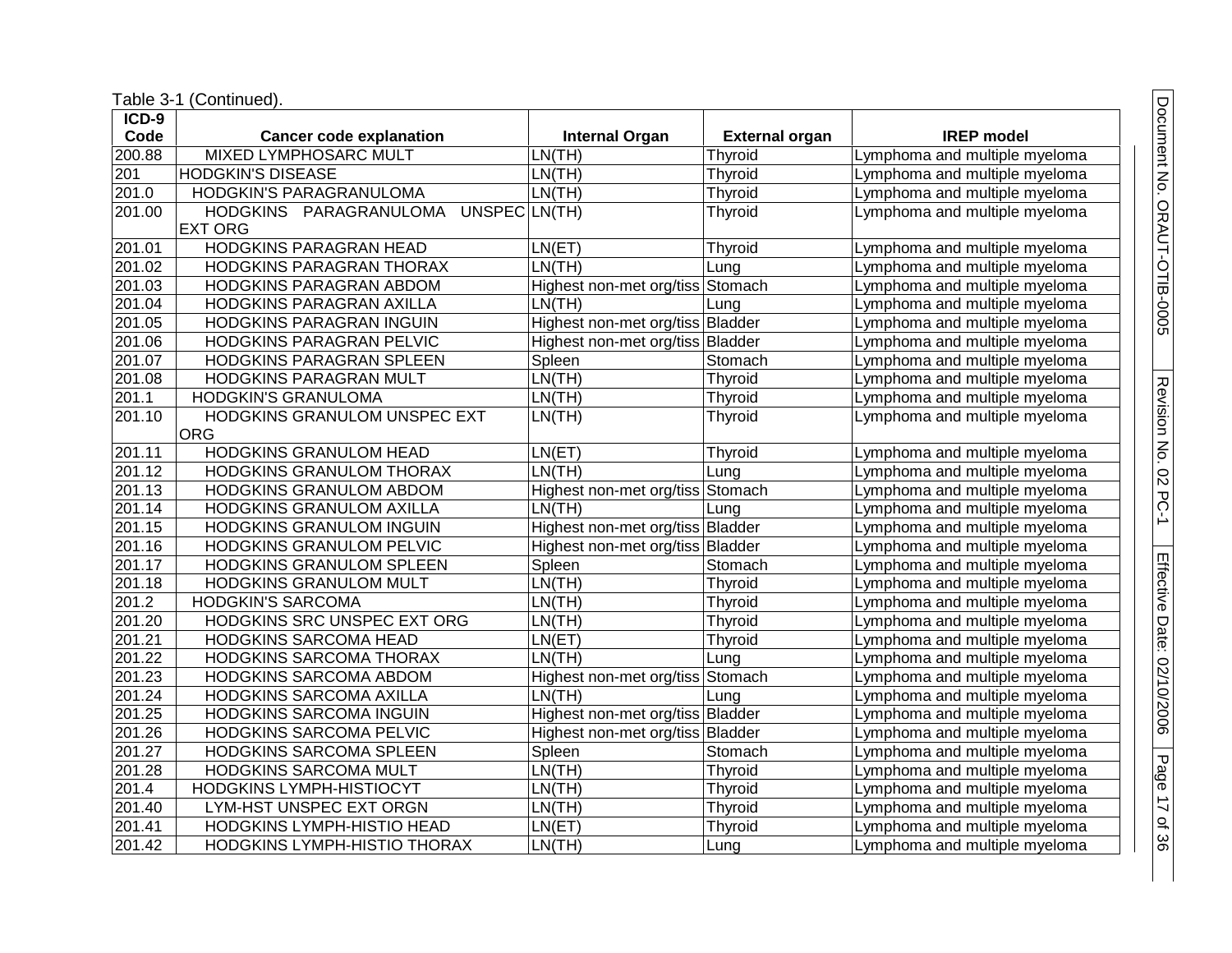Table 3-1 (Continued).

| ICD-9 Code | Cancer code explanation | Internal Organ | External organ | IREP model |
|---|---|---|---|---|
| 200.88 | MIXED LYMPHOSARC MULT | LN(TH) | Thyroid | Lymphoma and multiple myeloma |
| 201 | HODGKIN'S DISEASE | LN(TH) | Thyroid | Lymphoma and multiple myeloma |
| 201.0 | HODGKIN'S PARAGRANULOMA | LN(TH) | Thyroid | Lymphoma and multiple myeloma |
| 201.00 | HODGKINS PARAGRANULOMA UNSPEC EXT ORG | LN(TH) | Thyroid | Lymphoma and multiple myeloma |
| 201.01 | HODGKINS PARAGRAN HEAD | LN(ET) | Thyroid | Lymphoma and multiple myeloma |
| 201.02 | HODGKINS PARAGRAN THORAX | LN(TH) | Lung | Lymphoma and multiple myeloma |
| 201.03 | HODGKINS PARAGRAN ABDOM | Highest non-met org/tiss | Stomach | Lymphoma and multiple myeloma |
| 201.04 | HODGKINS PARAGRAN AXILLA | LN(TH) | Lung | Lymphoma and multiple myeloma |
| 201.05 | HODGKINS PARAGRAN INGUIN | Highest non-met org/tiss | Bladder | Lymphoma and multiple myeloma |
| 201.06 | HODGKINS PARAGRAN PELVIC | Highest non-met org/tiss | Bladder | Lymphoma and multiple myeloma |
| 201.07 | HODGKINS PARAGRAN SPLEEN | Spleen | Stomach | Lymphoma and multiple myeloma |
| 201.08 | HODGKINS PARAGRAN MULT | LN(TH) | Thyroid | Lymphoma and multiple myeloma |
| 201.1 | HODGKIN'S GRANULOMA | LN(TH) | Thyroid | Lymphoma and multiple myeloma |
| 201.10 | HODGKINS GRANULOM UNSPEC EXT ORG | LN(TH) | Thyroid | Lymphoma and multiple myeloma |
| 201.11 | HODGKINS GRANULOM HEAD | LN(ET) | Thyroid | Lymphoma and multiple myeloma |
| 201.12 | HODGKINS GRANULOM THORAX | LN(TH) | Lung | Lymphoma and multiple myeloma |
| 201.13 | HODGKINS GRANULOM ABDOM | Highest non-met org/tiss | Stomach | Lymphoma and multiple myeloma |
| 201.14 | HODGKINS GRANULOM AXILLA | LN(TH) | Lung | Lymphoma and multiple myeloma |
| 201.15 | HODGKINS GRANULOM INGUIN | Highest non-met org/tiss | Bladder | Lymphoma and multiple myeloma |
| 201.16 | HODGKINS GRANULOM PELVIC | Highest non-met org/tiss | Bladder | Lymphoma and multiple myeloma |
| 201.17 | HODGKINS GRANULOM SPLEEN | Spleen | Stomach | Lymphoma and multiple myeloma |
| 201.18 | HODGKINS GRANULOM MULT | LN(TH) | Thyroid | Lymphoma and multiple myeloma |
| 201.2 | HODGKIN'S SARCOMA | LN(TH) | Thyroid | Lymphoma and multiple myeloma |
| 201.20 | HODGKINS SRC UNSPEC EXT ORG | LN(TH) | Thyroid | Lymphoma and multiple myeloma |
| 201.21 | HODGKINS SARCOMA HEAD | LN(ET) | Thyroid | Lymphoma and multiple myeloma |
| 201.22 | HODGKINS SARCOMA THORAX | LN(TH) | Lung | Lymphoma and multiple myeloma |
| 201.23 | HODGKINS SARCOMA ABDOM | Highest non-met org/tiss | Stomach | Lymphoma and multiple myeloma |
| 201.24 | HODGKINS SARCOMA AXILLA | LN(TH) | Lung | Lymphoma and multiple myeloma |
| 201.25 | HODGKINS SARCOMA INGUIN | Highest non-met org/tiss | Bladder | Lymphoma and multiple myeloma |
| 201.26 | HODGKINS SARCOMA PELVIC | Highest non-met org/tiss | Bladder | Lymphoma and multiple myeloma |
| 201.27 | HODGKINS SARCOMA SPLEEN | Spleen | Stomach | Lymphoma and multiple myeloma |
| 201.28 | HODGKINS SARCOMA MULT | LN(TH) | Thyroid | Lymphoma and multiple myeloma |
| 201.4 | HODGKINS LYMPH-HISTIOCYT | LN(TH) | Thyroid | Lymphoma and multiple myeloma |
| 201.40 | LYM-HST UNSPEC EXT ORGN | LN(TH) | Thyroid | Lymphoma and multiple myeloma |
| 201.41 | HODGKINS LYMPH-HISTIO HEAD | LN(ET) | Thyroid | Lymphoma and multiple myeloma |
| 201.42 | HODGKINS LYMPH-HISTIO THORAX | LN(TH) | Lung | Lymphoma and multiple myeloma |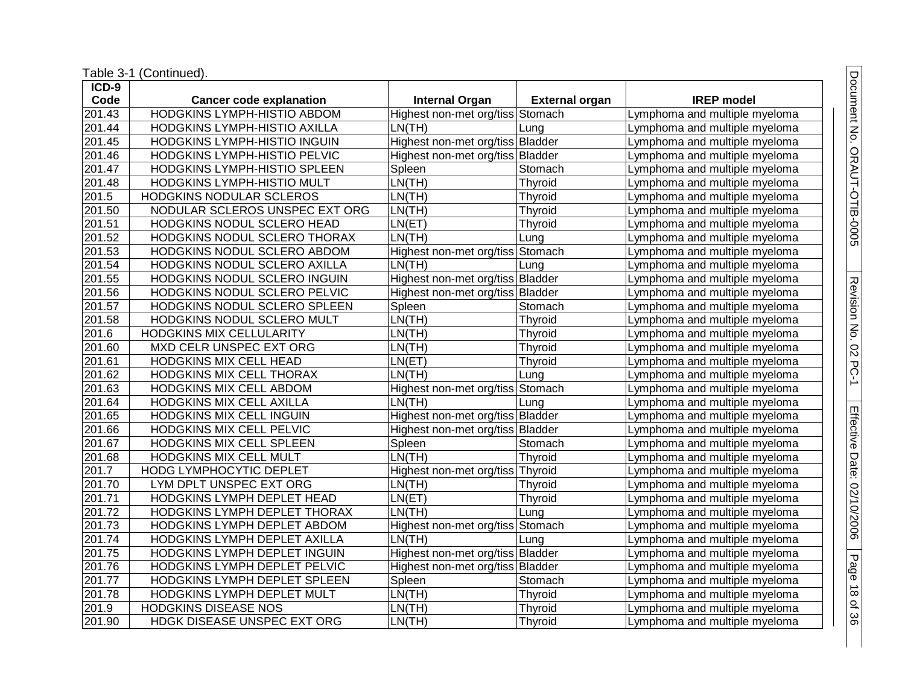Table 3-1 (Continued).

| ICD-9 Code | Cancer code explanation | Internal Organ | External organ | IREP model |
|---|---|---|---|---|
| 201.43 | HODGKINS LYMPH-HISTIO ABDOM | Highest non-met org/tiss | Stomach | Lymphoma and multiple myeloma |
| 201.44 | HODGKINS LYMPH-HISTIO AXILLA | LN(TH) | Lung | Lymphoma and multiple myeloma |
| 201.45 | HODGKINS LYMPH-HISTIO INGUIN | Highest non-met org/tiss | Bladder | Lymphoma and multiple myeloma |
| 201.46 | HODGKINS LYMPH-HISTIO PELVIC | Highest non-met org/tiss | Bladder | Lymphoma and multiple myeloma |
| 201.47 | HODGKINS LYMPH-HISTIO SPLEEN | Spleen | Stomach | Lymphoma and multiple myeloma |
| 201.48 | HODGKINS LYMPH-HISTIO MULT | LN(TH) | Thyroid | Lymphoma and multiple myeloma |
| 201.5 | HODGKINS NODULAR SCLEROS | LN(TH) | Thyroid | Lymphoma and multiple myeloma |
| 201.50 | NODULAR SCLEROS UNSPEC EXT ORG | LN(TH) | Thyroid | Lymphoma and multiple myeloma |
| 201.51 | HODGKINS NODUL SCLERO HEAD | LN(ET) | Thyroid | Lymphoma and multiple myeloma |
| 201.52 | HODGKINS NODUL SCLERO THORAX | LN(TH) | Lung | Lymphoma and multiple myeloma |
| 201.53 | HODGKINS NODUL SCLERO ABDOM | Highest non-met org/tiss | Stomach | Lymphoma and multiple myeloma |
| 201.54 | HODGKINS NODUL SCLERO AXILLA | LN(TH) | Lung | Lymphoma and multiple myeloma |
| 201.55 | HODGKINS NODUL SCLERO INGUIN | Highest non-met org/tiss | Bladder | Lymphoma and multiple myeloma |
| 201.56 | HODGKINS NODUL SCLERO PELVIC | Highest non-met org/tiss | Bladder | Lymphoma and multiple myeloma |
| 201.57 | HODGKINS NODUL SCLERO SPLEEN | Spleen | Stomach | Lymphoma and multiple myeloma |
| 201.58 | HODGKINS NODUL SCLERO MULT | LN(TH) | Thyroid | Lymphoma and multiple myeloma |
| 201.6 | HODGKINS MIX CELLULARITY | LN(TH) | Thyroid | Lymphoma and multiple myeloma |
| 201.60 | MXD CELR UNSPEC EXT ORG | LN(TH) | Thyroid | Lymphoma and multiple myeloma |
| 201.61 | HODGKINS MIX CELL HEAD | LN(ET) | Thyroid | Lymphoma and multiple myeloma |
| 201.62 | HODGKINS MIX CELL THORAX | LN(TH) | Lung | Lymphoma and multiple myeloma |
| 201.63 | HODGKINS MIX CELL ABDOM | Highest non-met org/tiss | Stomach | Lymphoma and multiple myeloma |
| 201.64 | HODGKINS MIX CELL AXILLA | LN(TH) | Lung | Lymphoma and multiple myeloma |
| 201.65 | HODGKINS MIX CELL INGUIN | Highest non-met org/tiss | Bladder | Lymphoma and multiple myeloma |
| 201.66 | HODGKINS MIX CELL PELVIC | Highest non-met org/tiss | Bladder | Lymphoma and multiple myeloma |
| 201.67 | HODGKINS MIX CELL SPLEEN | Spleen | Stomach | Lymphoma and multiple myeloma |
| 201.68 | HODGKINS MIX CELL MULT | LN(TH) | Thyroid | Lymphoma and multiple myeloma |
| 201.7 | HODG LYMPHOCYTIC DEPLET | Highest non-met org/tiss | Thyroid | Lymphoma and multiple myeloma |
| 201.70 | LYM DPLT UNSPEC EXT ORG | LN(TH) | Thyroid | Lymphoma and multiple myeloma |
| 201.71 | HODGKINS LYMPH DEPLET HEAD | LN(ET) | Thyroid | Lymphoma and multiple myeloma |
| 201.72 | HODGKINS LYMPH DEPLET THORAX | LN(TH) | Lung | Lymphoma and multiple myeloma |
| 201.73 | HODGKINS LYMPH DEPLET ABDOM | Highest non-met org/tiss | Stomach | Lymphoma and multiple myeloma |
| 201.74 | HODGKINS LYMPH DEPLET AXILLA | LN(TH) | Lung | Lymphoma and multiple myeloma |
| 201.75 | HODGKINS LYMPH DEPLET INGUIN | Highest non-met org/tiss | Bladder | Lymphoma and multiple myeloma |
| 201.76 | HODGKINS LYMPH DEPLET PELVIC | Highest non-met org/tiss | Bladder | Lymphoma and multiple myeloma |
| 201.77 | HODGKINS LYMPH DEPLET SPLEEN | Spleen | Stomach | Lymphoma and multiple myeloma |
| 201.78 | HODGKINS LYMPH DEPLET MULT | LN(TH) | Thyroid | Lymphoma and multiple myeloma |
| 201.9 | HODGKINS DISEASE NOS | LN(TH) | Thyroid | Lymphoma and multiple myeloma |
| 201.90 | HDGK DISEASE UNSPEC EXT ORG | LN(TH) | Thyroid | Lymphoma and multiple myeloma |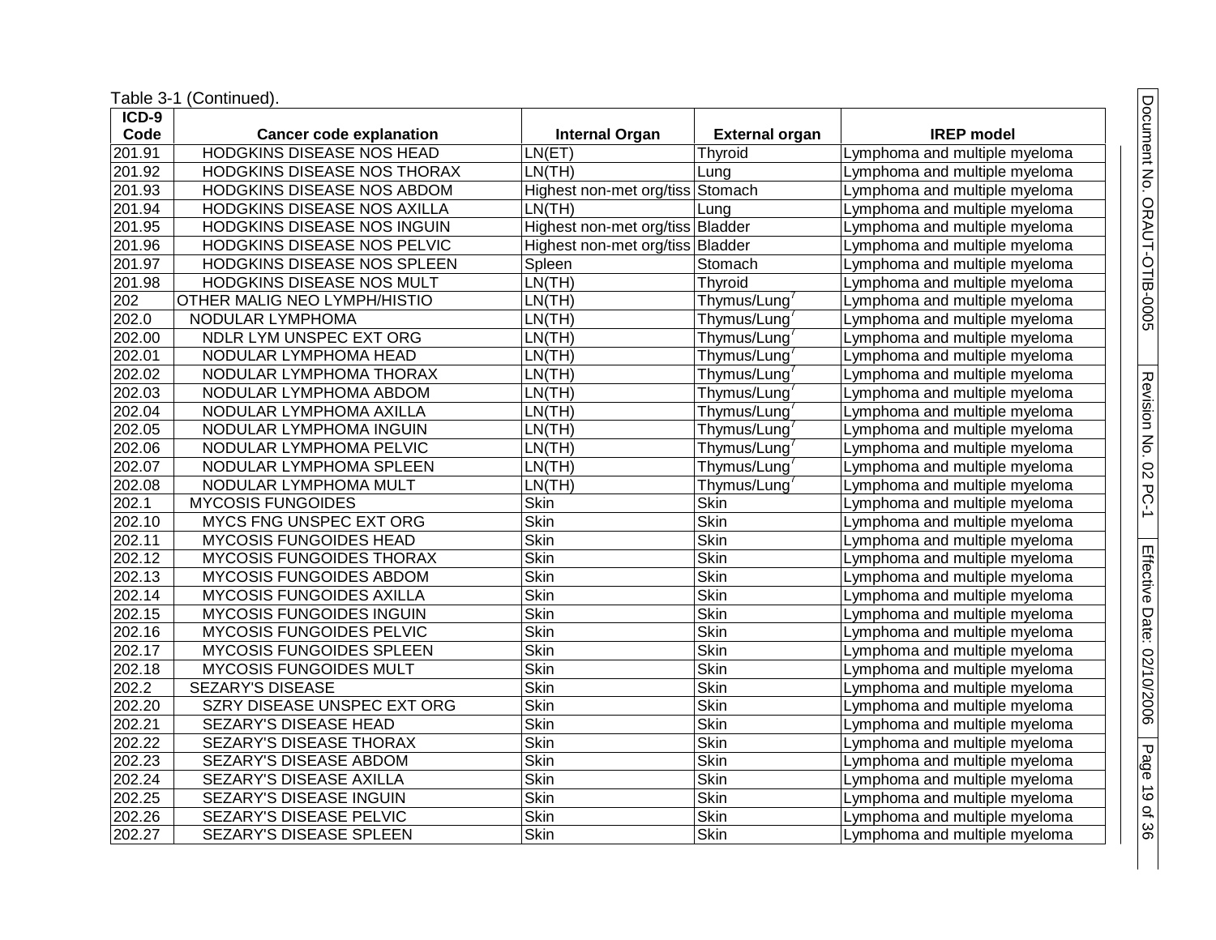Table 3-1 (Continued).

| ICD-9 Code | Cancer code explanation | Internal Organ | External organ | IREP model |
|---|---|---|---|---|
| 201.91 | HODGKINS DISEASE NOS HEAD | LN(ET) | Thyroid | Lymphoma and multiple myeloma |
| 201.92 | HODGKINS DISEASE NOS THORAX | LN(TH) | Lung | Lymphoma and multiple myeloma |
| 201.93 | HODGKINS DISEASE NOS ABDOM | Highest non-met org/tiss | Stomach | Lymphoma and multiple myeloma |
| 201.94 | HODGKINS DISEASE NOS AXILLA | LN(TH) | Lung | Lymphoma and multiple myeloma |
| 201.95 | HODGKINS DISEASE NOS INGUIN | Highest non-met org/tiss | Bladder | Lymphoma and multiple myeloma |
| 201.96 | HODGKINS DISEASE NOS PELVIC | Highest non-met org/tiss | Bladder | Lymphoma and multiple myeloma |
| 201.97 | HODGKINS DISEASE NOS SPLEEN | Spleen | Stomach | Lymphoma and multiple myeloma |
| 201.98 | HODGKINS DISEASE NOS MULT | LN(TH) | Thyroid | Lymphoma and multiple myeloma |
| 202 | OTHER MALIG NEO LYMPH/HISTIO | LN(TH) | Thymus/Lung[7] | Lymphoma and multiple myeloma |
| 202.0 | NODULAR LYMPHOMA | LN(TH) | Thymus/Lung[7] | Lymphoma and multiple myeloma |
| 202.00 | NDLR LYM UNSPEC EXT ORG | LN(TH) | Thymus/Lung[7] | Lymphoma and multiple myeloma |
| 202.01 | NODULAR LYMPHOMA HEAD | LN(TH) | Thymus/Lung[7] | Lymphoma and multiple myeloma |
| 202.02 | NODULAR LYMPHOMA THORAX | LN(TH) | Thymus/Lung[7] | Lymphoma and multiple myeloma |
| 202.03 | NODULAR LYMPHOMA ABDOM | LN(TH) | Thymus/Lung[7] | Lymphoma and multiple myeloma |
| 202.04 | NODULAR LYMPHOMA AXILLA | LN(TH) | Thymus/Lung[7] | Lymphoma and multiple myeloma |
| 202.05 | NODULAR LYMPHOMA INGUIN | LN(TH) | Thymus/Lung[7] | Lymphoma and multiple myeloma |
| 202.06 | NODULAR LYMPHOMA PELVIC | LN(TH) | Thymus/Lung[7] | Lymphoma and multiple myeloma |
| 202.07 | NODULAR LYMPHOMA SPLEEN | LN(TH) | Thymus/Lung[7] | Lymphoma and multiple myeloma |
| 202.08 | NODULAR LYMPHOMA MULT | LN(TH) | Thymus/Lung[7] | Lymphoma and multiple myeloma |
| 202.1 | MYCOSIS FUNGOIDES | Skin | Skin | Lymphoma and multiple myeloma |
| 202.10 | MYCS FNG UNSPEC EXT ORG | Skin | Skin | Lymphoma and multiple myeloma |
| 202.11 | MYCOSIS FUNGOIDES HEAD | Skin | Skin | Lymphoma and multiple myeloma |
| 202.12 | MYCOSIS FUNGOIDES THORAX | Skin | Skin | Lymphoma and multiple myeloma |
| 202.13 | MYCOSIS FUNGOIDES ABDOM | Skin | Skin | Lymphoma and multiple myeloma |
| 202.14 | MYCOSIS FUNGOIDES AXILLA | Skin | Skin | Lymphoma and multiple myeloma |
| 202.15 | MYCOSIS FUNGOIDES INGUIN | Skin | Skin | Lymphoma and multiple myeloma |
| 202.16 | MYCOSIS FUNGOIDES PELVIC | Skin | Skin | Lymphoma and multiple myeloma |
| 202.17 | MYCOSIS FUNGOIDES SPLEEN | Skin | Skin | Lymphoma and multiple myeloma |
| 202.18 | MYCOSIS FUNGOIDES MULT | Skin | Skin | Lymphoma and multiple myeloma |
| 202.2 | SEZARY'S DISEASE | Skin | Skin | Lymphoma and multiple myeloma |
| 202.20 | SZRY DISEASE UNSPEC EXT ORG | Skin | Skin | Lymphoma and multiple myeloma |
| 202.21 | SEZARY'S DISEASE HEAD | Skin | Skin | Lymphoma and multiple myeloma |
| 202.22 | SEZARY'S DISEASE THORAX | Skin | Skin | Lymphoma and multiple myeloma |
| 202.23 | SEZARY'S DISEASE ABDOM | Skin | Skin | Lymphoma and multiple myeloma |
| 202.24 | SEZARY'S DISEASE AXILLA | Skin | Skin | Lymphoma and multiple myeloma |
| 202.25 | SEZARY'S DISEASE INGUIN | Skin | Skin | Lymphoma and multiple myeloma |
| 202.26 | SEZARY'S DISEASE PELVIC | Skin | Skin | Lymphoma and multiple myeloma |
| 202.27 | SEZARY'S DISEASE SPLEEN | Skin | Skin | Lymphoma and multiple myeloma |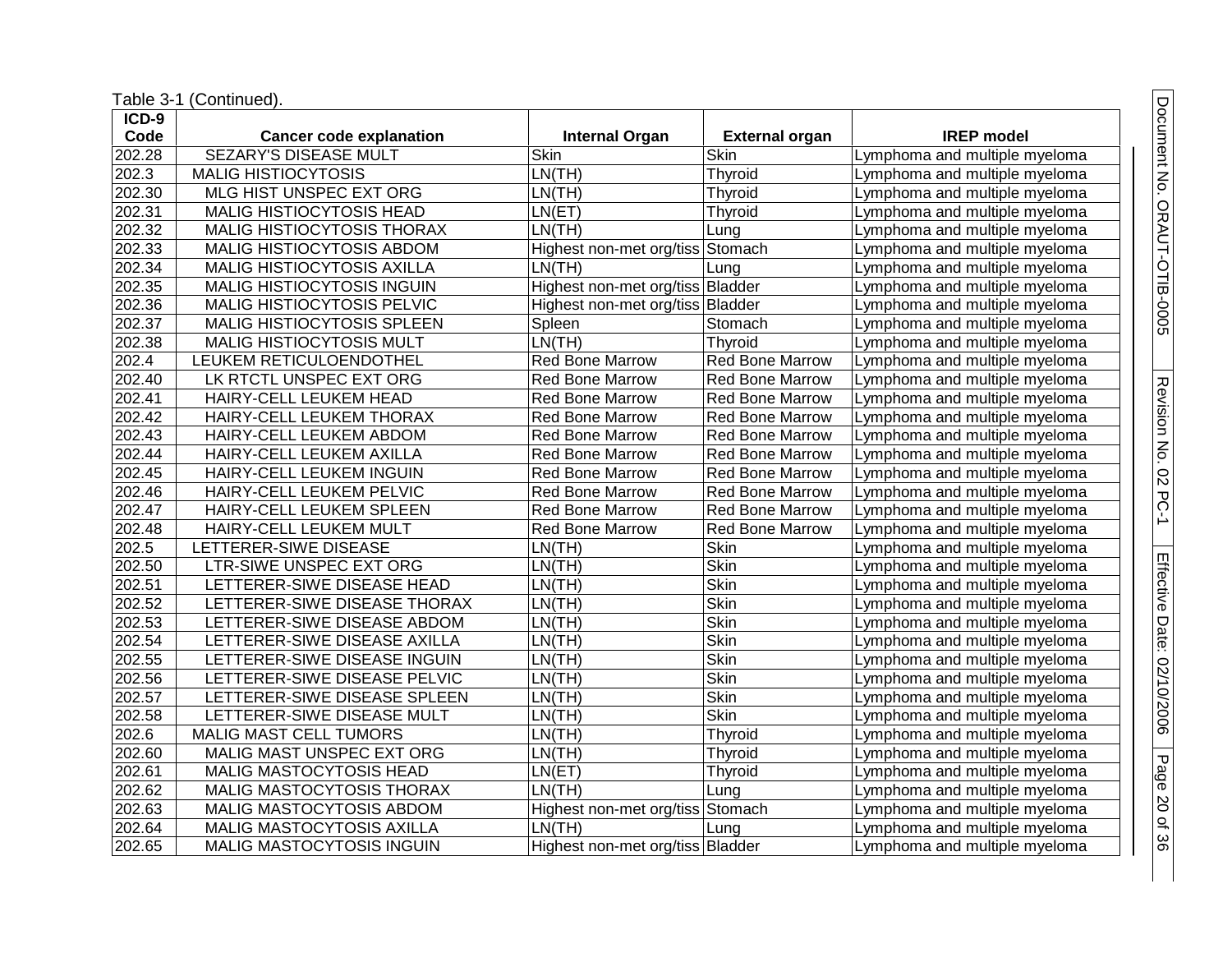Table 3-1 (Continued).

| ICD-9 Code | Cancer code explanation | Internal Organ | External organ | IREP model |
|---|---|---|---|---|
| 202.28 | SEZARY'S DISEASE MULT | Skin | Skin | Lymphoma and multiple myeloma |
| 202.3 | MALIG HISTIOCYTOSIS | LN(TH) | Thyroid | Lymphoma and multiple myeloma |
| 202.30 | MLG HIST UNSPEC EXT ORG | LN(TH) | Thyroid | Lymphoma and multiple myeloma |
| 202.31 | MALIG HISTIOCYTOSIS HEAD | LN(ET) | Thyroid | Lymphoma and multiple myeloma |
| 202.32 | MALIG HISTIOCYTOSIS THORAX | LN(TH) | Lung | Lymphoma and multiple myeloma |
| 202.33 | MALIG HISTIOCYTOSIS ABDOM | Highest non-met org/tiss | Stomach | Lymphoma and multiple myeloma |
| 202.34 | MALIG HISTIOCYTOSIS AXILLA | LN(TH) | Lung | Lymphoma and multiple myeloma |
| 202.35 | MALIG HISTIOCYTOSIS INGUIN | Highest non-met org/tiss | Bladder | Lymphoma and multiple myeloma |
| 202.36 | MALIG HISTIOCYTOSIS PELVIC | Highest non-met org/tiss | Bladder | Lymphoma and multiple myeloma |
| 202.37 | MALIG HISTIOCYTOSIS SPLEEN | Spleen | Stomach | Lymphoma and multiple myeloma |
| 202.38 | MALIG HISTIOCYTOSIS MULT | LN(TH) | Thyroid | Lymphoma and multiple myeloma |
| 202.4 | LEUKEM RETICULOENDOTHEL | Red Bone Marrow | Red Bone Marrow | Lymphoma and multiple myeloma |
| 202.40 | LK RTCTL UNSPEC EXT ORG | Red Bone Marrow | Red Bone Marrow | Lymphoma and multiple myeloma |
| 202.41 | HAIRY-CELL LEUKEM HEAD | Red Bone Marrow | Red Bone Marrow | Lymphoma and multiple myeloma |
| 202.42 | HAIRY-CELL LEUKEM THORAX | Red Bone Marrow | Red Bone Marrow | Lymphoma and multiple myeloma |
| 202.43 | HAIRY-CELL LEUKEM ABDOM | Red Bone Marrow | Red Bone Marrow | Lymphoma and multiple myeloma |
| 202.44 | HAIRY-CELL LEUKEM AXILLA | Red Bone Marrow | Red Bone Marrow | Lymphoma and multiple myeloma |
| 202.45 | HAIRY-CELL LEUKEM INGUIN | Red Bone Marrow | Red Bone Marrow | Lymphoma and multiple myeloma |
| 202.46 | HAIRY-CELL LEUKEM PELVIC | Red Bone Marrow | Red Bone Marrow | Lymphoma and multiple myeloma |
| 202.47 | HAIRY-CELL LEUKEM SPLEEN | Red Bone Marrow | Red Bone Marrow | Lymphoma and multiple myeloma |
| 202.48 | HAIRY-CELL LEUKEM MULT | Red Bone Marrow | Red Bone Marrow | Lymphoma and multiple myeloma |
| 202.5 | LETTERER-SIWE DISEASE | LN(TH) | Skin | Lymphoma and multiple myeloma |
| 202.50 | LTR-SIWE UNSPEC EXT ORG | LN(TH) | Skin | Lymphoma and multiple myeloma |
| 202.51 | LETTERER-SIWE DISEASE HEAD | LN(TH) | Skin | Lymphoma and multiple myeloma |
| 202.52 | LETTERER-SIWE DISEASE THORAX | LN(TH) | Skin | Lymphoma and multiple myeloma |
| 202.53 | LETTERER-SIWE DISEASE ABDOM | LN(TH) | Skin | Lymphoma and multiple myeloma |
| 202.54 | LETTERER-SIWE DISEASE AXILLA | LN(TH) | Skin | Lymphoma and multiple myeloma |
| 202.55 | LETTERER-SIWE DISEASE INGUIN | LN(TH) | Skin | Lymphoma and multiple myeloma |
| 202.56 | LETTERER-SIWE DISEASE PELVIC | LN(TH) | Skin | Lymphoma and multiple myeloma |
| 202.57 | LETTERER-SIWE DISEASE SPLEEN | LN(TH) | Skin | Lymphoma and multiple myeloma |
| 202.58 | LETTERER-SIWE DISEASE MULT | LN(TH) | Skin | Lymphoma and multiple myeloma |
| 202.6 | MALIG MAST CELL TUMORS | LN(TH) | Thyroid | Lymphoma and multiple myeloma |
| 202.60 | MALIG MAST UNSPEC EXT ORG | LN(TH) | Thyroid | Lymphoma and multiple myeloma |
| 202.61 | MALIG MASTOCYTOSIS HEAD | LN(ET) | Thyroid | Lymphoma and multiple myeloma |
| 202.62 | MALIG MASTOCYTOSIS THORAX | LN(TH) | Lung | Lymphoma and multiple myeloma |
| 202.63 | MALIG MASTOCYTOSIS ABDOM | Highest non-met org/tiss | Stomach | Lymphoma and multiple myeloma |
| 202.64 | MALIG MASTOCYTOSIS AXILLA | LN(TH) | Lung | Lymphoma and multiple myeloma |
| 202.65 | MALIG MASTOCYTOSIS INGUIN | Highest non-met org/tiss | Bladder | Lymphoma and multiple myeloma |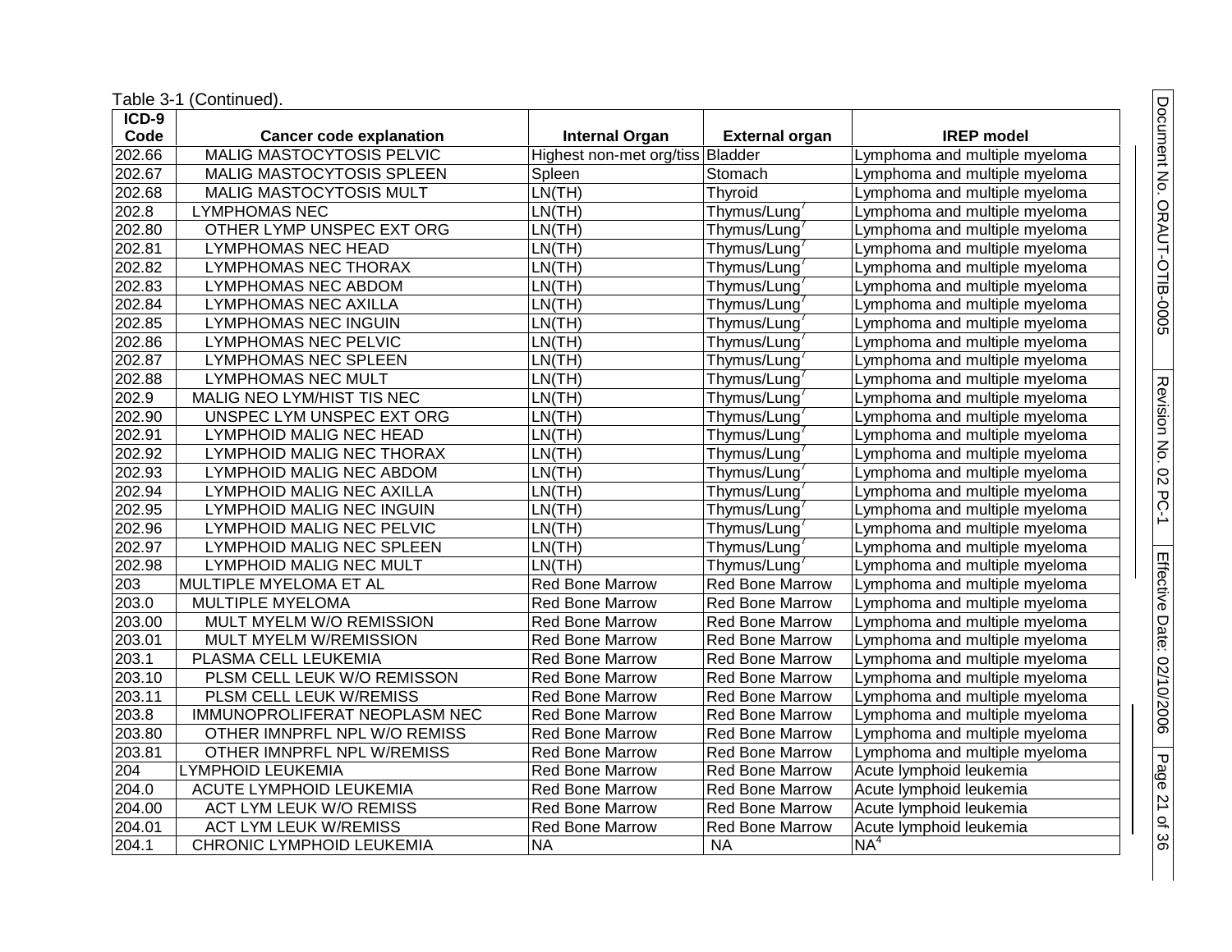Table 3-1 (Continued).

| ICD-9 Code | Cancer code explanation | Internal Organ | External organ | IREP model |
|---|---|---|---|---|
| 202.66 | MALIG MASTOCYTOSIS PELVIC | Highest non-met org/tiss | Bladder | Lymphoma and multiple myeloma |
| 202.67 | MALIG MASTOCYTOSIS SPLEEN | Spleen | Stomach | Lymphoma and multiple myeloma |
| 202.68 | MALIG MASTOCYTOSIS MULT | LN(TH) | Thyroid | Lymphoma and multiple myeloma |
| 202.8 | LYMPHOMAS NEC | LN(TH) | Thymus/Lung[7] | Lymphoma and multiple myeloma |
| 202.80 | OTHER LYMP UNSPEC EXT ORG | LN(TH) | Thymus/Lung[7] | Lymphoma and multiple myeloma |
| 202.81 | LYMPHOMAS NEC HEAD | LN(TH) | Thymus/Lung[7] | Lymphoma and multiple myeloma |
| 202.82 | LYMPHOMAS NEC THORAX | LN(TH) | Thymus/Lung[7] | Lymphoma and multiple myeloma |
| 202.83 | LYMPHOMAS NEC ABDOM | LN(TH) | Thymus/Lung[7] | Lymphoma and multiple myeloma |
| 202.84 | LYMPHOMAS NEC AXILLA | LN(TH) | Thymus/Lung[7] | Lymphoma and multiple myeloma |
| 202.85 | LYMPHOMAS NEC INGUIN | LN(TH) | Thymus/Lung[7] | Lymphoma and multiple myeloma |
| 202.86 | LYMPHOMAS NEC PELVIC | LN(TH) | Thymus/Lung[7] | Lymphoma and multiple myeloma |
| 202.87 | LYMPHOMAS NEC SPLEEN | LN(TH) | Thymus/Lung[7] | Lymphoma and multiple myeloma |
| 202.88 | LYMPHOMAS NEC MULT | LN(TH) | Thymus/Lung[7] | Lymphoma and multiple myeloma |
| 202.9 | MALIG NEO LYM/HIST TIS NEC | LN(TH) | Thymus/Lung[7] | Lymphoma and multiple myeloma |
| 202.90 | UNSPEC LYM UNSPEC EXT ORG | LN(TH) | Thymus/Lung[7] | Lymphoma and multiple myeloma |
| 202.91 | LYMPHOID MALIG NEC HEAD | LN(TH) | Thymus/Lung[7] | Lymphoma and multiple myeloma |
| 202.92 | LYMPHOID MALIG NEC THORAX | LN(TH) | Thymus/Lung[7] | Lymphoma and multiple myeloma |
| 202.93 | LYMPHOID MALIG NEC ABDOM | LN(TH) | Thymus/Lung[7] | Lymphoma and multiple myeloma |
| 202.94 | LYMPHOID MALIG NEC AXILLA | LN(TH) | Thymus/Lung[7] | Lymphoma and multiple myeloma |
| 202.95 | LYMPHOID MALIG NEC INGUIN | LN(TH) | Thymus/Lung[7] | Lymphoma and multiple myeloma |
| 202.96 | LYMPHOID MALIG NEC PELVIC | LN(TH) | Thymus/Lung[7] | Lymphoma and multiple myeloma |
| 202.97 | LYMPHOID MALIG NEC SPLEEN | LN(TH) | Thymus/Lung[7] | Lymphoma and multiple myeloma |
| 202.98 | LYMPHOID MALIG NEC MULT | LN(TH) | Thymus/Lung[7] | Lymphoma and multiple myeloma |
| 203 | MULTIPLE MYELOMA ET AL | Red Bone Marrow | Red Bone Marrow | Lymphoma and multiple myeloma |
| 203.0 | MULTIPLE MYELOMA | Red Bone Marrow | Red Bone Marrow | Lymphoma and multiple myeloma |
| 203.00 | MULT MYELM W/O REMISSION | Red Bone Marrow | Red Bone Marrow | Lymphoma and multiple myeloma |
| 203.01 | MULT MYELM W/REMISSION | Red Bone Marrow | Red Bone Marrow | Lymphoma and multiple myeloma |
| 203.1 | PLASMA CELL LEUKEMIA | Red Bone Marrow | Red Bone Marrow | Lymphoma and multiple myeloma |
| 203.10 | PLSM CELL LEUK W/O REMISSON | Red Bone Marrow | Red Bone Marrow | Lymphoma and multiple myeloma |
| 203.11 | PLSM CELL LEUK W/REMISS | Red Bone Marrow | Red Bone Marrow | Lymphoma and multiple myeloma |
| 203.8 | IMMUNOPROLIFERAT NEOPLASM NEC | Red Bone Marrow | Red Bone Marrow | Lymphoma and multiple myeloma |
| 203.80 | OTHER IMNPRFL NPL W/O REMISS | Red Bone Marrow | Red Bone Marrow | Lymphoma and multiple myeloma |
| 203.81 | OTHER IMNPRFL NPL W/REMISS | Red Bone Marrow | Red Bone Marrow | Lymphoma and multiple myeloma |
| 204 | LYMPHOID LEUKEMIA | Red Bone Marrow | Red Bone Marrow | Acute lymphoid leukemia |
| 204.0 | ACUTE LYMPHOID LEUKEMIA | Red Bone Marrow | Red Bone Marrow | Acute lymphoid leukemia |
| 204.00 | ACT LYM LEUK W/O REMISS | Red Bone Marrow | Red Bone Marrow | Acute lymphoid leukemia |
| 204.01 | ACT LYM LEUK W/REMISS | Red Bone Marrow | Red Bone Marrow | Acute lymphoid leukemia |
| 204.1 | CHRONIC LYMPHOID LEUKEMIA | NA | NA | NA[4] |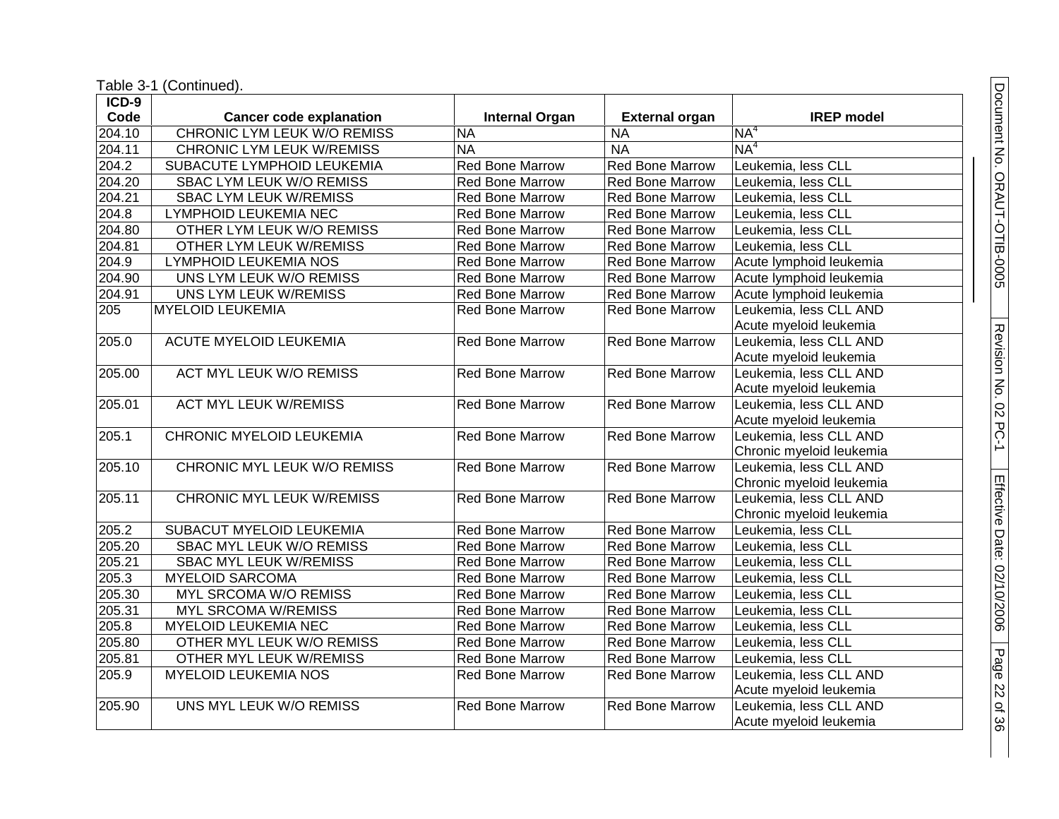Table 3-1 (Continued).

| ICD-9 Code | Cancer code explanation | Internal Organ | External organ | IREP model |
|---|---|---|---|---|
| 204.10 | CHRONIC LYM LEUK W/O REMISS | NA | NA | NA[4] |
| 204.11 | CHRONIC LYM LEUK W/REMISS | NA | NA | NA[4] |
| 204.2 | SUBACUTE LYMPHOID LEUKEMIA | Red Bone Marrow | Red Bone Marrow | Leukemia, less CLL |
| 204.20 | SBAC LYM LEUK W/O REMISS | Red Bone Marrow | Red Bone Marrow | Leukemia, less CLL |
| 204.21 | SBAC LYM LEUK W/REMISS | Red Bone Marrow | Red Bone Marrow | Leukemia, less CLL |
| 204.8 | LYMPHOID LEUKEMIA NEC | Red Bone Marrow | Red Bone Marrow | Leukemia, less CLL |
| 204.80 | OTHER LYM LEUK W/O REMISS | Red Bone Marrow | Red Bone Marrow | Leukemia, less CLL |
| 204.81 | OTHER LYM LEUK W/REMISS | Red Bone Marrow | Red Bone Marrow | Leukemia, less CLL |
| 204.9 | LYMPHOID LEUKEMIA NOS | Red Bone Marrow | Red Bone Marrow | Acute lymphoid leukemia |
| 204.90 | UNS LYM LEUK W/O REMISS | Red Bone Marrow | Red Bone Marrow | Acute lymphoid leukemia |
| 204.91 | UNS LYM LEUK W/REMISS | Red Bone Marrow | Red Bone Marrow | Acute lymphoid leukemia |
| 205 | MYELOID LEUKEMIA | Red Bone Marrow | Red Bone Marrow | Leukemia, less CLL AND Acute myeloid leukemia |
| 205.0 | ACUTE MYELOID LEUKEMIA | Red Bone Marrow | Red Bone Marrow | Leukemia, less CLL AND Acute myeloid leukemia |
| 205.00 | ACT MYL LEUK W/O REMISS | Red Bone Marrow | Red Bone Marrow | Leukemia, less CLL AND Acute myeloid leukemia |
| 205.01 | ACT MYL LEUK W/REMISS | Red Bone Marrow | Red Bone Marrow | Leukemia, less CLL AND Acute myeloid leukemia |
| 205.1 | CHRONIC MYELOID LEUKEMIA | Red Bone Marrow | Red Bone Marrow | Leukemia, less CLL AND Chronic myeloid leukemia |
| 205.10 | CHRONIC MYL LEUK W/O REMISS | Red Bone Marrow | Red Bone Marrow | Leukemia, less CLL AND Chronic myeloid leukemia |
| 205.11 | CHRONIC MYL LEUK W/REMISS | Red Bone Marrow | Red Bone Marrow | Leukemia, less CLL AND Chronic myeloid leukemia |
| 205.2 | SUBACUT MYELOID LEUKEMIA | Red Bone Marrow | Red Bone Marrow | Leukemia, less CLL |
| 205.20 | SBAC MYL LEUK W/O REMISS | Red Bone Marrow | Red Bone Marrow | Leukemia, less CLL |
| 205.21 | SBAC MYL LEUK W/REMISS | Red Bone Marrow | Red Bone Marrow | Leukemia, less CLL |
| 205.3 | MYELOID SARCOMA | Red Bone Marrow | Red Bone Marrow | Leukemia, less CLL |
| 205.30 | MYL SRCOMA W/O REMISS | Red Bone Marrow | Red Bone Marrow | Leukemia, less CLL |
| 205.31 | MYL SRCOMA W/REMISS | Red Bone Marrow | Red Bone Marrow | Leukemia, less CLL |
| 205.8 | MYELOID LEUKEMIA NEC | Red Bone Marrow | Red Bone Marrow | Leukemia, less CLL |
| 205.80 | OTHER MYL LEUK W/O REMISS | Red Bone Marrow | Red Bone Marrow | Leukemia, less CLL |
| 205.81 | OTHER MYL LEUK W/REMISS | Red Bone Marrow | Red Bone Marrow | Leukemia, less CLL |
| 205.9 | MYELOID LEUKEMIA NOS | Red Bone Marrow | Red Bone Marrow | Leukemia, less CLL AND Acute myeloid leukemia |
| 205.90 | UNS MYL LEUK W/O REMISS | Red Bone Marrow | Red Bone Marrow | Leukemia, less CLL AND Acute myeloid leukemia |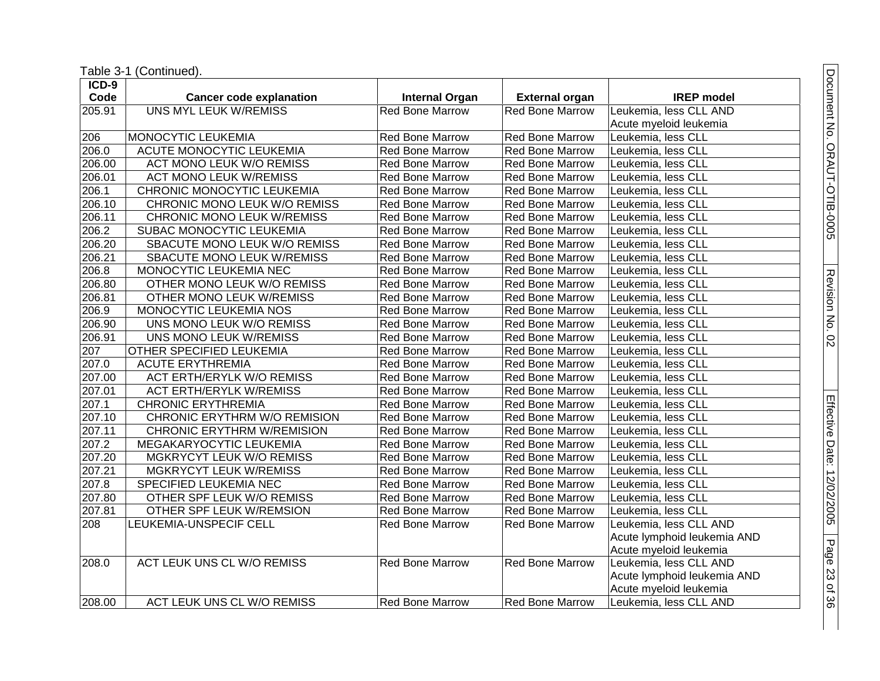Table 3-1 (Continued).

| ICD-9 Code | Cancer code explanation | Internal Organ | External organ | IREP model |
|---|---|---|---|---|
| 205.91 | UNS MYL LEUK W/REMISS | Red Bone Marrow | Red Bone Marrow | Leukemia, less CLL AND Acute myeloid leukemia |
| 206 | MONOCYTIC LEUKEMIA | Red Bone Marrow | Red Bone Marrow | Leukemia, less CLL |
| 206.0 | ACUTE MONOCYTIC LEUKEMIA | Red Bone Marrow | Red Bone Marrow | Leukemia, less CLL |
| 206.00 | ACT MONO LEUK W/O REMISS | Red Bone Marrow | Red Bone Marrow | Leukemia, less CLL |
| 206.01 | ACT MONO LEUK W/REMISS | Red Bone Marrow | Red Bone Marrow | Leukemia, less CLL |
| 206.1 | CHRONIC MONOCYTIC LEUKEMIA | Red Bone Marrow | Red Bone Marrow | Leukemia, less CLL |
| 206.10 | CHRONIC MONO LEUK W/O REMISS | Red Bone Marrow | Red Bone Marrow | Leukemia, less CLL |
| 206.11 | CHRONIC MONO LEUK W/REMISS | Red Bone Marrow | Red Bone Marrow | Leukemia, less CLL |
| 206.2 | SUBAC MONOCYTIC LEUKEMIA | Red Bone Marrow | Red Bone Marrow | Leukemia, less CLL |
| 206.20 | SBACUTE MONO LEUK W/O REMISS | Red Bone Marrow | Red Bone Marrow | Leukemia, less CLL |
| 206.21 | SBACUTE MONO LEUK W/REMISS | Red Bone Marrow | Red Bone Marrow | Leukemia, less CLL |
| 206.8 | MONOCYTIC LEUKEMIA NEC | Red Bone Marrow | Red Bone Marrow | Leukemia, less CLL |
| 206.80 | OTHER MONO LEUK W/O REMISS | Red Bone Marrow | Red Bone Marrow | Leukemia, less CLL |
| 206.81 | OTHER MONO LEUK W/REMISS | Red Bone Marrow | Red Bone Marrow | Leukemia, less CLL |
| 206.9 | MONOCYTIC LEUKEMIA NOS | Red Bone Marrow | Red Bone Marrow | Leukemia, less CLL |
| 206.90 | UNS MONO LEUK W/O REMISS | Red Bone Marrow | Red Bone Marrow | Leukemia, less CLL |
| 206.91 | UNS MONO LEUK W/REMISS | Red Bone Marrow | Red Bone Marrow | Leukemia, less CLL |
| 207 | OTHER SPECIFIED LEUKEMIA | Red Bone Marrow | Red Bone Marrow | Leukemia, less CLL |
| 207.0 | ACUTE ERYTHREMIA | Red Bone Marrow | Red Bone Marrow | Leukemia, less CLL |
| 207.00 | ACT ERTH/ERYLK W/O REMISS | Red Bone Marrow | Red Bone Marrow | Leukemia, less CLL |
| 207.01 | ACT ERTH/ERYLK W/REMISS | Red Bone Marrow | Red Bone Marrow | Leukemia, less CLL |
| 207.1 | CHRONIC ERYTHREMIA | Red Bone Marrow | Red Bone Marrow | Leukemia, less CLL |
| 207.10 | CHRONIC ERYTHRM W/O REMISION | Red Bone Marrow | Red Bone Marrow | Leukemia, less CLL |
| 207.11 | CHRONIC ERYTHRM W/REMISION | Red Bone Marrow | Red Bone Marrow | Leukemia, less CLL |
| 207.2 | MEGAKARYOCYTIC LEUKEMIA | Red Bone Marrow | Red Bone Marrow | Leukemia, less CLL |
| 207.20 | MGKRYCYT LEUK W/O REMISS | Red Bone Marrow | Red Bone Marrow | Leukemia, less CLL |
| 207.21 | MGKRYCYT LEUK W/REMISS | Red Bone Marrow | Red Bone Marrow | Leukemia, less CLL |
| 207.8 | SPECIFIED LEUKEMIA NEC | Red Bone Marrow | Red Bone Marrow | Leukemia, less CLL |
| 207.80 | OTHER SPF LEUK W/O REMISS | Red Bone Marrow | Red Bone Marrow | Leukemia, less CLL |
| 207.81 | OTHER SPF LEUK W/REMSION | Red Bone Marrow | Red Bone Marrow | Leukemia, less CLL |
| 208 | LEUKEMIA-UNSPECIF CELL | Red Bone Marrow | Red Bone Marrow | Leukemia, less CLL AND Acute lymphoid leukemia AND Acute myeloid leukemia |
| 208.0 | ACT LEUK UNS CL W/O REMISS | Red Bone Marrow | Red Bone Marrow | Leukemia, less CLL AND Acute lymphoid leukemia AND Acute myeloid leukemia |
| 208.00 | ACT LEUK UNS CL W/O REMISS | Red Bone Marrow | Red Bone Marrow | Leukemia, less CLL AND |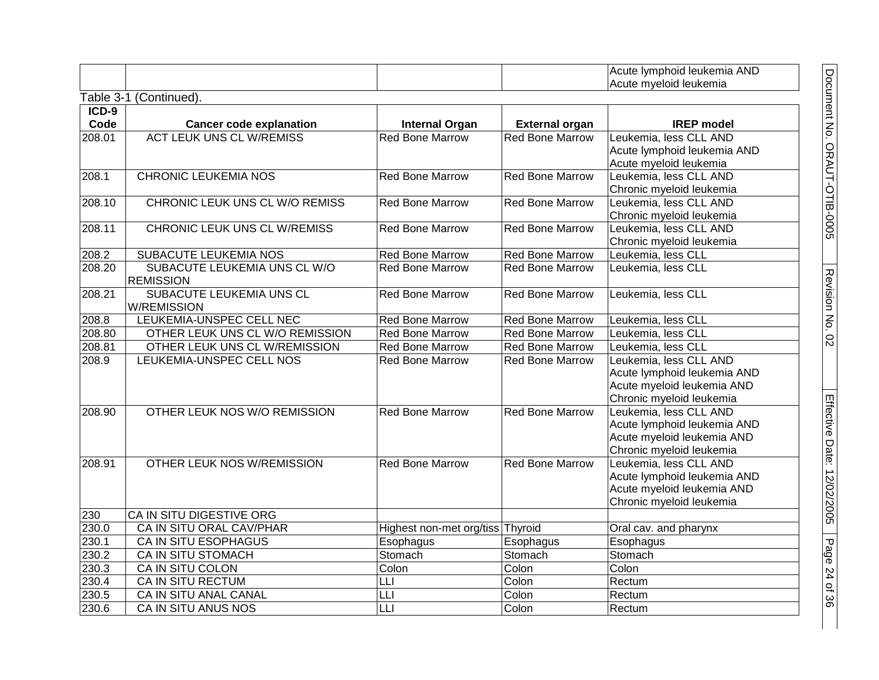| | | | | Acute lymphoid leukemia AND Acute myeloid leukemia |
|---|---|---|---|---|

Table 3-1 (Continued).

| ICD-9 Code | Cancer code explanation | Internal Organ | External organ | IREP model |
|---|---|---|---|---|
| 208.01 | ACT LEUK UNS CL W/REMISS | Red Bone Marrow | Red Bone Marrow | Leukemia, less CLL AND Acute lymphoid leukemia AND Acute myeloid leukemia |
| 208.1 | CHRONIC LEUKEMIA NOS | Red Bone Marrow | Red Bone Marrow | Leukemia, less CLL AND Chronic myeloid leukemia |
| 208.10 | CHRONIC LEUK UNS CL W/O REMISS | Red Bone Marrow | Red Bone Marrow | Leukemia, less CLL AND Chronic myeloid leukemia |
| 208.11 | CHRONIC LEUK UNS CL W/REMISS | Red Bone Marrow | Red Bone Marrow | Leukemia, less CLL AND Chronic myeloid leukemia |
| 208.2 | SUBACUTE LEUKEMIA NOS | Red Bone Marrow | Red Bone Marrow | Leukemia, less CLL |
| 208.20 | SUBACUTE LEUKEMIA UNS CL W/O REMISSION | Red Bone Marrow | Red Bone Marrow | Leukemia, less CLL |
| 208.21 | SUBACUTE LEUKEMIA UNS CL W/REMISSION | Red Bone Marrow | Red Bone Marrow | Leukemia, less CLL |
| 208.8 | LEUKEMIA-UNSPEC CELL NEC | Red Bone Marrow | Red Bone Marrow | Leukemia, less CLL |
| 208.80 | OTHER LEUK UNS CL W/O REMISSION | Red Bone Marrow | Red Bone Marrow | Leukemia, less CLL |
| 208.81 | OTHER LEUK UNS CL W/REMISSION | Red Bone Marrow | Red Bone Marrow | Leukemia, less CLL |
| 208.9 | LEUKEMIA-UNSPEC CELL NOS | Red Bone Marrow | Red Bone Marrow | Leukemia, less CLL AND Acute lymphoid leukemia AND Acute myeloid leukemia AND Chronic myeloid leukemia |
| 208.90 | OTHER LEUK NOS W/O REMISSION | Red Bone Marrow | Red Bone Marrow | Leukemia, less CLL AND Acute lymphoid leukemia AND Acute myeloid leukemia AND Chronic myeloid leukemia |
| 208.91 | OTHER LEUK NOS W/REMISSION | Red Bone Marrow | Red Bone Marrow | Leukemia, less CLL AND Acute lymphoid leukemia AND Acute myeloid leukemia AND Chronic myeloid leukemia |
| 230 | CA IN SITU DIGESTIVE ORG | | | |
| 230.0 | CA IN SITU ORAL CAV/PHAR | Highest non-met org/tiss | Thyroid | Oral cav. and pharynx |
| 230.1 | CA IN SITU ESOPHAGUS | Esophagus | Esophagus | Esophagus |
| 230.2 | CA IN SITU STOMACH | Stomach | Stomach | Stomach |
| 230.3 | CA IN SITU COLON | Colon | Colon | Colon |
| 230.4 | CA IN SITU RECTUM | LLI | Colon | Rectum |
| 230.5 | CA IN SITU ANAL CANAL | LLI | Colon | Rectum |
| 230.6 | CA IN SITU ANUS NOS | LLI | Colon | Rectum |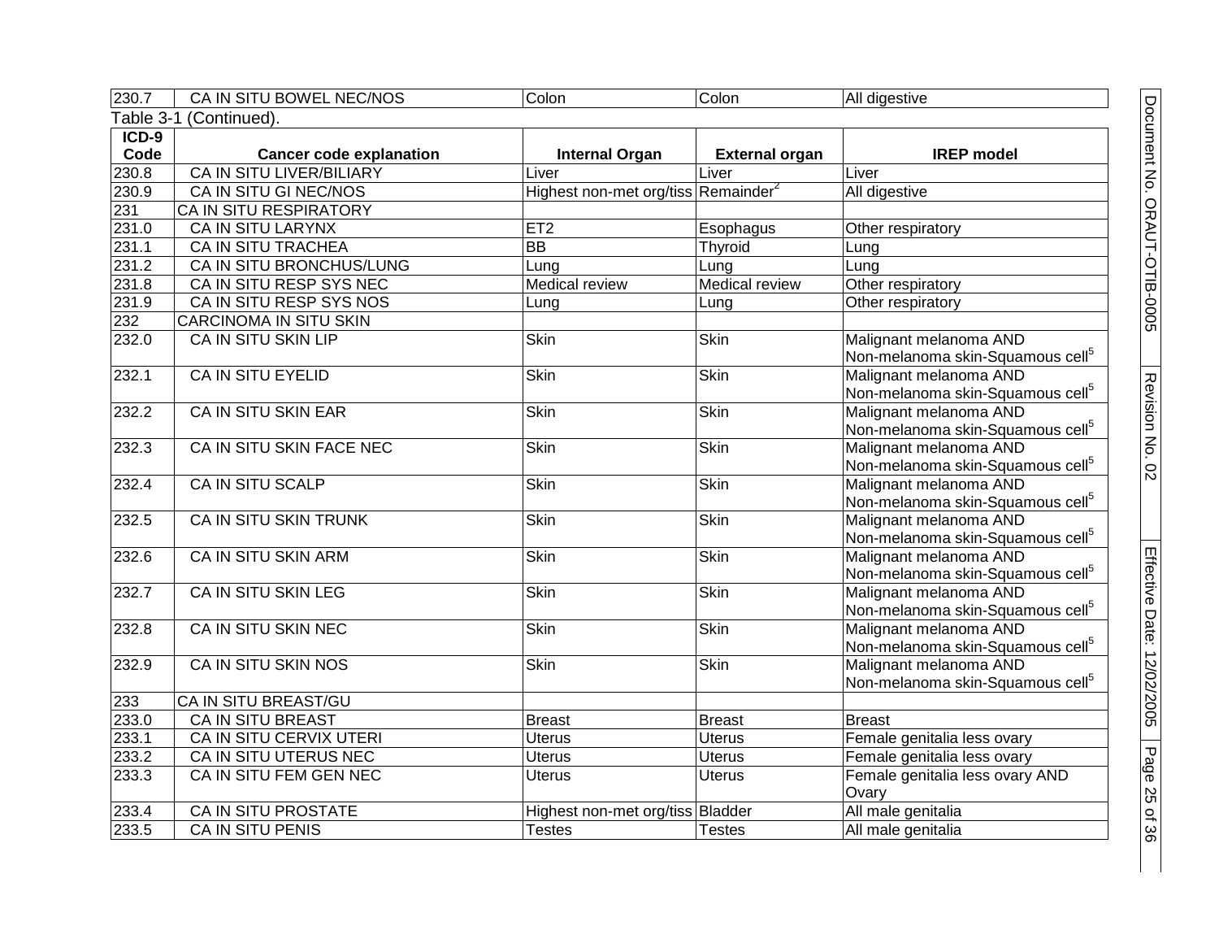| 230.7 | CA IN SITU BOWEL NEC/NOS | Colon | Colon | All digestive |
|---|---|---|---|---|

Table 3-1 (Continued).

| ICD-9 Code | Cancer code explanation | Internal Organ | External organ | IREP model |
|---|---|---|---|---|
| 230.8 | CA IN SITU LIVER/BILIARY | Liver | Liver | Liver |
| 230.9 | CA IN SITU GI NEC/NOS | Highest non-met org/tiss | Remainder[2] | All digestive |
| 231 | CA IN SITU RESPIRATORY | | | |
| 231.0 | CA IN SITU LARYNX | ET2 | Esophagus | Other respiratory |
| 231.1 | CA IN SITU TRACHEA | BB | Thyroid | Lung |
| 231.2 | CA IN SITU BRONCHUS/LUNG | Lung | Lung | Lung |
| 231.8 | CA IN SITU RESP SYS NEC | Medical review | Medical review | Other respiratory |
| 231.9 | CA IN SITU RESP SYS NOS | Lung | Lung | Other respiratory |
| 232 | CARCINOMA IN SITU SKIN | | | |
| 232.0 | CA IN SITU SKIN LIP | Skin | Skin | Malignant melanoma AND Non-melanoma skin-Squamous cell[5] |
| 232.1 | CA IN SITU EYELID | Skin | Skin | Malignant melanoma AND Non-melanoma skin-Squamous cell[5] |
| 232.2 | CA IN SITU SKIN EAR | Skin | Skin | Malignant melanoma AND Non-melanoma skin-Squamous cell[5] |
| 232.3 | CA IN SITU SKIN FACE NEC | Skin | Skin | Malignant melanoma AND Non-melanoma skin-Squamous cell[5] |
| 232.4 | CA IN SITU SCALP | Skin | Skin | Malignant melanoma AND Non-melanoma skin-Squamous cell[5] |
| 232.5 | CA IN SITU SKIN TRUNK | Skin | Skin | Malignant melanoma AND Non-melanoma skin-Squamous cell[5] |
| 232.6 | CA IN SITU SKIN ARM | Skin | Skin | Malignant melanoma AND Non-melanoma skin-Squamous cell[5] |
| 232.7 | CA IN SITU SKIN LEG | Skin | Skin | Malignant melanoma AND Non-melanoma skin-Squamous cell[5] |
| 232.8 | CA IN SITU SKIN NEC | Skin | Skin | Malignant melanoma AND Non-melanoma skin-Squamous cell[5] |
| 232.9 | CA IN SITU SKIN NOS | Skin | Skin | Malignant melanoma AND Non-melanoma skin-Squamous cell[5] |
| 233 | CA IN SITU BREAST/GU | | | |
| 233.0 | CA IN SITU BREAST | Breast | Breast | Breast |
| 233.1 | CA IN SITU CERVIX UTERI | Uterus | Uterus | Female genitalia less ovary |
| 233.2 | CA IN SITU UTERUS NEC | Uterus | Uterus | Female genitalia less ovary |
| 233.3 | CA IN SITU FEM GEN NEC | Uterus | Uterus | Female genitalia less ovary AND Ovary |
| 233.4 | CA IN SITU PROSTATE | Highest non-met org/tiss | Bladder | All male genitalia |
| 233.5 | CA IN SITU PENIS | Testes | Testes | All male genitalia |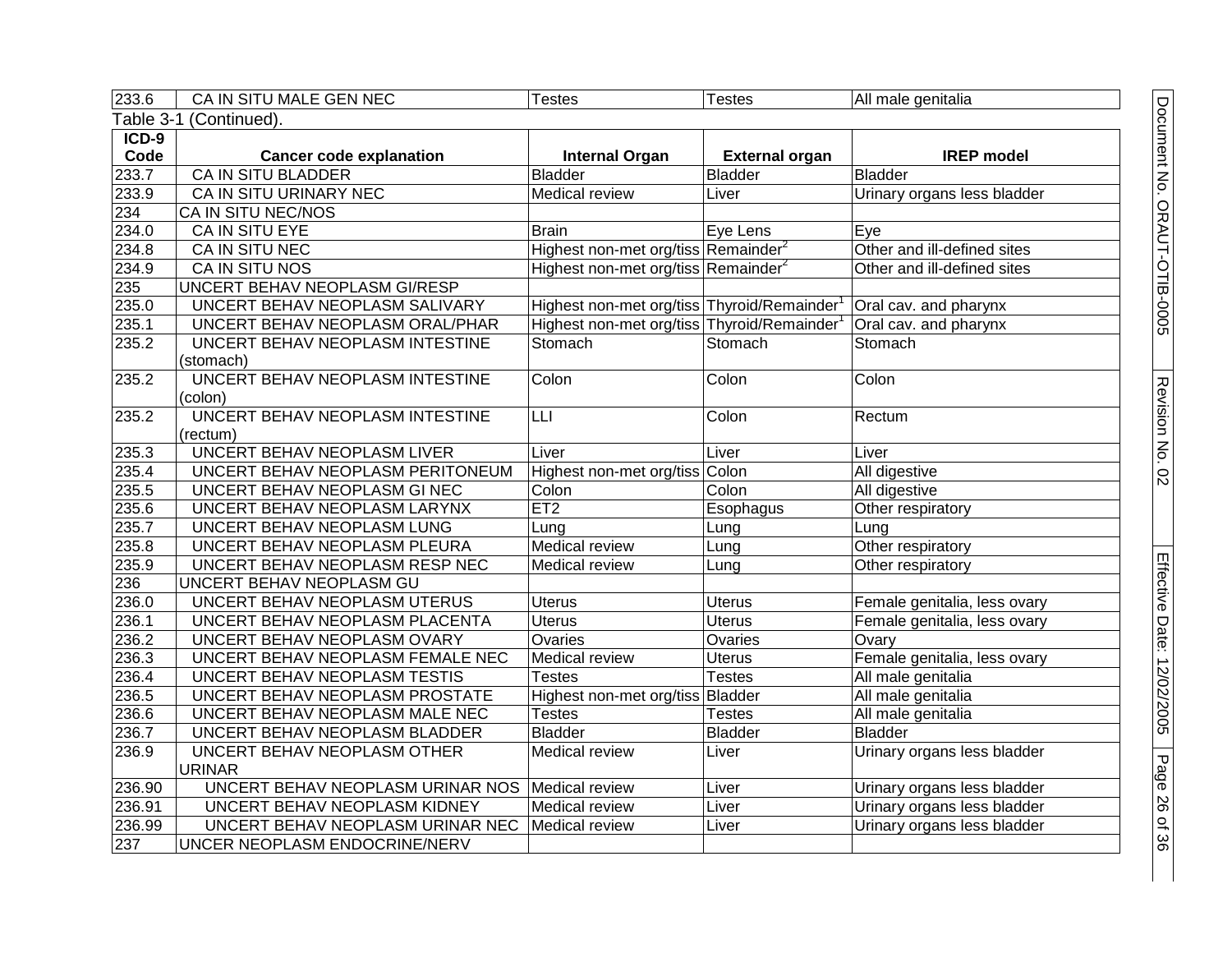| 233.6 | CA IN SITU MALE GEN NEC | Testes | Testes | All male genitalia |
|---|---|---|---|---|

Table 3-1 (Continued).

| ICD-9 Code | Cancer code explanation | Internal Organ | External organ | IREP model |
|---|---|---|---|---|
| 233.7 | CA IN SITU BLADDER | Bladder | Bladder | Bladder |
| 233.9 | CA IN SITU URINARY NEC | Medical review | Liver | Urinary organs less bladder |
| 234 | CA IN SITU NEC/NOS | | | |
| 234.0 | CA IN SITU EYE | Brain | Eye Lens | Eye |
| 234.8 | CA IN SITU NEC | Highest non-met org/tiss | Remainder[2] | Other and ill-defined sites |
| 234.9 | CA IN SITU NOS | Highest non-met org/tiss | Remainder[2] | Other and ill-defined sites |
| 235 | UNCERT BEHAV NEOPLASM GI/RESP | | | |
| 235.0 | UNCERT BEHAV NEOPLASM SALIVARY | Highest non-met org/tiss | Thyroid/Remainder[1] | Oral cav. and pharynx |
| 235.1 | UNCERT BEHAV NEOPLASM ORAL/PHAR | Highest non-met org/tiss | Thyroid/Remainder[1] | Oral cav. and pharynx |
| 235.2 | UNCERT BEHAV NEOPLASM INTESTINE (stomach) | Stomach | Stomach | Stomach |
| 235.2 | UNCERT BEHAV NEOPLASM INTESTINE (colon) | Colon | Colon | Colon |
| 235.2 | UNCERT BEHAV NEOPLASM INTESTINE (rectum) | LLI | Colon | Rectum |
| 235.3 | UNCERT BEHAV NEOPLASM LIVER | Liver | Liver | Liver |
| 235.4 | UNCERT BEHAV NEOPLASM PERITONEUM | Highest non-met org/tiss | Colon | All digestive |
| 235.5 | UNCERT BEHAV NEOPLASM GI NEC | Colon | Colon | All digestive |
| 235.6 | UNCERT BEHAV NEOPLASM LARYNX | ET2 | Esophagus | Other respiratory |
| 235.7 | UNCERT BEHAV NEOPLASM LUNG | Lung | Lung | Lung |
| 235.8 | UNCERT BEHAV NEOPLASM PLEURA | Medical review | Lung | Other respiratory |
| 235.9 | UNCERT BEHAV NEOPLASM RESP NEC | Medical review | Lung | Other respiratory |
| 236 | UNCERT BEHAV NEOPLASM GU | | | |
| 236.0 | UNCERT BEHAV NEOPLASM UTERUS | Uterus | Uterus | Female genitalia, less ovary |
| 236.1 | UNCERT BEHAV NEOPLASM PLACENTA | Uterus | Uterus | Female genitalia, less ovary |
| 236.2 | UNCERT BEHAV NEOPLASM OVARY | Ovaries | Ovaries | Ovary |
| 236.3 | UNCERT BEHAV NEOPLASM FEMALE NEC | Medical review | Uterus | Female genitalia, less ovary |
| 236.4 | UNCERT BEHAV NEOPLASM TESTIS | Testes | Testes | All male genitalia |
| 236.5 | UNCERT BEHAV NEOPLASM PROSTATE | Highest non-met org/tiss | Bladder | All male genitalia |
| 236.6 | UNCERT BEHAV NEOPLASM MALE NEC | Testes | Testes | All male genitalia |
| 236.7 | UNCERT BEHAV NEOPLASM BLADDER | Bladder | Bladder | Bladder |
| 236.9 | UNCERT BEHAV NEOPLASM OTHER URINAR | Medical review | Liver | Urinary organs less bladder |
| 236.90 | UNCERT BEHAV NEOPLASM URINAR NOS | Medical review | Liver | Urinary organs less bladder |
| 236.91 | UNCERT BEHAV NEOPLASM KIDNEY | Medical review | Liver | Urinary organs less bladder |
| 236.99 | UNCERT BEHAV NEOPLASM URINAR NEC | Medical review | Liver | Urinary organs less bladder |
| 237 | UNCER NEOPLASM ENDOCRINE/NERV | | | |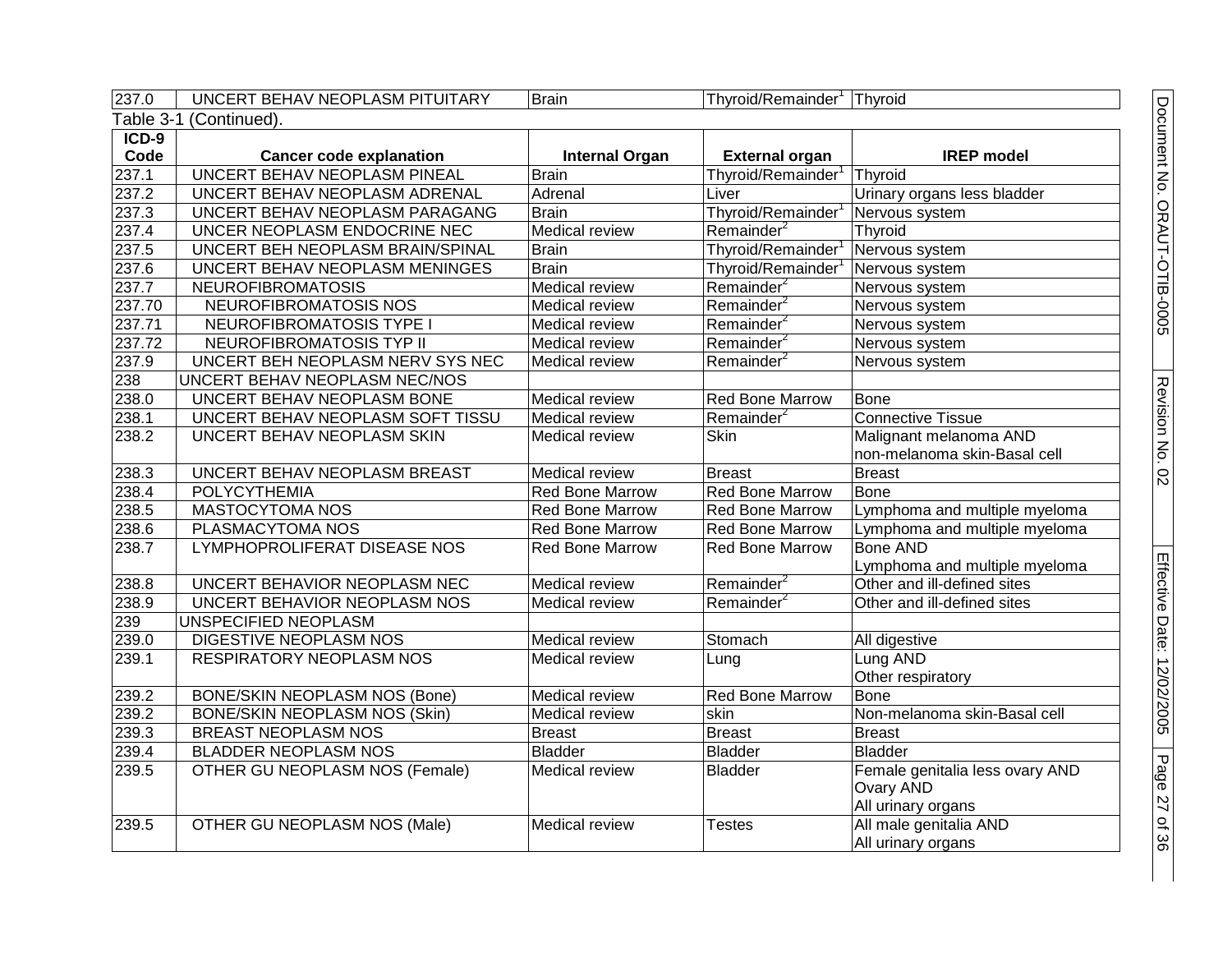| ICD-9 Code | Cancer code explanation | Internal Organ | External organ | IREP model |
|---|---|---|---|---|
| 237.0 | UNCERT BEHAV NEOPLASM PITUITARY | Brain | Thyroid/Remainder[1] | Thyroid |

Table 3-1 (Continued).

| ICD-9 Code | Cancer code explanation | Internal Organ | External organ | IREP model |
|---|---|---|---|---|
| 237.1 | UNCERT BEHAV NEOPLASM PINEAL | Brain | Thyroid/Remainder[1] | Thyroid |
| 237.2 | UNCERT BEHAV NEOPLASM ADRENAL | Adrenal | Liver | Urinary organs less bladder |
| 237.3 | UNCERT BEHAV NEOPLASM PARAGANG | Brain | Thyroid/Remainder[1] | Nervous system |
| 237.4 | UNCER NEOPLASM ENDOCRINE NEC | Medical review | Remainder[2] | Thyroid |
| 237.5 | UNCERT BEH NEOPLASM BRAIN/SPINAL | Brain | Thyroid/Remainder[1] | Nervous system |
| 237.6 | UNCERT BEHAV NEOPLASM MENINGES | Brain | Thyroid/Remainder[1] | Nervous system |
| 237.7 | NEUROFIBROMATOSIS | Medical review | Remainder[2] | Nervous system |
| 237.70 | NEUROFIBROMATOSIS NOS | Medical review | Remainder[2] | Nervous system |
| 237.71 | NEUROFIBROMATOSIS TYPE I | Medical review | Remainder[2] | Nervous system |
| 237.72 | NEUROFIBROMATOSIS TYP II | Medical review | Remainder[2] | Nervous system |
| 237.9 | UNCERT BEH NEOPLASM NERV SYS NEC | Medical review | Remainder[2] | Nervous system |
| 238 | UNCERT BEHAV NEOPLASM NEC/NOS | | | |
| 238.0 | UNCERT BEHAV NEOPLASM BONE | Medical review | Red Bone Marrow | Bone |
| 238.1 | UNCERT BEHAV NEOPLASM SOFT TISSU | Medical review | Remainder[2] | Connective Tissue |
| 238.2 | UNCERT BEHAV NEOPLASM SKIN | Medical review | Skin | Malignant melanoma AND non-melanoma skin-Basal cell |
| 238.3 | UNCERT BEHAV NEOPLASM BREAST | Medical review | Breast | Breast |
| 238.4 | POLYCYTHEMIA | Red Bone Marrow | Red Bone Marrow | Bone |
| 238.5 | MASTOCYTOMA NOS | Red Bone Marrow | Red Bone Marrow | Lymphoma and multiple myeloma |
| 238.6 | PLASMACYTOMA NOS | Red Bone Marrow | Red Bone Marrow | Lymphoma and multiple myeloma |
| 238.7 | LYMPHOPROLIFERAT DISEASE NOS | Red Bone Marrow | Red Bone Marrow | Bone AND Lymphoma and multiple myeloma |
| 238.8 | UNCERT BEHAVIOR NEOPLASM NEC | Medical review | Remainder[2] | Other and ill-defined sites |
| 238.9 | UNCERT BEHAVIOR NEOPLASM NOS | Medical review | Remainder[2] | Other and ill-defined sites |
| 239 | UNSPECIFIED NEOPLASM | | | |
| 239.0 | DIGESTIVE NEOPLASM NOS | Medical review | Stomach | All digestive |
| 239.1 | RESPIRATORY NEOPLASM NOS | Medical review | Lung | Lung AND Other respiratory |
| 239.2 | BONE/SKIN NEOPLASM NOS (Bone) | Medical review | Red Bone Marrow | Bone |
| 239.2 | BONE/SKIN NEOPLASM NOS (Skin) | Medical review | skin | Non-melanoma skin-Basal cell |
| 239.3 | BREAST NEOPLASM NOS | Breast | Breast | Breast |
| 239.4 | BLADDER NEOPLASM NOS | Bladder | Bladder | Bladder |
| 239.5 | OTHER GU NEOPLASM NOS (Female) | Medical review | Bladder | Female genitalia less ovary AND Ovary AND All urinary organs |
| 239.5 | OTHER GU NEOPLASM NOS (Male) | Medical review | Testes | All male genitalia AND All urinary organs |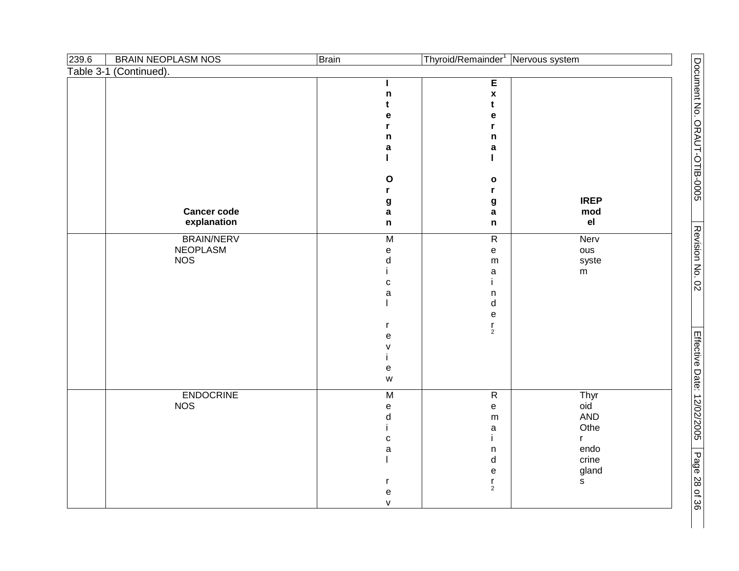| 239.6 | BRAIN NEOPLASM NOS | Brain | Thyroid/Remainder[1] | Nervous system |
|---|---|---|---|---|

Table 3-1 (Continued).

| | Cancer code explanation | Internal Organ | External organ | IREP model |
|---|---|---|---|---|
| | BRAIN/NERV NEOPLASM NOS | Medical review | Remainder[2] | Nervous system |
| | ENDOCRINE NOS | Medical rev | Remainder[2] | Thyroid AND Other endocrine glands |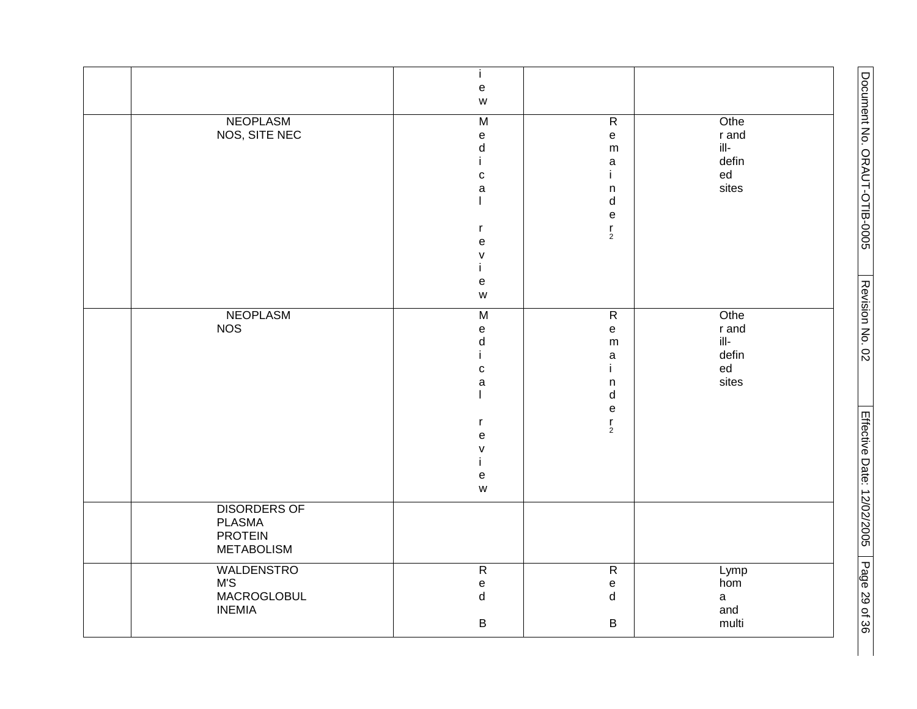| | | | | |
|---|---|---|---|---|
| | | iew | | |
| | NEOPLASM NOS, SITE NEC | Medical review | Remainder[2] | Other and ill-defined sites |
| | NEOPLASM NOS | Medical review | Remainder[2] | Other and ill-defined sites |
| | DISORDERS OF PLASMA PROTEIN METABOLISM | | | |
| | WALDENSTROM'S MACROGLOBULINEMIA | Red B | Red B | Lymphoma and multi |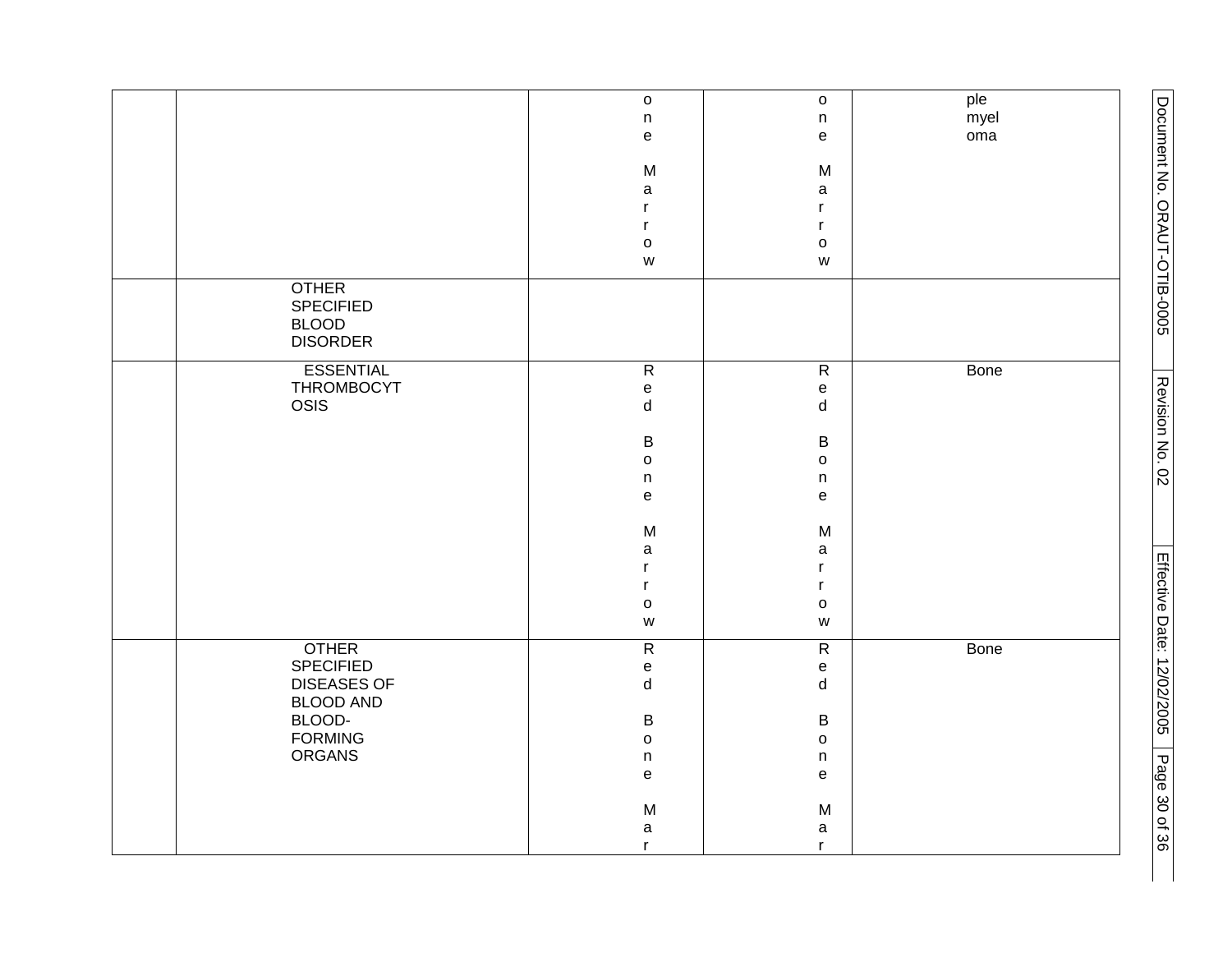|  |  | one Marrow | one Marrow | ple myeloma |
|---|---|---|---|---|
|  | OTHER SPECIFIED BLOOD DISORDER |  |  |  |
|  | ESSENTIAL THROMBOCYTOSIS | Red Bone Marrow | Red Bone Marrow | Bone |
|  | OTHER SPECIFIED DISEASES OF BLOOD AND BLOOD-FORMING ORGANS | Red Bone Mar | Red Bone Mar | Bone |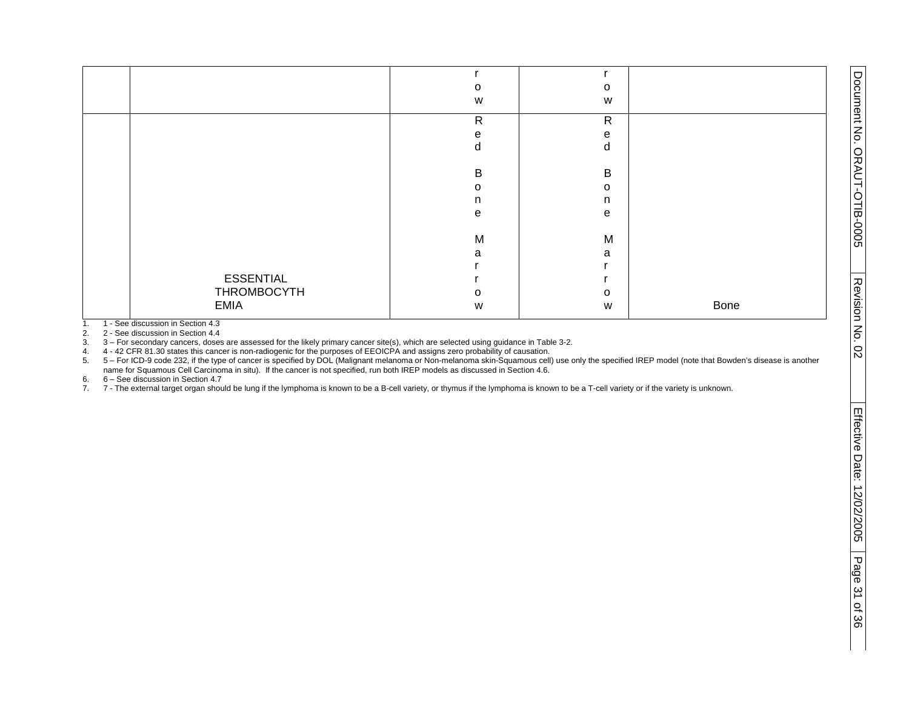| | | | | |
|---|---|---|---|---|
| | | row | row | |
| | ESSENTIAL THROMBOCYTHEMIA | Red Bone Marrow | Red Bone Marrow | Bone |

1. 1 - See discussion in Section 4.3
2. 2 - See discussion in Section 4.4
3. 3 – For secondary cancers, doses are assessed for the likely primary cancer site(s), which are selected using guidance in Table 3-2.
4. 4 - 42 CFR 81.30 states this cancer is non-radiogenic for the purposes of EEOICPA and assigns zero probability of causation.
5. 5 – For ICD-9 code 232, if the type of cancer is specified by DOL (Malignant melanoma or Non-melanoma skin-Squamous cell) use only the specified IREP model (note that Bowden's disease is another name for Squamous Cell Carcinoma in situ). If the cancer is not specified, run both IREP models as discussed in Section 4.6.
6. 6 – See discussion in Section 4.7
7. 7 - The external target organ should be lung if the lymphoma is known to be a B-cell variety, or thymus if the lymphoma is known to be a T-cell variety or if the variety is unknown.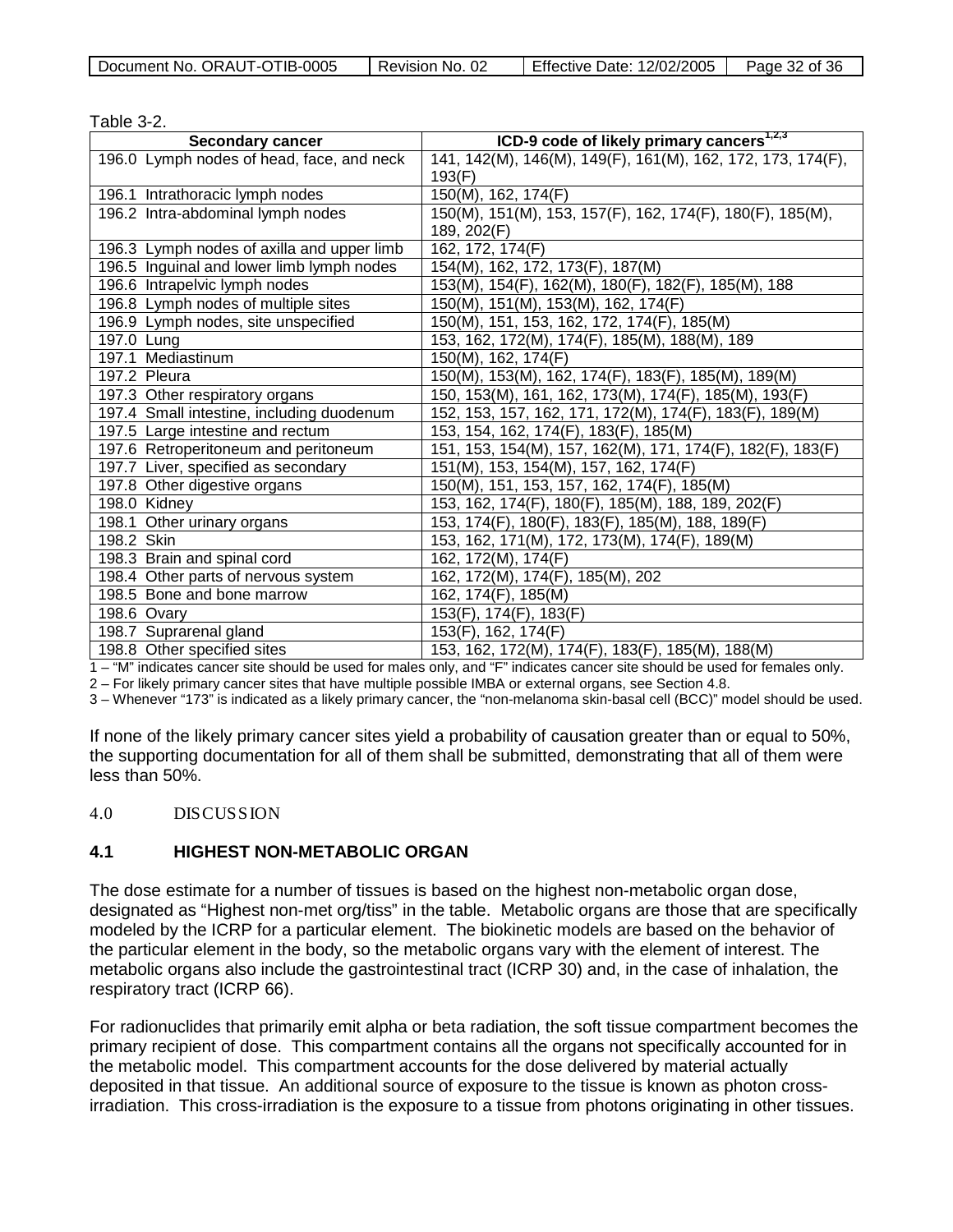Table 3-2.

| Secondary cancer | ICD-9 code of likely primary cancers[1,2,3] |
|---|---|
| 196.0 Lymph nodes of head, face, and neck | 141, 142(M), 146(M), 149(F), 161(M), 162, 172, 173, 174(F), 193(F) |
| 196.1 Intrathoracic lymph nodes | 150(M), 162, 174(F) |
| 196.2 Intra-abdominal lymph nodes | 150(M), 151(M), 153, 157(F), 162, 174(F), 180(F), 185(M), 189, 202(F) |
| 196.3 Lymph nodes of axilla and upper limb | 162, 172, 174(F) |
| 196.5 Inguinal and lower limb lymph nodes | 154(M), 162, 172, 173(F), 187(M) |
| 196.6 Intrapelvic lymph nodes | 153(M), 154(F), 162(M), 180(F), 182(F), 185(M), 188 |
| 196.8 Lymph nodes of multiple sites | 150(M), 151(M), 153(M), 162, 174(F) |
| 196.9 Lymph nodes, site unspecified | 150(M), 151, 153, 162, 172, 174(F), 185(M) |
| 197.0 Lung | 153, 162, 172(M), 174(F), 185(M), 188(M), 189 |
| 197.1 Mediastinum | 150(M), 162, 174(F) |
| 197.2 Pleura | 150(M), 153(M), 162, 174(F), 183(F), 185(M), 189(M) |
| 197.3 Other respiratory organs | 150, 153(M), 161, 162, 173(M), 174(F), 185(M), 193(F) |
| 197.4 Small intestine, including duodenum | 152, 153, 157, 162, 171, 172(M), 174(F), 183(F), 189(M) |
| 197.5 Large intestine and rectum | 153, 154, 162, 174(F), 183(F), 185(M) |
| 197.6 Retroperitoneum and peritoneum | 151, 153, 154(M), 157, 162(M), 171, 174(F), 182(F), 183(F) |
| 197.7 Liver, specified as secondary | 151(M), 153, 154(M), 157, 162, 174(F) |
| 197.8 Other digestive organs | 150(M), 151, 153, 157, 162, 174(F), 185(M) |
| 198.0 Kidney | 153, 162, 174(F), 180(F), 185(M), 188, 189, 202(F) |
| 198.1 Other urinary organs | 153, 174(F), 180(F), 183(F), 185(M), 188, 189(F) |
| 198.2 Skin | 153, 162, 171(M), 172, 173(M), 174(F), 189(M) |
| 198.3 Brain and spinal cord | 162, 172(M), 174(F) |
| 198.4 Other parts of nervous system | 162, 172(M), 174(F), 185(M), 202 |
| 198.5 Bone and bone marrow | 162, 174(F), 185(M) |
| 198.6 Ovary | 153(F), 174(F), 183(F) |
| 198.7 Suprarenal gland | 153(F), 162, 174(F) |
| 198.8 Other specified sites | 153, 162, 172(M), 174(F), 183(F), 185(M), 188(M) |

1 – "M" indicates cancer site should be used for males only, and "F" indicates cancer site should be used for females only.

2 – For likely primary cancer sites that have multiple possible IMBA or external organs, see Section 4.8.

3 – Whenever "173" is indicated as a likely primary cancer, the "non-melanoma skin-basal cell (BCC)" model should be used.

If none of the likely primary cancer sites yield a probability of causation greater than or equal to 50%, the supporting documentation for all of them shall be submitted, demonstrating that all of them were less than 50%.

## 4.0 DISCUSSION

### 4.1 HIGHEST NON-METABOLIC ORGAN

The dose estimate for a number of tissues is based on the highest non-metabolic organ dose, designated as "Highest non-met org/tiss" in the table. Metabolic organs are those that are specifically modeled by the ICRP for a particular element. The biokinetic models are based on the behavior of the particular element in the body, so the metabolic organs vary with the element of interest. The metabolic organs also include the gastrointestinal tract (ICRP 30) and, in the case of inhalation, the respiratory tract (ICRP 66).

For radionuclides that primarily emit alpha or beta radiation, the soft tissue compartment becomes the primary recipient of dose. This compartment contains all the organs not specifically accounted for in the metabolic model. This compartment accounts for the dose delivered by material actually deposited in that tissue. An additional source of exposure to the tissue is known as photon cross-irradiation. This cross-irradiation is the exposure to a tissue from photons originating in other tissues.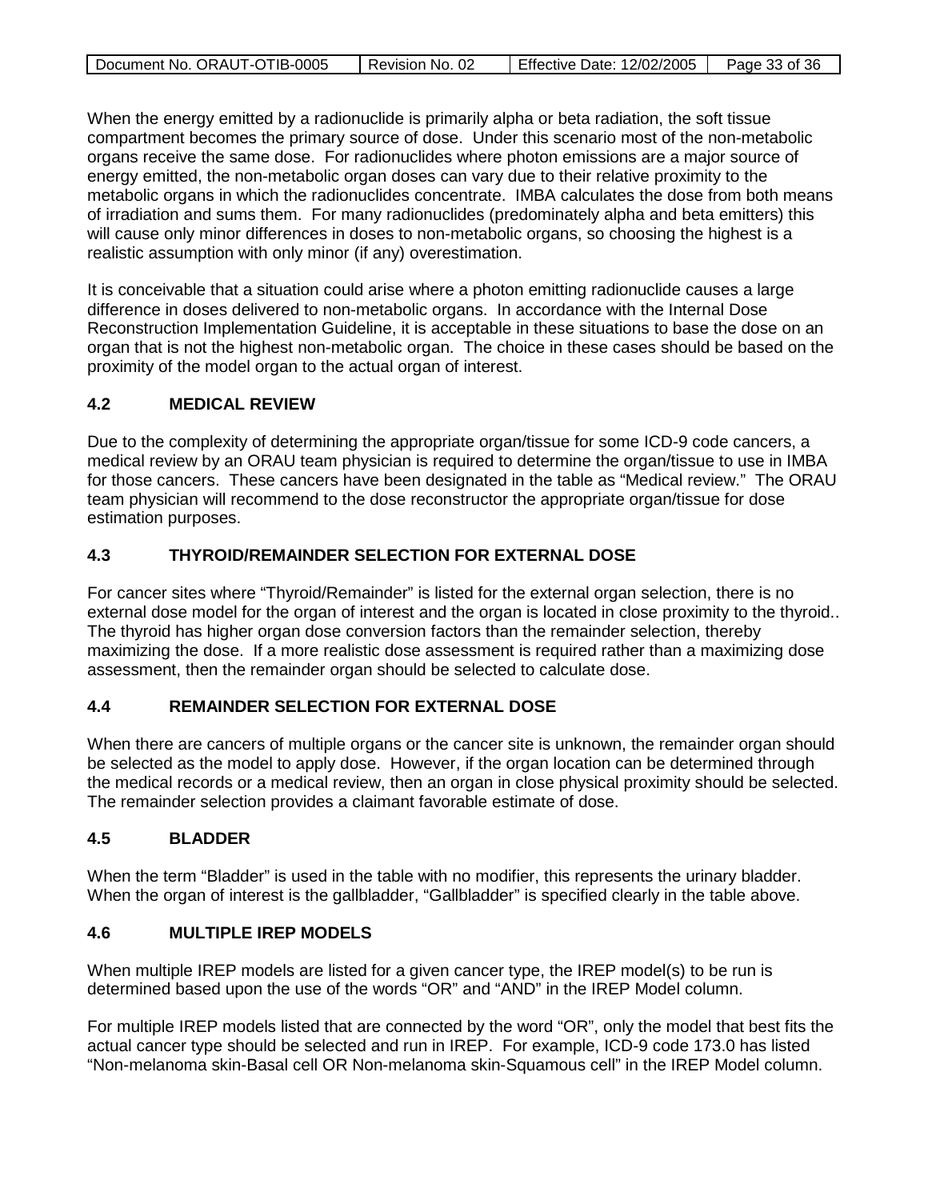When the energy emitted by a radionuclide is primarily alpha or beta radiation, the soft tissue compartment becomes the primary source of dose. Under this scenario most of the non-metabolic organs receive the same dose. For radionuclides where photon emissions are a major source of energy emitted, the non-metabolic organ doses can vary due to their relative proximity to the metabolic organs in which the radionuclides concentrate. IMBA calculates the dose from both means of irradiation and sums them. For many radionuclides (predominately alpha and beta emitters) this will cause only minor differences in doses to non-metabolic organs, so choosing the highest is a realistic assumption with only minor (if any) overestimation.

It is conceivable that a situation could arise where a photon emitting radionuclide causes a large difference in doses delivered to non-metabolic organs. In accordance with the Internal Dose Reconstruction Implementation Guideline, it is acceptable in these situations to base the dose on an organ that is not the highest non-metabolic organ. The choice in these cases should be based on the proximity of the model organ to the actual organ of interest.

## 4.2 MEDICAL REVIEW

Due to the complexity of determining the appropriate organ/tissue for some ICD-9 code cancers, a medical review by an ORAU team physician is required to determine the organ/tissue to use in IMBA for those cancers. These cancers have been designated in the table as “Medical review.” The ORAU team physician will recommend to the dose reconstructor the appropriate organ/tissue for dose estimation purposes.

## 4.3 THYROID/REMAINDER SELECTION FOR EXTERNAL DOSE

For cancer sites where “Thyroid/Remainder” is listed for the external organ selection, there is no external dose model for the organ of interest and the organ is located in close proximity to the thyroid.. The thyroid has higher organ dose conversion factors than the remainder selection, thereby maximizing the dose. If a more realistic dose assessment is required rather than a maximizing dose assessment, then the remainder organ should be selected to calculate dose.

## 4.4 REMAINDER SELECTION FOR EXTERNAL DOSE

When there are cancers of multiple organs or the cancer site is unknown, the remainder organ should be selected as the model to apply dose. However, if the organ location can be determined through the medical records or a medical review, then an organ in close physical proximity should be selected. The remainder selection provides a claimant favorable estimate of dose.

## 4.5 BLADDER

When the term “Bladder” is used in the table with no modifier, this represents the urinary bladder. When the organ of interest is the gallbladder, “Gallbladder” is specified clearly in the table above.

## 4.6 MULTIPLE IREP MODELS

When multiple IREP models are listed for a given cancer type, the IREP model(s) to be run is determined based upon the use of the words “OR” and “AND” in the IREP Model column.

For multiple IREP models listed that are connected by the word “OR”, only the model that best fits the actual cancer type should be selected and run in IREP. For example, ICD-9 code 173.0 has listed “Non-melanoma skin-Basal cell OR Non-melanoma skin-Squamous cell” in the IREP Model column.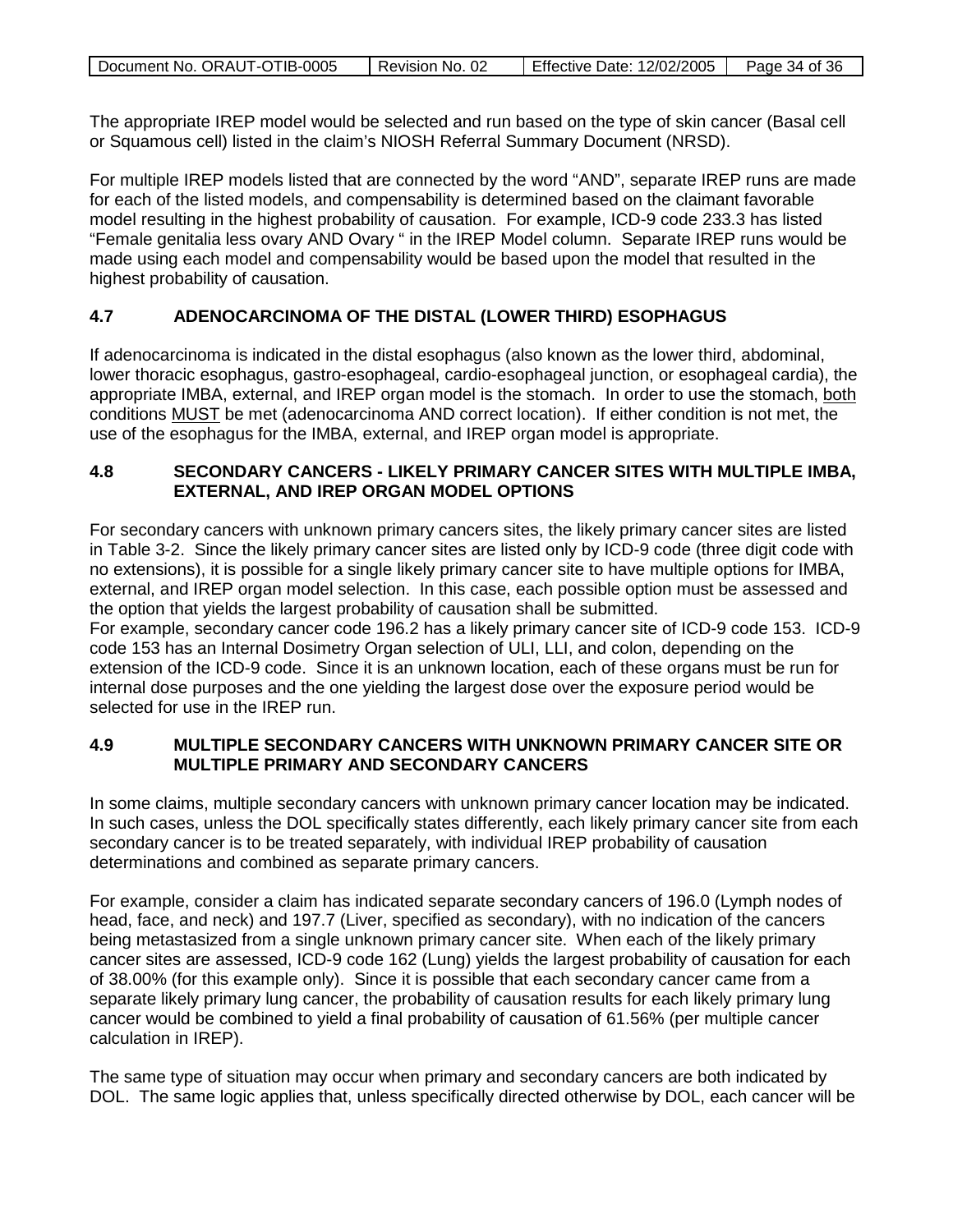The appropriate IREP model would be selected and run based on the type of skin cancer (Basal cell or Squamous cell) listed in the claim's NIOSH Referral Summary Document (NRSD).

For multiple IREP models listed that are connected by the word "AND", separate IREP runs are made for each of the listed models, and compensability is determined based on the claimant favorable model resulting in the highest probability of causation. For example, ICD-9 code 233.3 has listed "Female genitalia less ovary AND Ovary " in the IREP Model column. Separate IREP runs would be made using each model and compensability would be based upon the model that resulted in the highest probability of causation.

## 4.7 ADENOCARCINOMA OF THE DISTAL (LOWER THIRD) ESOPHAGUS

If adenocarcinoma is indicated in the distal esophagus (also known as the lower third, abdominal, lower thoracic esophagus, gastro-esophageal, cardio-esophageal junction, or esophageal cardia), the appropriate IMBA, external, and IREP organ model is the stomach. In order to use the stomach, both conditions MUST be met (adenocarcinoma AND correct location). If either condition is not met, the use of the esophagus for the IMBA, external, and IREP organ model is appropriate.

## 4.8 SECONDARY CANCERS - LIKELY PRIMARY CANCER SITES WITH MULTIPLE IMBA, EXTERNAL, AND IREP ORGAN MODEL OPTIONS

For secondary cancers with unknown primary cancers sites, the likely primary cancer sites are listed in Table 3-2. Since the likely primary cancer sites are listed only by ICD-9 code (three digit code with no extensions), it is possible for a single likely primary cancer site to have multiple options for IMBA, external, and IREP organ model selection. In this case, each possible option must be assessed and the option that yields the largest probability of causation shall be submitted.
For example, secondary cancer code 196.2 has a likely primary cancer site of ICD-9 code 153. ICD-9 code 153 has an Internal Dosimetry Organ selection of ULI, LLI, and colon, depending on the extension of the ICD-9 code. Since it is an unknown location, each of these organs must be run for internal dose purposes and the one yielding the largest dose over the exposure period would be selected for use in the IREP run.

## 4.9 MULTIPLE SECONDARY CANCERS WITH UNKNOWN PRIMARY CANCER SITE OR MULTIPLE PRIMARY AND SECONDARY CANCERS

In some claims, multiple secondary cancers with unknown primary cancer location may be indicated. In such cases, unless the DOL specifically states differently, each likely primary cancer site from each secondary cancer is to be treated separately, with individual IREP probability of causation determinations and combined as separate primary cancers.

For example, consider a claim has indicated separate secondary cancers of 196.0 (Lymph nodes of head, face, and neck) and 197.7 (Liver, specified as secondary), with no indication of the cancers being metastasized from a single unknown primary cancer site. When each of the likely primary cancer sites are assessed, ICD-9 code 162 (Lung) yields the largest probability of causation for each of 38.00% (for this example only). Since it is possible that each secondary cancer came from a separate likely primary lung cancer, the probability of causation results for each likely primary lung cancer would be combined to yield a final probability of causation of 61.56% (per multiple cancer calculation in IREP).

The same type of situation may occur when primary and secondary cancers are both indicated by DOL. The same logic applies that, unless specifically directed otherwise by DOL, each cancer will be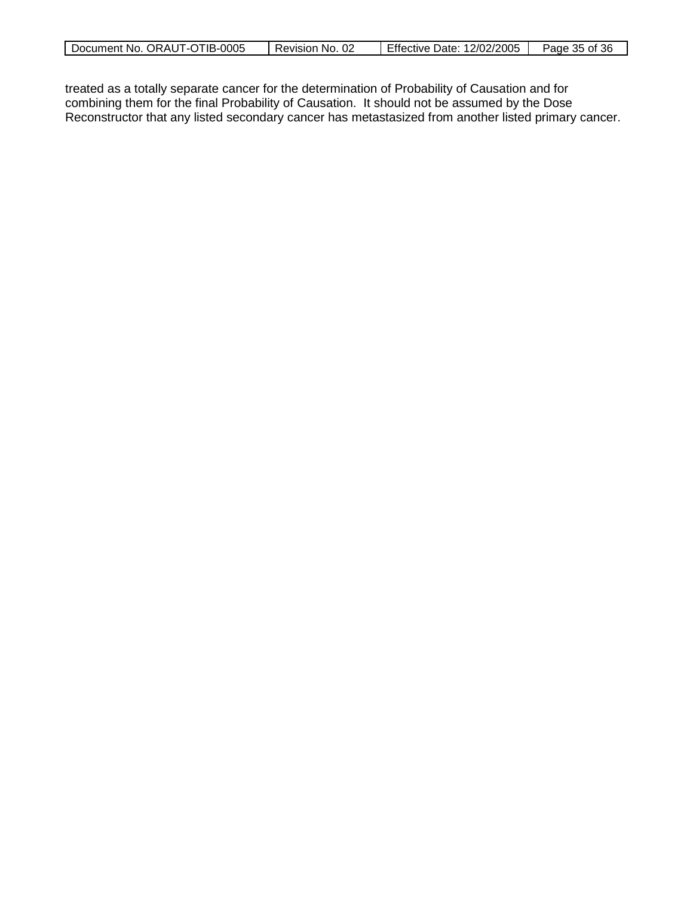treated as a totally separate cancer for the determination of Probability of Causation and for combining them for the final Probability of Causation. It should not be assumed by the Dose Reconstructor that any listed secondary cancer has metastasized from another listed primary cancer.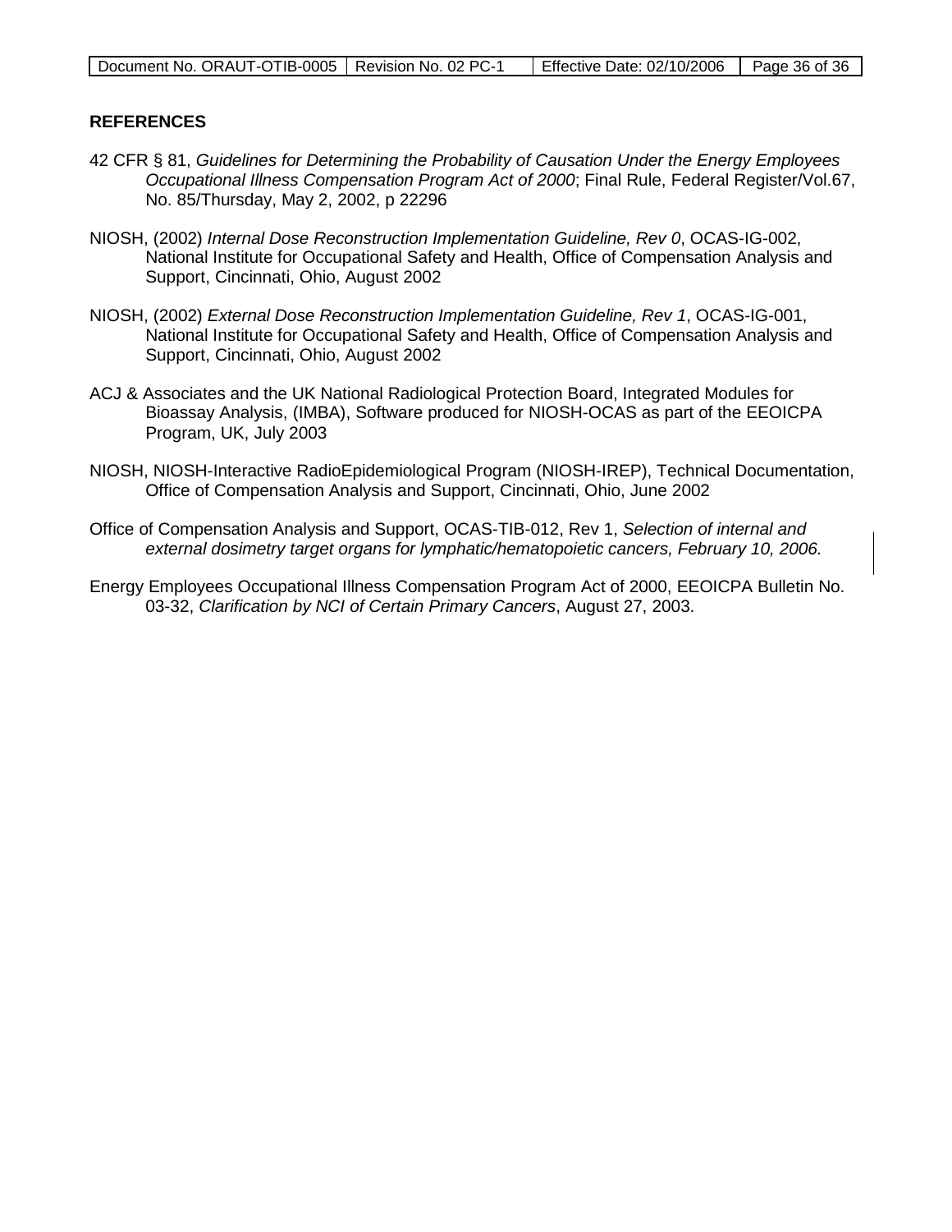## REFERENCES

42 CFR § 81, *Guidelines for Determining the Probability of Causation Under the Energy Employees Occupational Illness Compensation Program Act of 2000*; Final Rule, Federal Register/Vol.67, No. 85/Thursday, May 2, 2002, p 22296

NIOSH, (2002) *Internal Dose Reconstruction Implementation Guideline, Rev 0*, OCAS-IG-002, National Institute for Occupational Safety and Health, Office of Compensation Analysis and Support, Cincinnati, Ohio, August 2002

NIOSH, (2002) *External Dose Reconstruction Implementation Guideline, Rev 1*, OCAS-IG-001, National Institute for Occupational Safety and Health, Office of Compensation Analysis and Support, Cincinnati, Ohio, August 2002

ACJ & Associates and the UK National Radiological Protection Board, Integrated Modules for Bioassay Analysis, (IMBA), Software produced for NIOSH-OCAS as part of the EEOICPA Program, UK, July 2003

NIOSH, NIOSH-Interactive RadioEpidemiological Program (NIOSH-IREP), Technical Documentation, Office of Compensation Analysis and Support, Cincinnati, Ohio, June 2002

Office of Compensation Analysis and Support, OCAS-TIB-012, Rev 1, *Selection of internal and external dosimetry target organs for lymphatic/hematopoietic cancers, February 10, 2006.*

Energy Employees Occupational Illness Compensation Program Act of 2000, EEOICPA Bulletin No. 03-32, *Clarification by NCI of Certain Primary Cancers*, August 27, 2003.